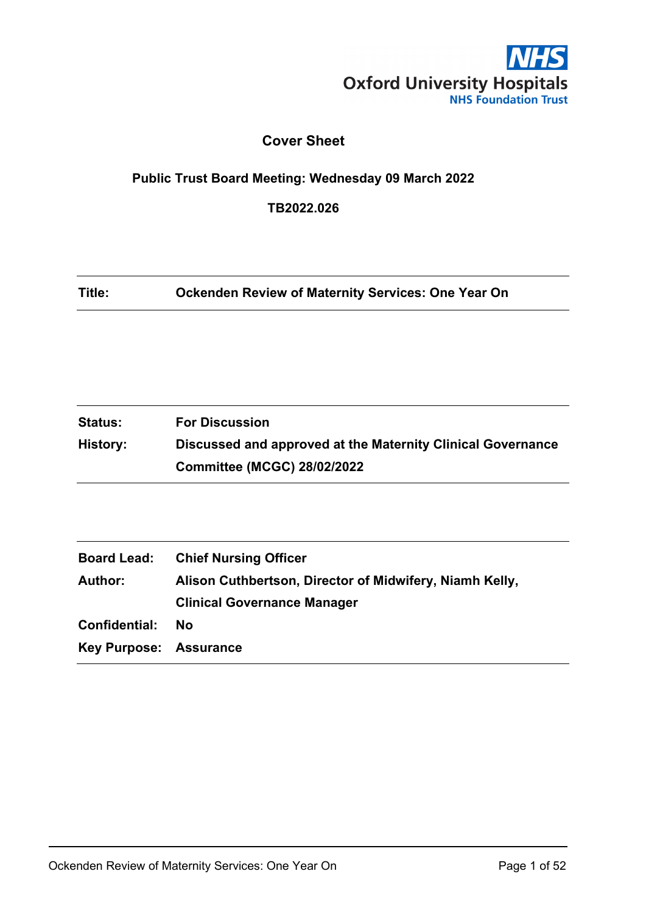NHS
Oxford University Hospitals
NHS Foundation Trust

# Cover Sheet

**Public Trust Board Meeting: Wednesday 09 March 2022**

**TB2022.026**

| | |
|---|---|
| **Title:** | **Ockenden Review of Maternity Services: One Year On** |

| | |
|---|---|
| **Status:** | **For Discussion** |
| **History:** | **Discussed and approved at the Maternity Clinical Governance Committee (MCGC) 28/02/2022** |

| | |
|---|---|
| **Board Lead:** | **Chief Nursing Officer** |
| **Author:** | **Alison Cuthbertson, Director of Midwifery, Niamh Kelly, Clinical Governance Manager** |
| **Confidential:** | **No** |
| **Key Purpose:** | **Assurance** |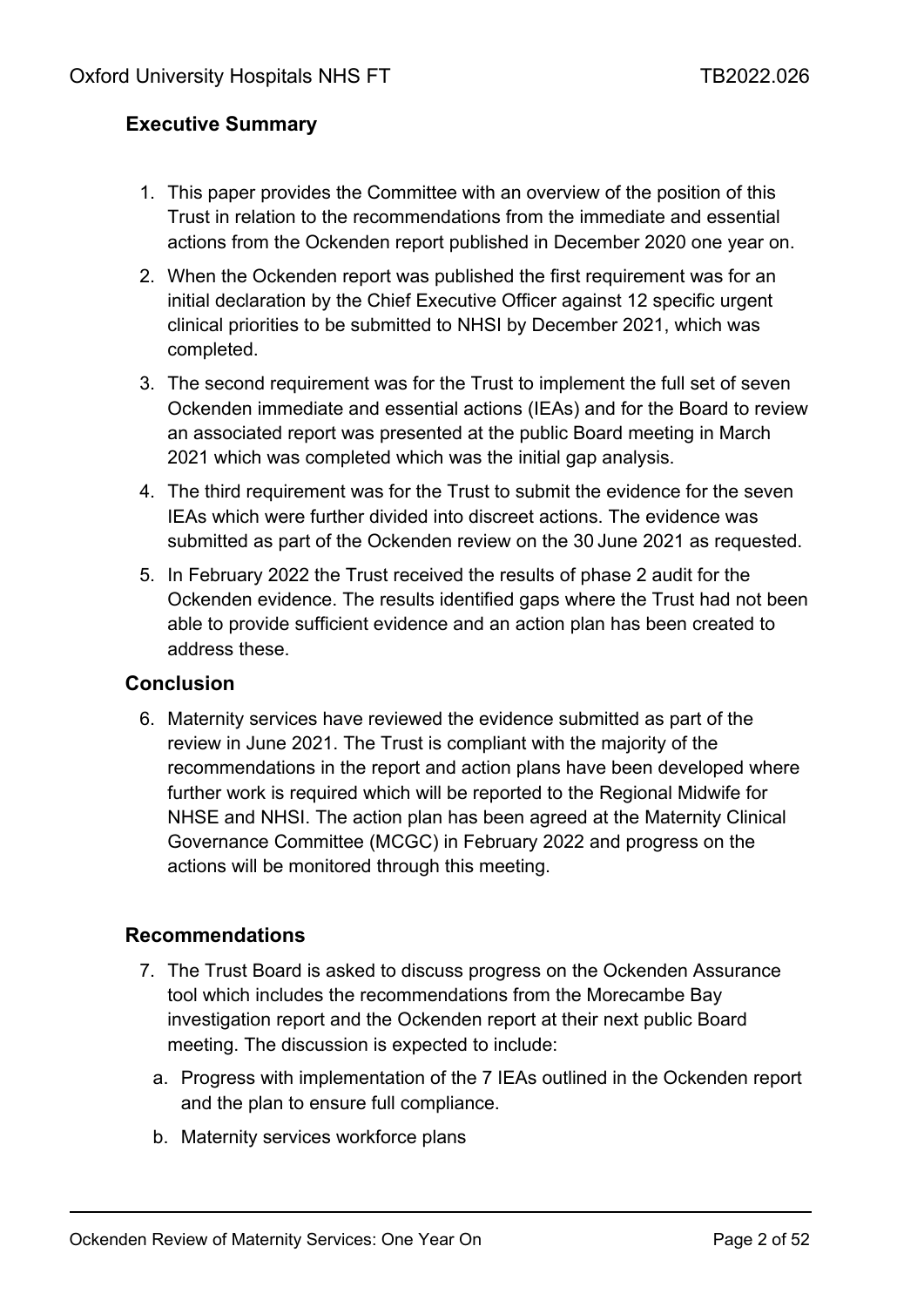## Executive Summary

1. This paper provides the Committee with an overview of the position of this Trust in relation to the recommendations from the immediate and essential actions from the Ockenden report published in December 2020 one year on.
2. When the Ockenden report was published the first requirement was for an initial declaration by the Chief Executive Officer against 12 specific urgent clinical priorities to be submitted to NHSI by December 2021, which was completed.
3. The second requirement was for the Trust to implement the full set of seven Ockenden immediate and essential actions (IEAs) and for the Board to review an associated report was presented at the public Board meeting in March 2021 which was completed which was the initial gap analysis.
4. The third requirement was for the Trust to submit the evidence for the seven IEAs which were further divided into discreet actions. The evidence was submitted as part of the Ockenden review on the 30 June 2021 as requested.
5. In February 2022 the Trust received the results of phase 2 audit for the Ockenden evidence. The results identified gaps where the Trust had not been able to provide sufficient evidence and an action plan has been created to address these.

## Conclusion

6. Maternity services have reviewed the evidence submitted as part of the review in June 2021. The Trust is compliant with the majority of the recommendations in the report and action plans have been developed where further work is required which will be reported to the Regional Midwife for NHSE and NHSI. The action plan has been agreed at the Maternity Clinical Governance Committee (MCGC) in February 2022 and progress on the actions will be monitored through this meeting.

## Recommendations

7. The Trust Board is asked to discuss progress on the Ockenden Assurance tool which includes the recommendations from the Morecambe Bay investigation report and the Ockenden report at their next public Board meeting. The discussion is expected to include:
   a. Progress with implementation of the 7 IEAs outlined in the Ockenden report and the plan to ensure full compliance.
   b. Maternity services workforce plans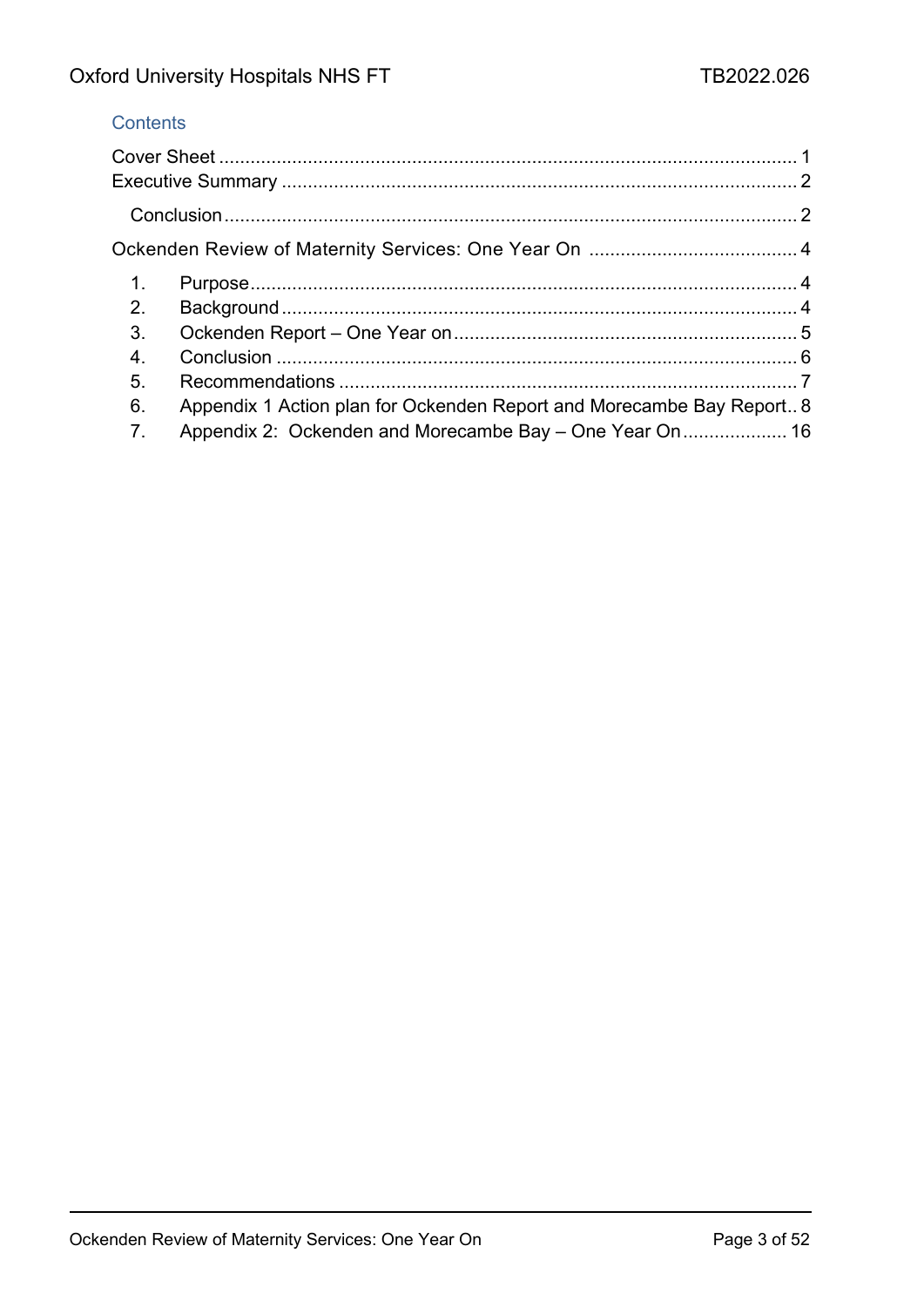## Contents

Cover Sheet .................................................................................................. 1
Executive Summary ..................................................................................... 2
Conclusion .................................................................................................. 2
Ockenden Review of Maternity Services: One Year On ................................. 4

1. Purpose ................................................................................................ 4
2. Background .......................................................................................... 4
3. Ockenden Report – One Year on .......................................................... 5
4. Conclusion ............................................................................................ 6
5. Recommendations ................................................................................ 7
6. Appendix 1 Action plan for Ockenden Report and Morecambe Bay Report .. 8
7. Appendix 2: Ockenden and Morecambe Bay – One Year On .................... 16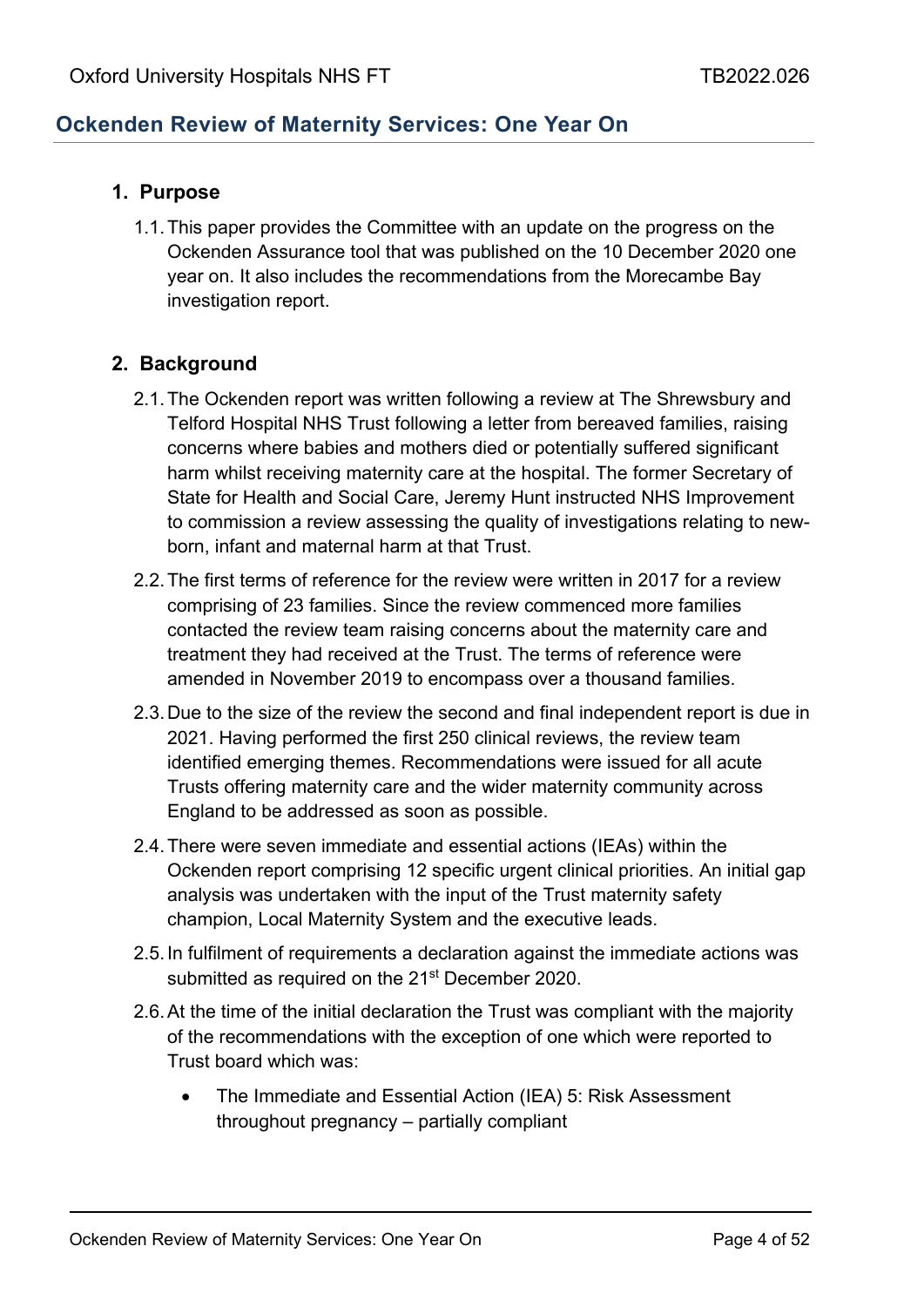## Ockenden Review of Maternity Services: One Year On

### 1. Purpose

1.1. This paper provides the Committee with an update on the progress on the Ockenden Assurance tool that was published on the 10 December 2020 one year on. It also includes the recommendations from the Morecambe Bay investigation report.

### 2. Background

2.1. The Ockenden report was written following a review at The Shrewsbury and Telford Hospital NHS Trust following a letter from bereaved families, raising concerns where babies and mothers died or potentially suffered significant harm whilst receiving maternity care at the hospital. The former Secretary of State for Health and Social Care, Jeremy Hunt instructed NHS Improvement to commission a review assessing the quality of investigations relating to new-born, infant and maternal harm at that Trust.

2.2. The first terms of reference for the review were written in 2017 for a review comprising of 23 families. Since the review commenced more families contacted the review team raising concerns about the maternity care and treatment they had received at the Trust. The terms of reference were amended in November 2019 to encompass over a thousand families.

2.3. Due to the size of the review the second and final independent report is due in 2021. Having performed the first 250 clinical reviews, the review team identified emerging themes. Recommendations were issued for all acute Trusts offering maternity care and the wider maternity community across England to be addressed as soon as possible.

2.4. There were seven immediate and essential actions (IEAs) within the Ockenden report comprising 12 specific urgent clinical priorities. An initial gap analysis was undertaken with the input of the Trust maternity safety champion, Local Maternity System and the executive leads.

2.5. In fulfilment of requirements a declaration against the immediate actions was submitted as required on the 21st December 2020.

2.6. At the time of the initial declaration the Trust was compliant with the majority of the recommendations with the exception of one which were reported to Trust board which was:

- The Immediate and Essential Action (IEA) 5: Risk Assessment throughout pregnancy – partially compliant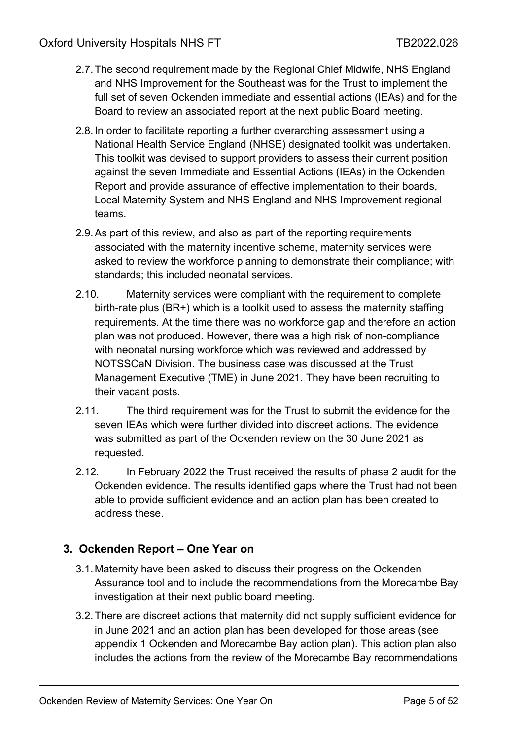2.7. The second requirement made by the Regional Chief Midwife, NHS England and NHS Improvement for the Southeast was for the Trust to implement the full set of seven Ockenden immediate and essential actions (IEAs) and for the Board to review an associated report at the next public Board meeting.

2.8. In order to facilitate reporting a further overarching assessment using a National Health Service England (NHSE) designated toolkit was undertaken. This toolkit was devised to support providers to assess their current position against the seven Immediate and Essential Actions (IEAs) in the Ockenden Report and provide assurance of effective implementation to their boards, Local Maternity System and NHS England and NHS Improvement regional teams.

2.9. As part of this review, and also as part of the reporting requirements associated with the maternity incentive scheme, maternity services were asked to review the workforce planning to demonstrate their compliance; with standards; this included neonatal services.

2.10. Maternity services were compliant with the requirement to complete birth-rate plus (BR+) which is a toolkit used to assess the maternity staffing requirements. At the time there was no workforce gap and therefore an action plan was not produced. However, there was a high risk of non-compliance with neonatal nursing workforce which was reviewed and addressed by NOTSSCaN Division. The business case was discussed at the Trust Management Executive (TME) in June 2021. They have been recruiting to their vacant posts.

2.11. The third requirement was for the Trust to submit the evidence for the seven IEAs which were further divided into discreet actions. The evidence was submitted as part of the Ockenden review on the 30 June 2021 as requested.

2.12. In February 2022 the Trust received the results of phase 2 audit for the Ockenden evidence. The results identified gaps where the Trust had not been able to provide sufficient evidence and an action plan has been created to address these.

## 3. Ockenden Report – One Year on

3.1. Maternity have been asked to discuss their progress on the Ockenden Assurance tool and to include the recommendations from the Morecambe Bay investigation at their next public board meeting.

3.2. There are discreet actions that maternity did not supply sufficient evidence for in June 2021 and an action plan has been developed for those areas (see appendix 1 Ockenden and Morecambe Bay action plan). This action plan also includes the actions from the review of the Morecambe Bay recommendations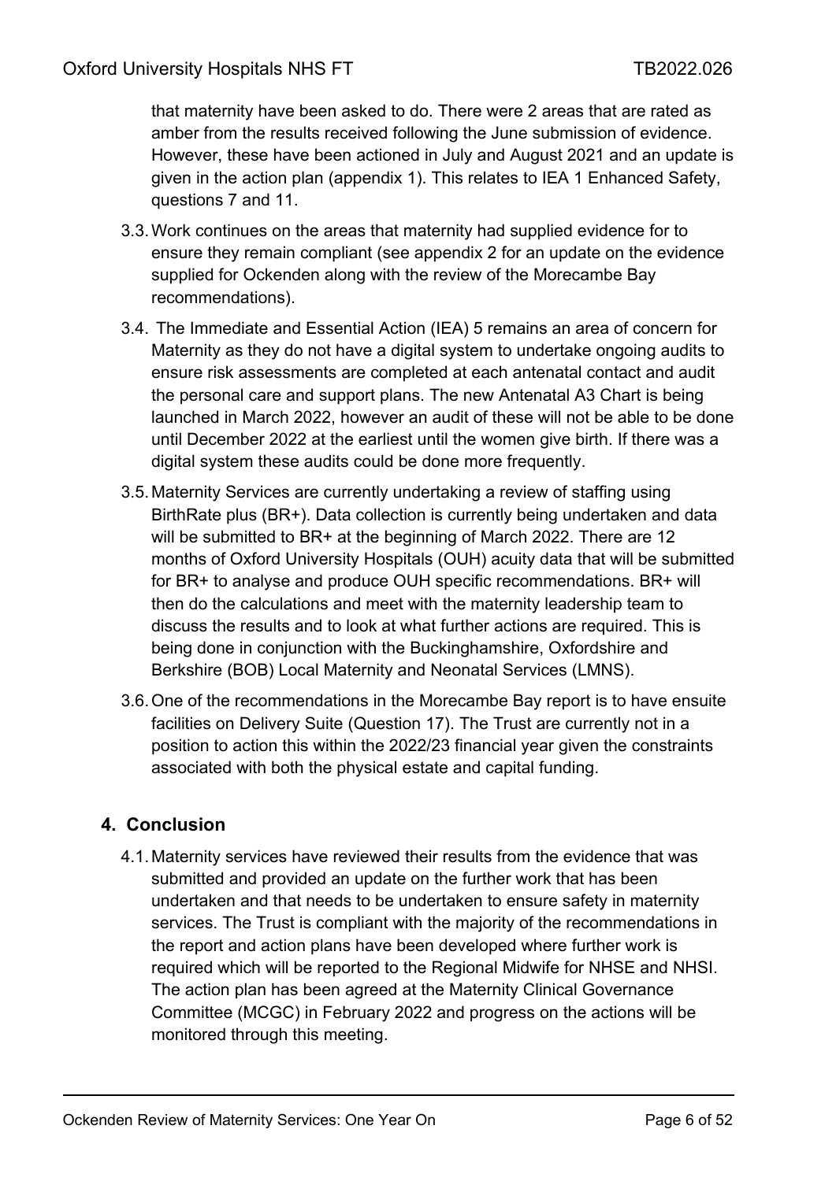that maternity have been asked to do. There were 2 areas that are rated as amber from the results received following the June submission of evidence. However, these have been actioned in July and August 2021 and an update is given in the action plan (appendix 1). This relates to IEA 1 Enhanced Safety, questions 7 and 11.

3.3. Work continues on the areas that maternity had supplied evidence for to ensure they remain compliant (see appendix 2 for an update on the evidence supplied for Ockenden along with the review of the Morecambe Bay recommendations).

3.4. The Immediate and Essential Action (IEA) 5 remains an area of concern for Maternity as they do not have a digital system to undertake ongoing audits to ensure risk assessments are completed at each antenatal contact and audit the personal care and support plans. The new Antenatal A3 Chart is being launched in March 2022, however an audit of these will not be able to be done until December 2022 at the earliest until the women give birth. If there was a digital system these audits could be done more frequently.

3.5. Maternity Services are currently undertaking a review of staffing using BirthRate plus (BR+). Data collection is currently being undertaken and data will be submitted to BR+ at the beginning of March 2022. There are 12 months of Oxford University Hospitals (OUH) acuity data that will be submitted for BR+ to analyse and produce OUH specific recommendations. BR+ will then do the calculations and meet with the maternity leadership team to discuss the results and to look at what further actions are required. This is being done in conjunction with the Buckinghamshire, Oxfordshire and Berkshire (BOB) Local Maternity and Neonatal Services (LMNS).

3.6. One of the recommendations in the Morecambe Bay report is to have ensuite facilities on Delivery Suite (Question 17). The Trust are currently not in a position to action this within the 2022/23 financial year given the constraints associated with both the physical estate and capital funding.

## 4. Conclusion

4.1. Maternity services have reviewed their results from the evidence that was submitted and provided an update on the further work that has been undertaken and that needs to be undertaken to ensure safety in maternity services. The Trust is compliant with the majority of the recommendations in the report and action plans have been developed where further work is required which will be reported to the Regional Midwife for NHSE and NHSI. The action plan has been agreed at the Maternity Clinical Governance Committee (MCGC) in February 2022 and progress on the actions will be monitored through this meeting.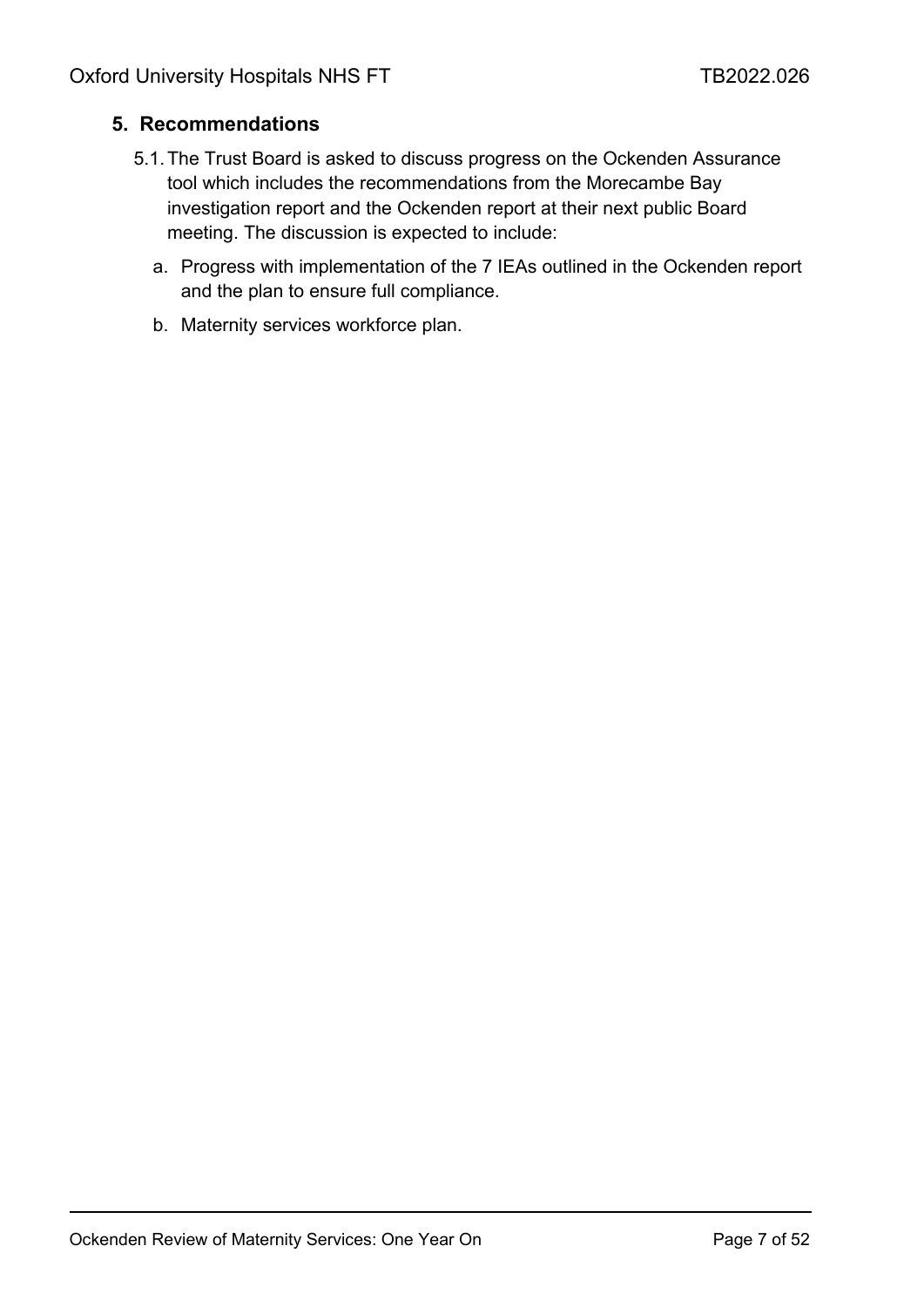## 5. Recommendations

5.1. The Trust Board is asked to discuss progress on the Ockenden Assurance tool which includes the recommendations from the Morecambe Bay investigation report and the Ockenden report at their next public Board meeting. The discussion is expected to include:

a. Progress with implementation of the 7 IEAs outlined in the Ockenden report and the plan to ensure full compliance.

b. Maternity services workforce plan.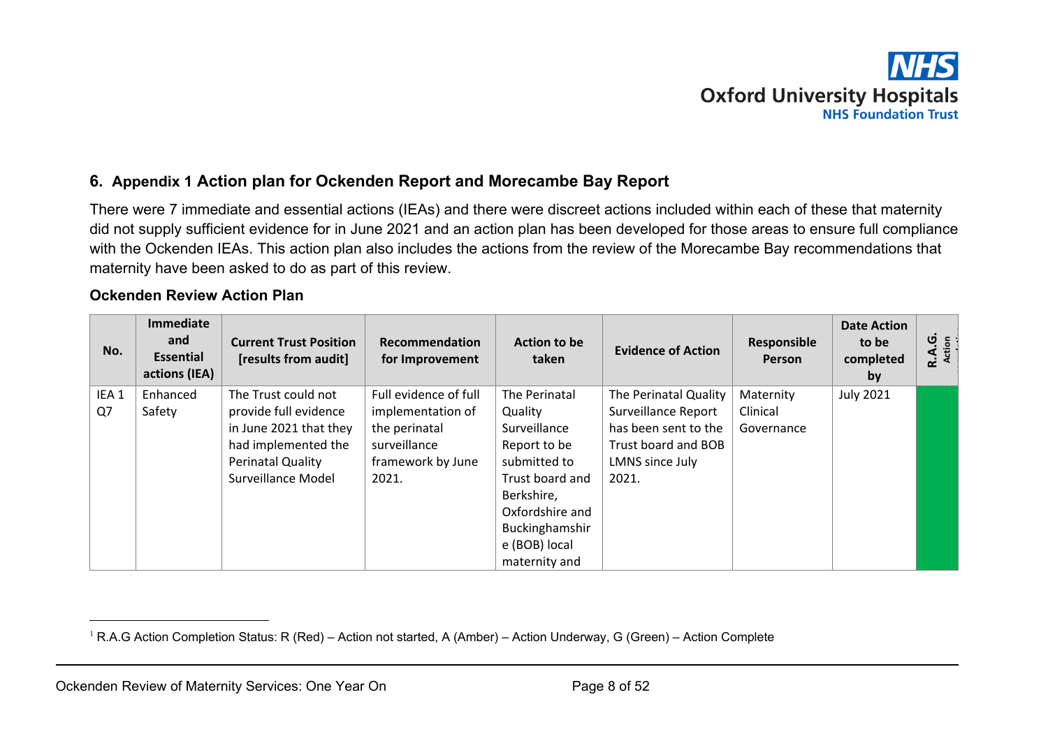## 6. Appendix 1 Action plan for Ockenden Report and Morecambe Bay Report

There were 7 immediate and essential actions (IEAs) and there were discreet actions included within each of these that maternity did not supply sufficient evidence for in June 2021 and an action plan has been developed for those areas to ensure full compliance with the Ockenden IEAs. This action plan also includes the actions from the review of the Morecambe Bay recommendations that maternity have been asked to do as part of this review.

### Ockenden Review Action Plan

| No. | Immediate and Essential actions (IEA) | Current Trust Position [results from audit] | Recommendation for Improvement | Action to be taken | Evidence of Action | Responsible Person | Date Action to be completed by | R.A.G. Action[1] |
|---|---|---|---|---|---|---|---|---|
| IEA 1 Q7 | Enhanced Safety | The Trust could not provide full evidence in June 2021 that they had implemented the Perinatal Quality Surveillance Model | Full evidence of full implementation of the perinatal surveillance framework by June 2021. | The Perinatal Quality Surveillance Report to be submitted to Trust board and Berkshire, Oxfordshire and Buckinghamshire (BOB) local maternity and | The Perinatal Quality Surveillance Report has been sent to the Trust board and BOB LMNS since July 2021. | Maternity Clinical Governance | July 2021 | G |

[1] R.A.G Action Completion Status: R (Red) – Action not started, A (Amber) – Action Underway, G (Green) – Action Complete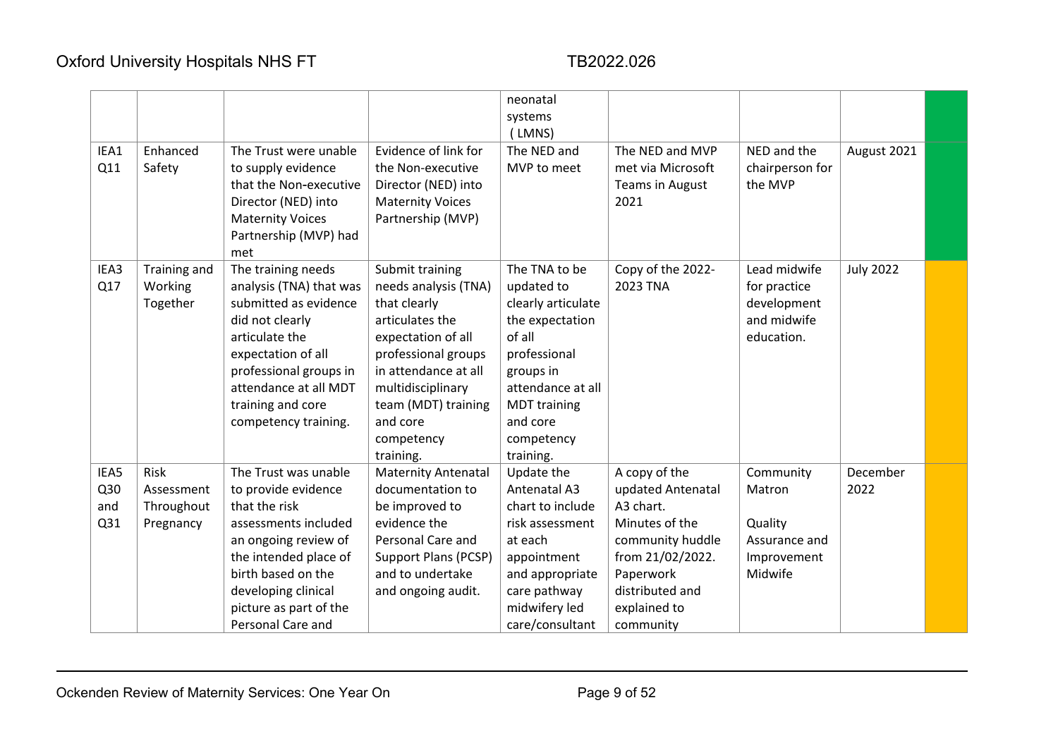| | | | | neonatal systems (LMNS) | | | | |
|---|---|---|---|---|---|---|---|---|
| IEA1 Q11 | Enhanced Safety | The Trust were unable to supply evidence that the Non-executive Director (NED) into Maternity Voices Partnership (MVP) had met | Evidence of link for the Non-executive Director (NED) into Maternity Voices Partnership (MVP) | The NED and MVP to meet | The NED and MVP met via Microsoft Teams in August 2021 | NED and the chairperson for the MVP | August 2021 | |
| IEA3 Q17 | Training and Working Together | The training needs analysis (TNA) that was submitted as evidence did not clearly articulate the expectation of all professional groups in attendance at all MDT training and core competency training. | Submit training needs analysis (TNA) that clearly articulates the expectation of all professional groups in attendance at all multidisciplinary team (MDT) training and core competency training. | The TNA to be updated to clearly articulate the expectation of all professional groups in attendance at all MDT training and core competency training. | Copy of the 2022-2023 TNA | Lead midwife for practice development and midwife education. | July 2022 | |
| IEA5 Q30 and Q31 | Risk Assessment Throughout Pregnancy | The Trust was unable to provide evidence that the risk assessments included an ongoing review of the intended place of birth based on the developing clinical picture as part of the Personal Care and | Maternity Antenatal documentation to be improved to evidence the Personal Care and Support Plans (PCSP) and to undertake and ongoing audit. | Update the Antenatal A3 chart to include risk assessment at each appointment and appropriate care pathway midwifery led care/consultant | A copy of the updated Antenatal A3 chart. Minutes of the community huddle from 21/02/2022. Paperwork distributed and explained to community | Community Matron<br><br>Quality Assurance and Improvement Midwife | December 2022 | |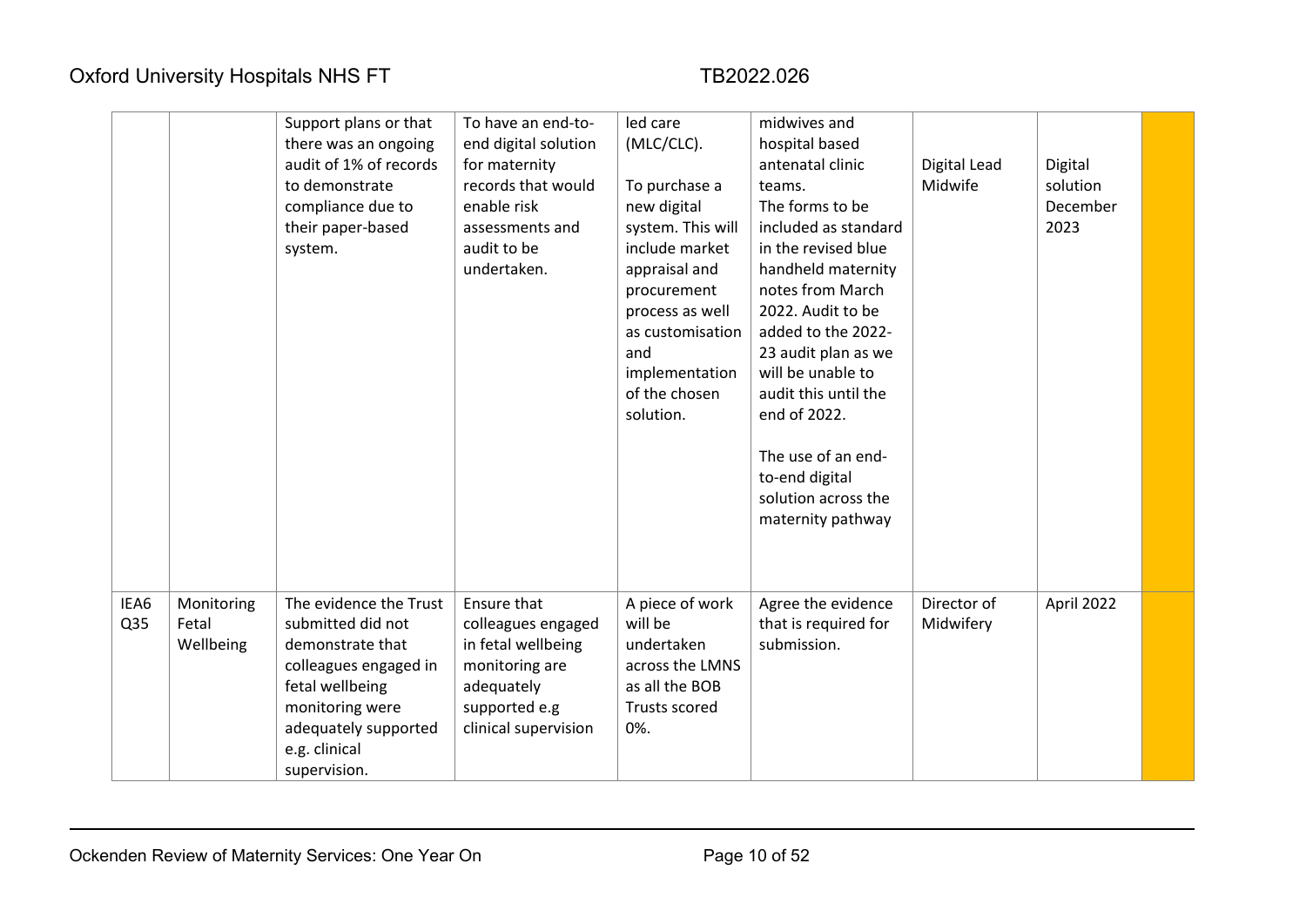|  |  |  |  |  |  |  |  |  |
|---|---|---|---|---|---|---|---|---|
|  |  | Support plans or that there was an ongoing audit of 1% of records to demonstrate compliance due to their paper-based system. | To have an end-to-end digital solution for maternity records that would enable risk assessments and audit to be undertaken. | led care (MLC/CLC).<br><br>To purchase a new digital system. This will include market appraisal and procurement process as well as customisation and implementation of the chosen solution. | midwives and hospital based antenatal clinic teams.<br>The forms to be included as standard in the revised blue handheld maternity notes from March 2022. Audit to be added to the 2022-23 audit plan as we will be unable to audit this until the end of 2022.<br><br>The use of an end-to-end digital solution across the maternity pathway | Digital Lead Midwife | Digital solution December 2023 |  |
| IEA6 Q35 | Monitoring Fetal Wellbeing | The evidence the Trust submitted did not demonstrate that colleagues engaged in fetal wellbeing monitoring were adequately supported e.g. clinical supervision. | Ensure that colleagues engaged in fetal wellbeing monitoring are adequately supported e.g clinical supervision | A piece of work will be undertaken across the LMNS as all the BOB Trusts scored 0%. | Agree the evidence that is required for submission. | Director of Midwifery | April 2022 |  |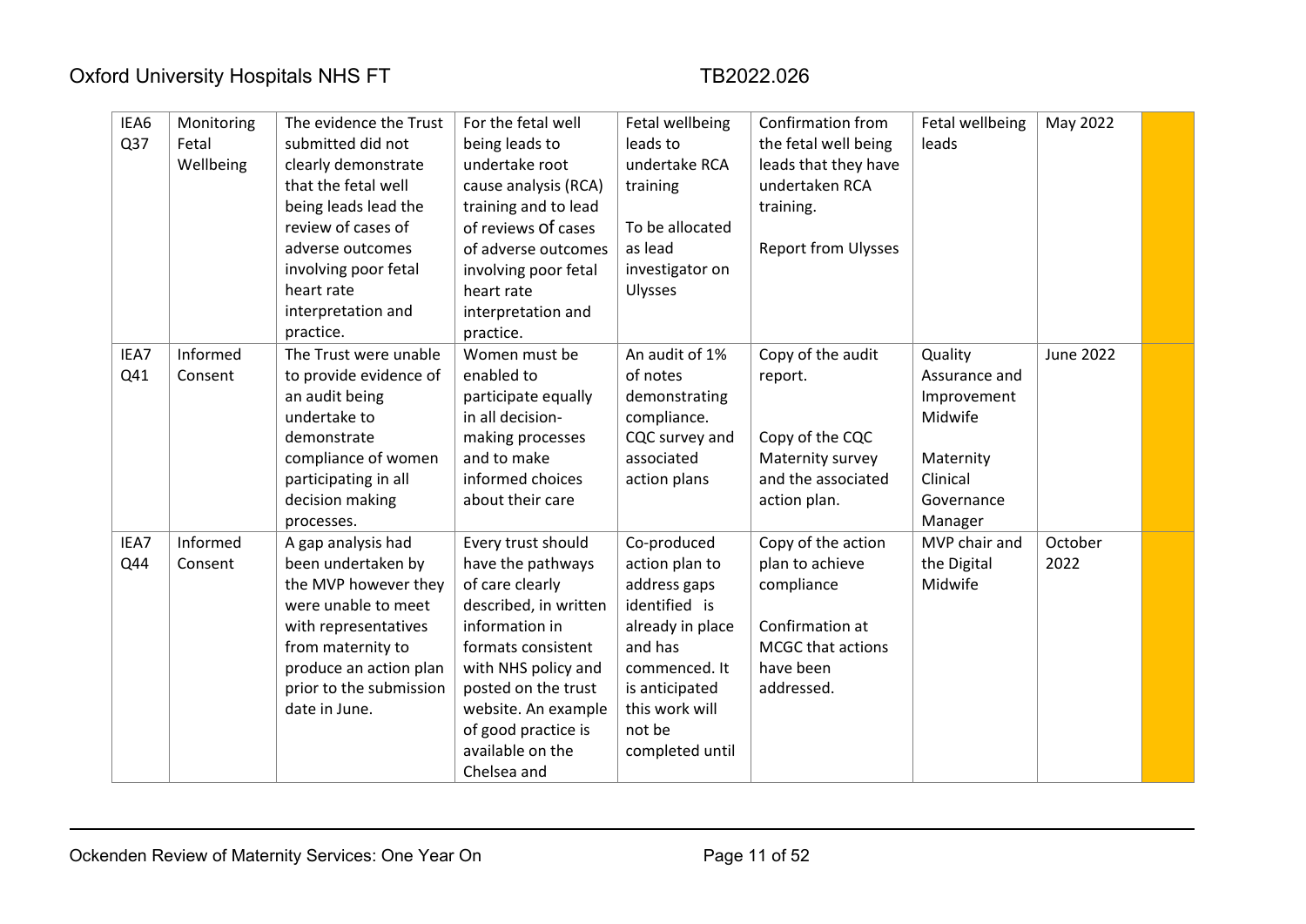| IEA6 Q37 | Monitoring Fetal Wellbeing | The evidence the Trust submitted did not clearly demonstrate that the fetal well being leads lead the review of cases of adverse outcomes involving poor fetal heart rate interpretation and practice. | For the fetal well being leads to undertake root cause analysis (RCA) training and to lead of reviews of cases of adverse outcomes involving poor fetal heart rate interpretation and practice. | Fetal wellbeing leads to undertake RCA training<br><br>To be allocated as lead investigator on Ulysses | Confirmation from the fetal well being leads that they have undertaken RCA training.<br><br>Report from Ulysses | Fetal wellbeing leads | May 2022 | |
|---|---|---|---|---|---|---|---|---|
| IEA7 Q41 | Informed Consent | The Trust were unable to provide evidence of an audit being undertake to demonstrate compliance of women participating in all decision making processes. | Women must be enabled to participate equally in all decision-making processes and to make informed choices about their care | An audit of 1% of notes demonstrating compliance. CQC survey and associated action plans | Copy of the audit report.<br><br>Copy of the CQC Maternity survey and the associated action plan. | Quality Assurance and Improvement Midwife<br><br>Maternity Clinical Governance Manager | June 2022 | |
| IEA7 Q44 | Informed Consent | A gap analysis had been undertaken by the MVP however they were unable to meet with representatives from maternity to produce an action plan prior to the submission date in June. | Every trust should have the pathways of care clearly described, in written information in formats consistent with NHS policy and posted on the trust website. An example of good practice is available on the Chelsea and | Co-produced action plan to address gaps identified is already in place and has commenced. It is anticipated this work will not be completed until | Copy of the action plan to achieve compliance<br><br>Confirmation at MCGC that actions have been addressed. | MVP chair and the Digital Midwife | October 2022 | |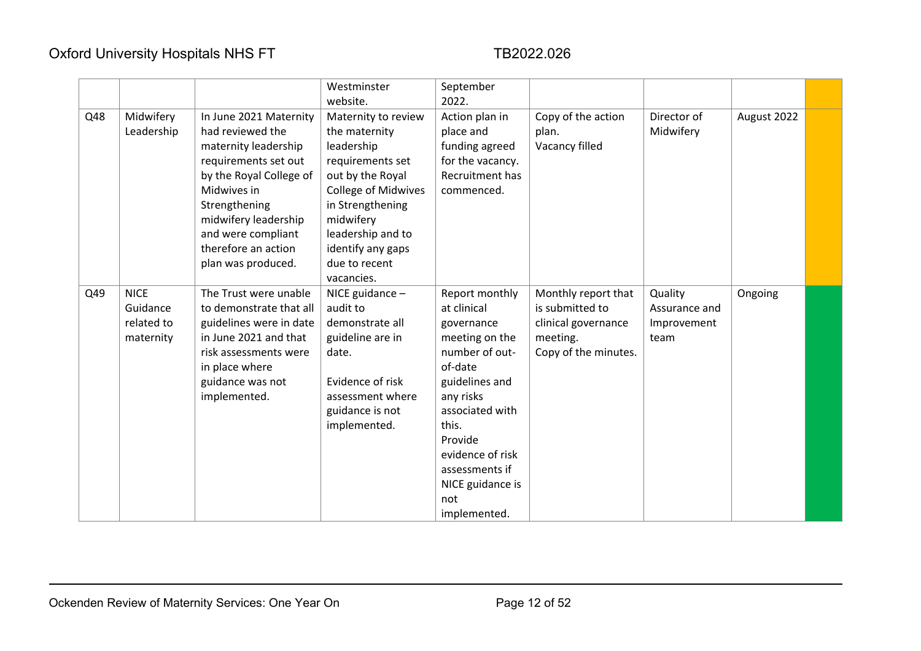|  |  |  | Westminster website. | September 2022. |  |  |  |  |
|---|---|---|---|---|---|---|---|---|
| Q48 | Midwifery Leadership | In June 2021 Maternity had reviewed the maternity leadership requirements set out by the Royal College of Midwives in Strengthening midwifery leadership and were compliant therefore an action plan was produced. | Maternity to review the maternity leadership requirements set out by the Royal College of Midwives in Strengthening midwifery leadership and to identify any gaps due to recent vacancies. | Action plan in place and funding agreed for the vacancy. Recruitment has commenced. | Copy of the action plan.<br>Vacancy filled | Director of Midwifery | August 2022 |  |
| Q49 | NICE Guidance related to maternity | The Trust were unable to demonstrate that all guidelines were in date in June 2021 and that risk assessments were in place where guidance was not implemented. | NICE guidance – audit to demonstrate all guideline are in date.<br><br>Evidence of risk assessment where guidance is not implemented. | Report monthly at clinical governance meeting on the number of out-of-date guidelines and any risks associated with this.<br>Provide evidence of risk assessments if NICE guidance is not implemented. | Monthly report that is submitted to clinical governance meeting.<br>Copy of the minutes. | Quality Assurance and Improvement team | Ongoing |  |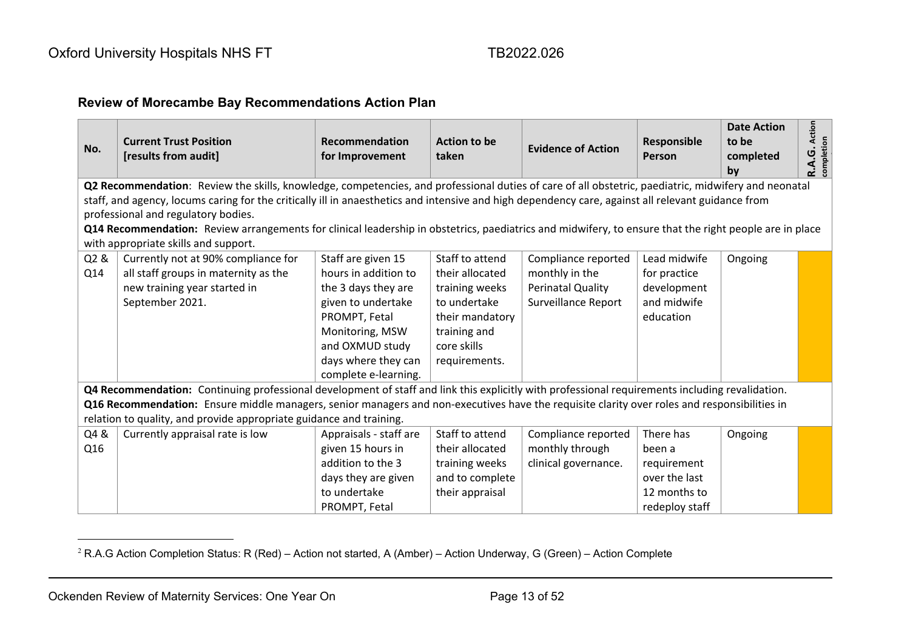### Review of Morecambe Bay Recommendations Action Plan

| No. | Current Trust Position [results from audit] | Recommendation for Improvement | Action to be taken | Evidence of Action | Responsible Person | Date Action to be completed by | R.A.G. Action completion |
|---|---|---|---|---|---|---|---|
| **Q2 Recommendation**: Review the skills, knowledge, competencies, and professional duties of care of all obstetric, paediatric, midwifery and neonatal staff, and agency, locums caring for the critically ill in anaesthetics and intensive and high dependency care, against all relevant guidance from professional and regulatory bodies. **Q14 Recommendation:** Review arrangements for clinical leadership in obstetrics, paediatrics and midwifery, to ensure that the right people are in place with appropriate skills and support. | | | | | | | |
| Q2 & Q14 | Currently not at 90% compliance for all staff groups in maternity as the new training year started in September 2021. | Staff are given 15 hours in addition to the 3 days they are given to undertake PROMPT, Fetal Monitoring, MSW and OXMUD study days where they can complete e-learning. | Staff to attend their allocated training weeks to undertake their mandatory training and core skills requirements. | Compliance reported monthly in the Perinatal Quality Surveillance Report | Lead midwife for practice development and midwife education | Ongoing | Amber |
| **Q4 Recommendation:** Continuing professional development of staff and link this explicitly with professional requirements including revalidation. **Q16 Recommendation:** Ensure middle managers, senior managers and non-executives have the requisite clarity over roles and responsibilities in relation to quality, and provide appropriate guidance and training. | | | | | | | |
| Q4 & Q16 | Currently appraisal rate is low | Appraisals - staff are given 15 hours in addition to the 3 days they are given to undertake PROMPT, Fetal | Staff to attend their allocated training weeks and to complete their appraisal | Compliance reported monthly through clinical governance. | There has been a requirement over the last 12 months to redeploy staff | Ongoing | Amber |

[2] R.A.G Action Completion Status: R (Red) – Action not started, A (Amber) – Action Underway, G (Green) – Action Complete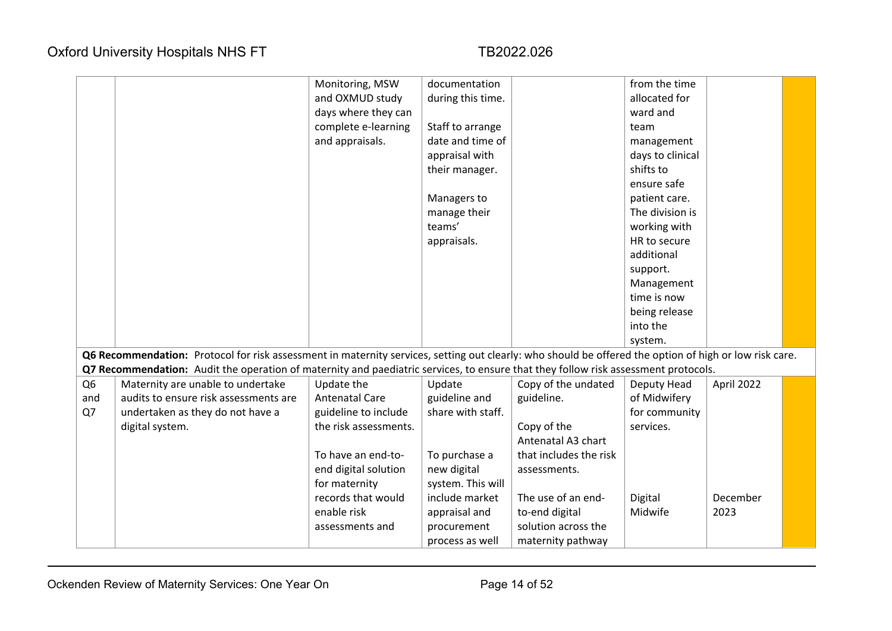| | | | | | | | |
|---|---|---|---|---|---|---|---|
| | | Monitoring, MSW and OXMUD study days where they can complete e-learning and appraisals. | documentation during this time.<br><br>Staff to arrange date and time of appraisal with their manager.<br><br>Managers to manage their teams' appraisals. | | from the time allocated for ward and team management days to clinical shifts to ensure safe patient care. The division is working with HR to secure additional support. Management time is now being release into the system. | | |

**Q6 Recommendation:** Protocol for risk assessment in maternity services, setting out clearly: who should be offered the option of high or low risk care.
**Q7 Recommendation:** Audit the operation of maternity and paediatric services, to ensure that they follow risk assessment protocols.

| | | | | | | | |
|---|---|---|---|---|---|---|---|
| Q6 and Q7 | Maternity are unable to undertake audits to ensure risk assessments are undertaken as they do not have a digital system. | Update the Antenatal Care guideline to include the risk assessments.<br><br>To have an end-to-end digital solution for maternity records that would enable risk assessments and | Update guideline and share with staff.<br><br>To purchase a new digital system. This will include market appraisal and procurement process as well | Copy of the undated guideline.<br><br>Copy of the Antenatal A3 chart that includes the risk assessments.<br><br>The use of an end-to-end digital solution across the maternity pathway | Deputy Head of Midwifery for community services.<br><br>Digital Midwife | April 2022<br><br>December 2023 | |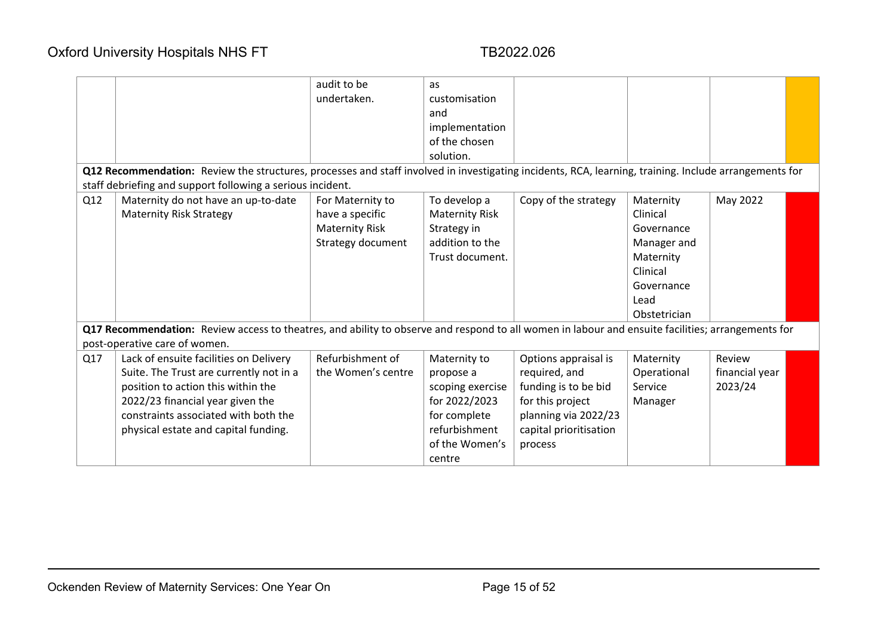| | | | | | | | |
|---|---|---|---|---|---|---|---|
| | | audit to be undertaken. | as customisation and implementation of the chosen solution. | | | | |
| **Q12 Recommendation:** Review the structures, processes and staff involved in investigating incidents, RCA, learning, training. Include arrangements for staff debriefing and support following a serious incident. | | | | | | | |
| Q12 | Maternity do not have an up-to-date Maternity Risk Strategy | For Maternity to have a specific Maternity Risk Strategy document | To develop a Maternity Risk Strategy in addition to the Trust document. | Copy of the strategy | Maternity Clinical Governance Manager and Maternity Clinical Governance Lead Obstetrician | May 2022 | |
| **Q17 Recommendation:** Review access to theatres, and ability to observe and respond to all women in labour and ensuite facilities; arrangements for post-operative care of women. | | | | | | | |
| Q17 | Lack of ensuite facilities on Delivery Suite. The Trust are currently not in a position to action this within the 2022/23 financial year given the constraints associated with both the physical estate and capital funding. | Refurbishment of the Women's centre | Maternity to propose a scoping exercise for 2022/2023 for complete refurbishment of the Women's centre | Options appraisal is required, and funding is to be bid for this project planning via 2022/23 capital prioritisation process | Maternity Operational Service Manager | Review financial year 2023/24 | |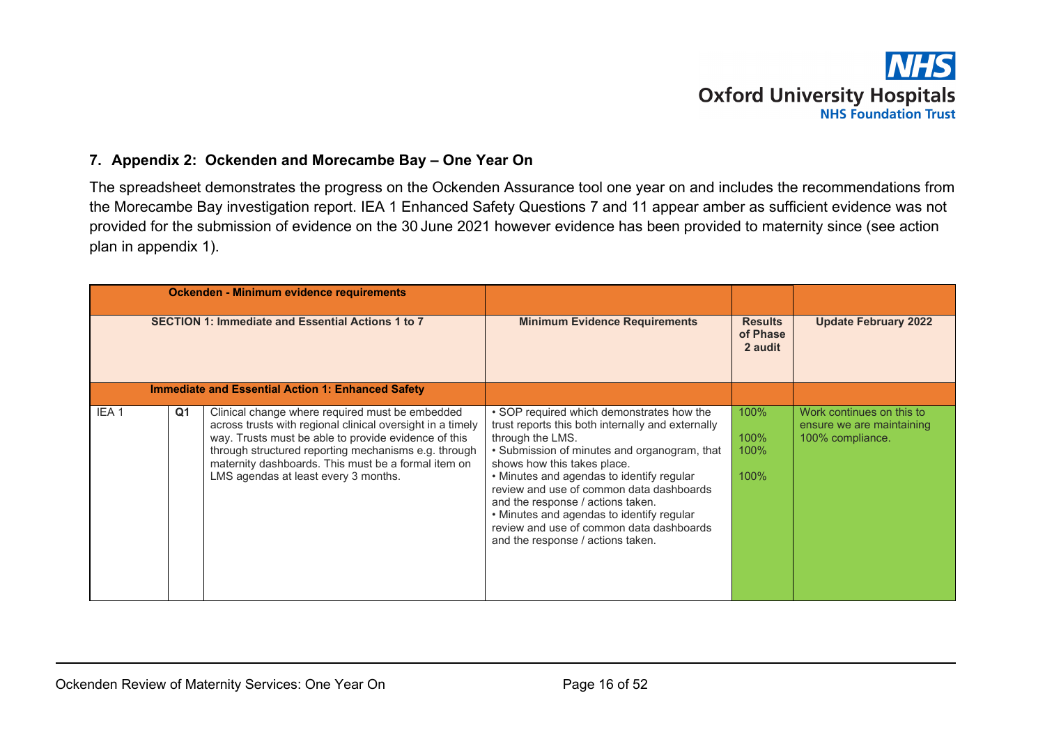## 7. Appendix 2: Ockenden and Morecambe Bay – One Year On

The spreadsheet demonstrates the progress on the Ockenden Assurance tool one year on and includes the recommendations from the Morecambe Bay investigation report. IEA 1 Enhanced Safety Questions 7 and 11 appear amber as sufficient evidence was not provided for the submission of evidence on the 30 June 2021 however evidence has been provided to maternity since (see action plan in appendix 1).

| Ockenden - Minimum evidence requirements | | | | | |
|---|---|---|---|---|---|
| **SECTION 1: Immediate and Essential Actions 1 to 7** | | | **Minimum Evidence Requirements** | **Results of Phase 2 audit** | **Update February 2022** |
| **Immediate and Essential Action 1: Enhanced Safety** | | | | | |
| IEA 1 | **Q1** | Clinical change where required must be embedded across trusts with regional clinical oversight in a timely way. Trusts must be able to provide evidence of this through structured reporting mechanisms e.g. through maternity dashboards. This must be a formal item on LMS agendas at least every 3 months. | • SOP required which demonstrates how the trust reports this both internally and externally through the LMS.<br>• Submission of minutes and organogram, that shows how this takes place.<br>• Minutes and agendas to identify regular review and use of common data dashboards and the response / actions taken.<br>• Minutes and agendas to identify regular review and use of common data dashboards and the response / actions taken. | 100%<br>100%<br>100%<br>100% | Work continues on this to ensure we are maintaining 100% compliance. |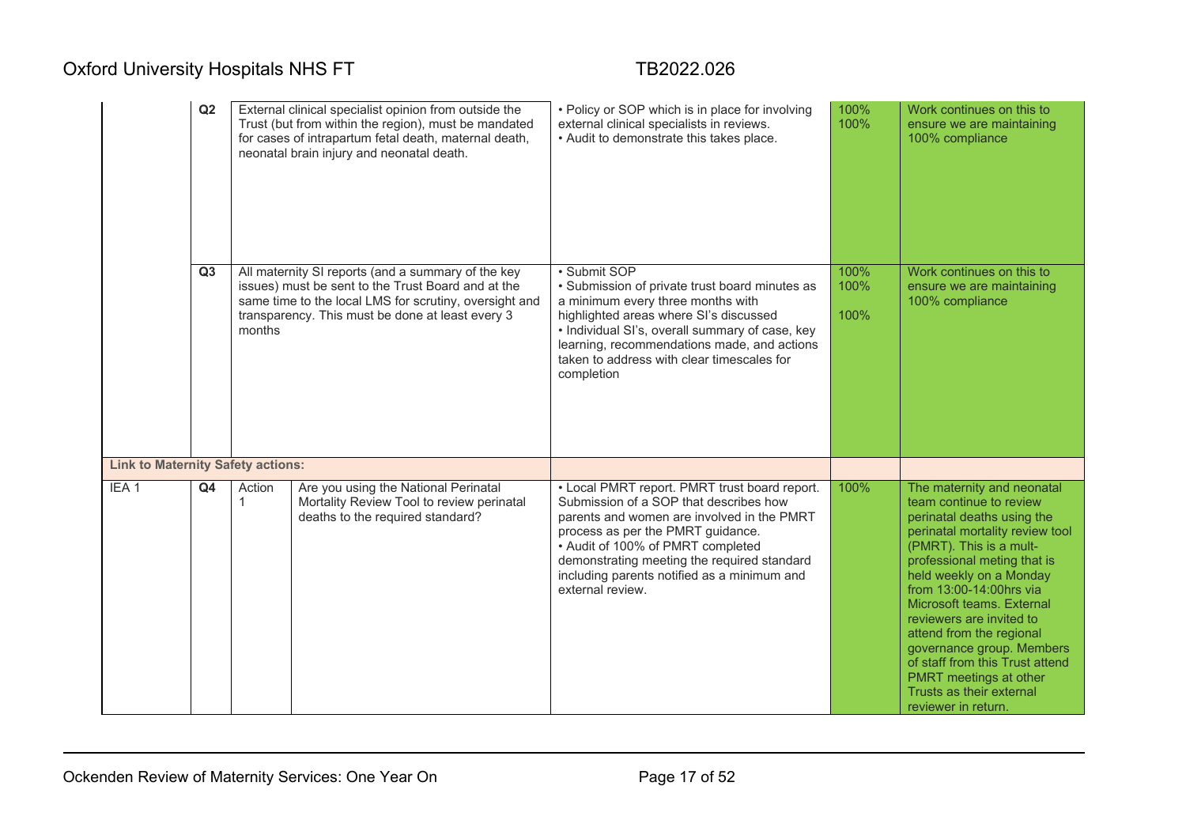| | | | | | | |
|---|---|---|---|---|---|---|
| | Q2 | External clinical specialist opinion from outside the Trust (but from within the region), must be mandated for cases of intrapartum fetal death, maternal death, neonatal brain injury and neonatal death. | | • Policy or SOP which is in place for involving external clinical specialists in reviews.<br>• Audit to demonstrate this takes place. | 100%<br>100% | Work continues on this to ensure we are maintaining 100% compliance |
| | Q3 | All maternity SI reports (and a summary of the key issues) must be sent to the Trust Board and at the same time to the local LMS for scrutiny, oversight and transparency. This must be done at least every 3 months | | • Submit SOP<br>• Submission of private trust board minutes as a minimum every three months with highlighted areas where SI's discussed<br>• Individual SI's, overall summary of case, key learning, recommendations made, and actions taken to address with clear timescales for completion | 100%<br>100%<br>100% | Work continues on this to ensure we are maintaining 100% compliance |
| **Link to Maternity Safety actions:** | | | | | | |
| IEA 1 | Q4 | Action 1 | Are you using the National Perinatal Mortality Review Tool to review perinatal deaths to the required standard? | • Local PMRT report. PMRT trust board report. Submission of a SOP that describes how parents and women are involved in the PMRT process as per the PMRT guidance.<br>• Audit of 100% of PMRT completed demonstrating meeting the required standard including parents notified as a minimum and external review. | 100% | The maternity and neonatal team continue to review perinatal deaths using the perinatal mortality review tool (PMRT). This is a mult-professional meting that is held weekly on a Monday from 13:00-14:00hrs via Microsoft teams. External reviewers are invited to attend from the regional governance group. Members of staff from this Trust attend PMRT meetings at other Trusts as their external reviewer in return. |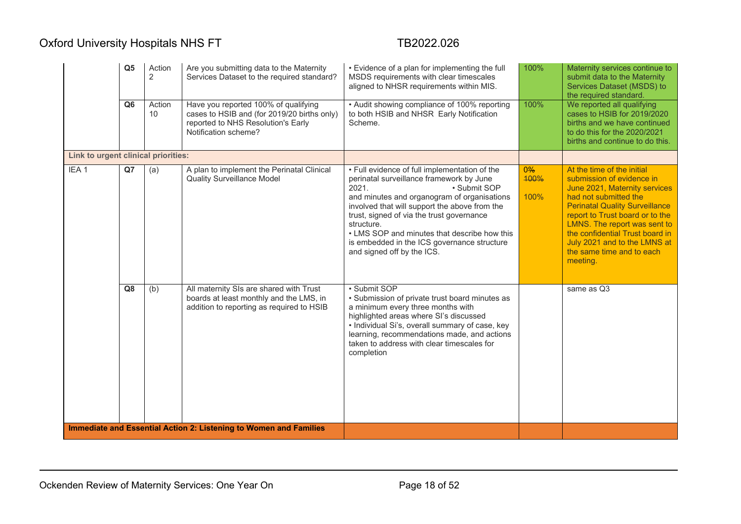| | | | | | | |
|---|---|---|---|---|---|---|
| | **Q5** | Action 2 | Are you submitting data to the Maternity Services Dataset to the required standard? | • Evidence of a plan for implementing the full MSDS requirements with clear timescales aligned to NHSR requirements within MIS. | 100% | Maternity services continue to submit data to the Maternity Services Dataset (MSDS) to the required standard. |
| | **Q6** | Action 10 | Have you reported 100% of qualifying cases to HSIB and (for 2019/20 births only) reported to NHS Resolution's Early Notification scheme? | • Audit showing compliance of 100% reporting to both HSIB and NHSR Early Notification Scheme. | 100% | We reported all qualifying cases to HSIB for 2019/2020 births and we have continued to do this for the 2020/2021 births and continue to do this. |
| **Link to urgent clinical priorities:** | | | | | | |
| IEA 1 | **Q7** | (a) | A plan to implement the Perinatal Clinical Quality Surveillance Model | • Full evidence of full implementation of the perinatal surveillance framework by June 2021. • Submit SOP and minutes and organogram of organisations involved that will support the above from the trust, signed of via the trust governance structure. • LMS SOP and minutes that describe how this is embedded in the ICS governance structure and signed off by the ICS. | ~~0%~~ ~~100%~~ 100% | At the time of the initial submission of evidence in June 2021, Maternity services had not submitted the Perinatal Quality Surveillance report to Trust board or to the LMNS. The report was sent to the confidential Trust board in July 2021 and to the LMNS at the same time and to each meeting. |
| | **Q8** | (b) | All maternity SIs are shared with Trust boards at least monthly and the LMS, in addition to reporting as required to HSIB | • Submit SOP • Submission of private trust board minutes as a minimum every three months with highlighted areas where SI's discussed • Individual Si's, overall summary of case, key learning, recommendations made, and actions taken to address with clear timescales for completion | | same as Q3 |
| **Immediate and Essential Action 2: Listening to Women and Families** | | | | | | |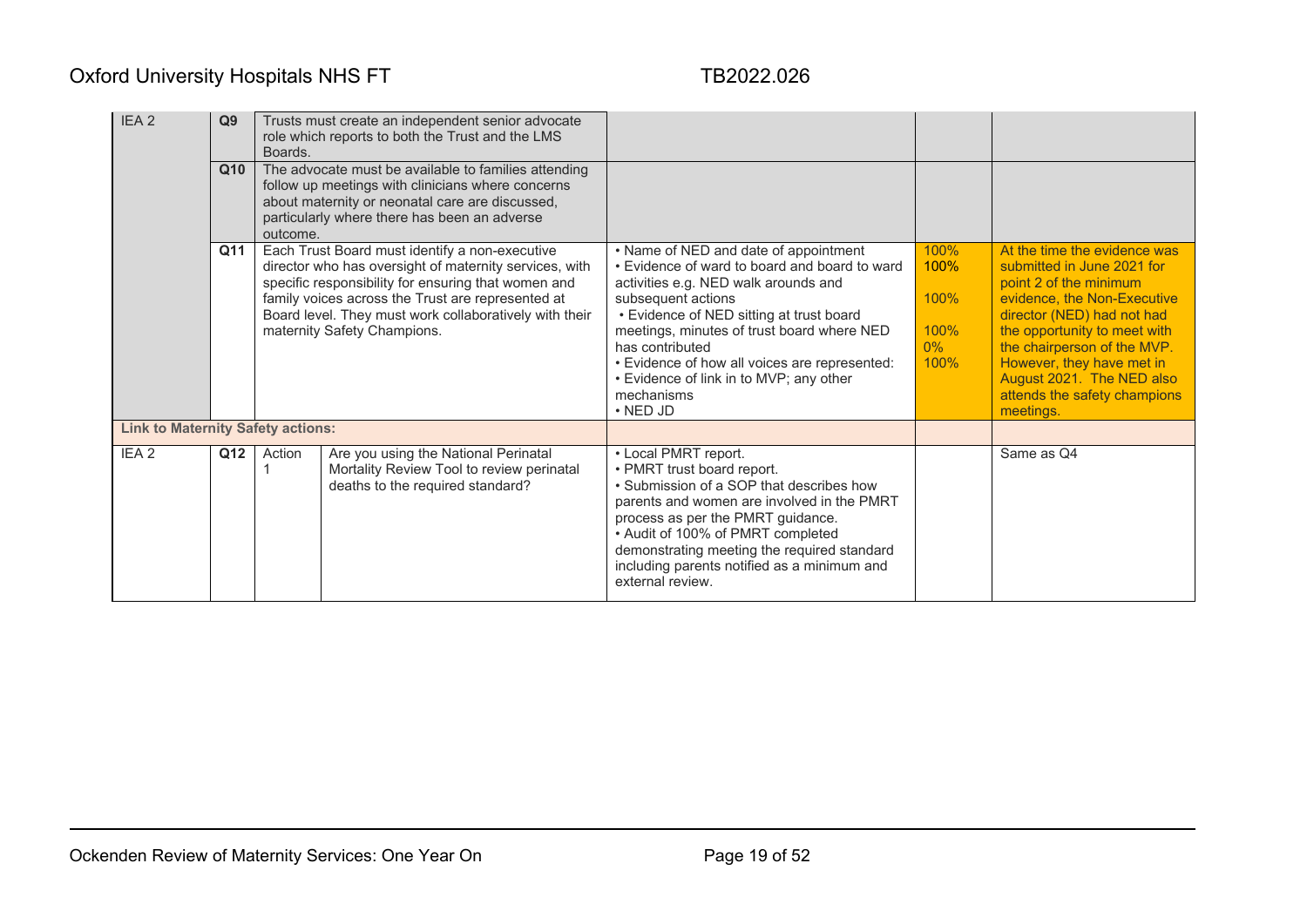| | | | | | | |
|---|---|---|---|---|---|---|
| IEA 2 | Q9 | Trusts must create an independent senior advocate role which reports to both the Trust and the LMS Boards. | | | | |
| | Q10 | The advocate must be available to families attending follow up meetings with clinicians where concerns about maternity or neonatal care are discussed, particularly where there has been an adverse outcome. | | | | |
| | Q11 | Each Trust Board must identify a non-executive director who has oversight of maternity services, with specific responsibility for ensuring that women and family voices across the Trust are represented at Board level. They must work collaboratively with their maternity Safety Champions. | | • Name of NED and date of appointment<br>• Evidence of ward to board and board to ward activities e.g. NED walk arounds and subsequent actions<br>• Evidence of NED sitting at trust board meetings, minutes of trust board where NED has contributed<br>• Evidence of how all voices are represented:<br>• Evidence of link in to MVP; any other mechanisms<br>• NED JD | 100%<br>100%<br>100%<br>100%<br>0%<br>100% | At the time the evidence was submitted in June 2021 for point 2 of the minimum evidence, the Non-Executive director (NED) had not had the opportunity to meet with the chairperson of the MVP. However, they have met in August 2021. The NED also attends the safety champions meetings. |
| **Link to Maternity Safety actions:** | | | | | | |
| IEA 2 | Q12 | Action 1 | Are you using the National Perinatal Mortality Review Tool to review perinatal deaths to the required standard? | • Local PMRT report.<br>• PMRT trust board report.<br>• Submission of a SOP that describes how parents and women are involved in the PMRT process as per the PMRT guidance.<br>• Audit of 100% of PMRT completed demonstrating meeting the required standard including parents notified as a minimum and external review. | | Same as Q4 |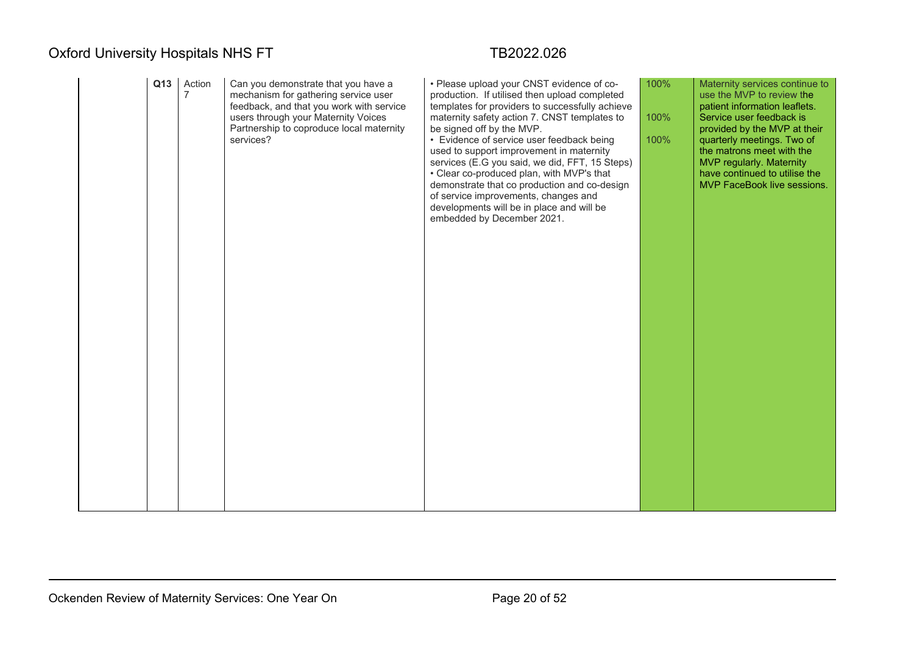|  | Q13 | Action 7 | Can you demonstrate that you have a mechanism for gathering service user feedback, and that you work with service users through your Maternity Voices Partnership to coproduce local maternity services? | • Please upload your CNST evidence of co-production. If utilised then upload completed templates for providers to successfully achieve maternity safety action 7. CNST templates to be signed off by the MVP.<br>• Evidence of service user feedback being used to support improvement in maternity services (E.G you said, we did, FFT, 15 Steps)<br>• Clear co-produced plan, with MVP's that demonstrate that co production and co-design of service improvements, changes and developments will be in place and will be embedded by December 2021. | 100%<br><br>100%<br><br>100% | Maternity services continue to use the MVP to review the patient information leaflets. Service user feedback is provided by the MVP at their quarterly meetings. Two of the matrons meet with the MVP regularly. Maternity have continued to utilise the MVP FaceBook live sessions. |
|---|---|---|---|---|---|---|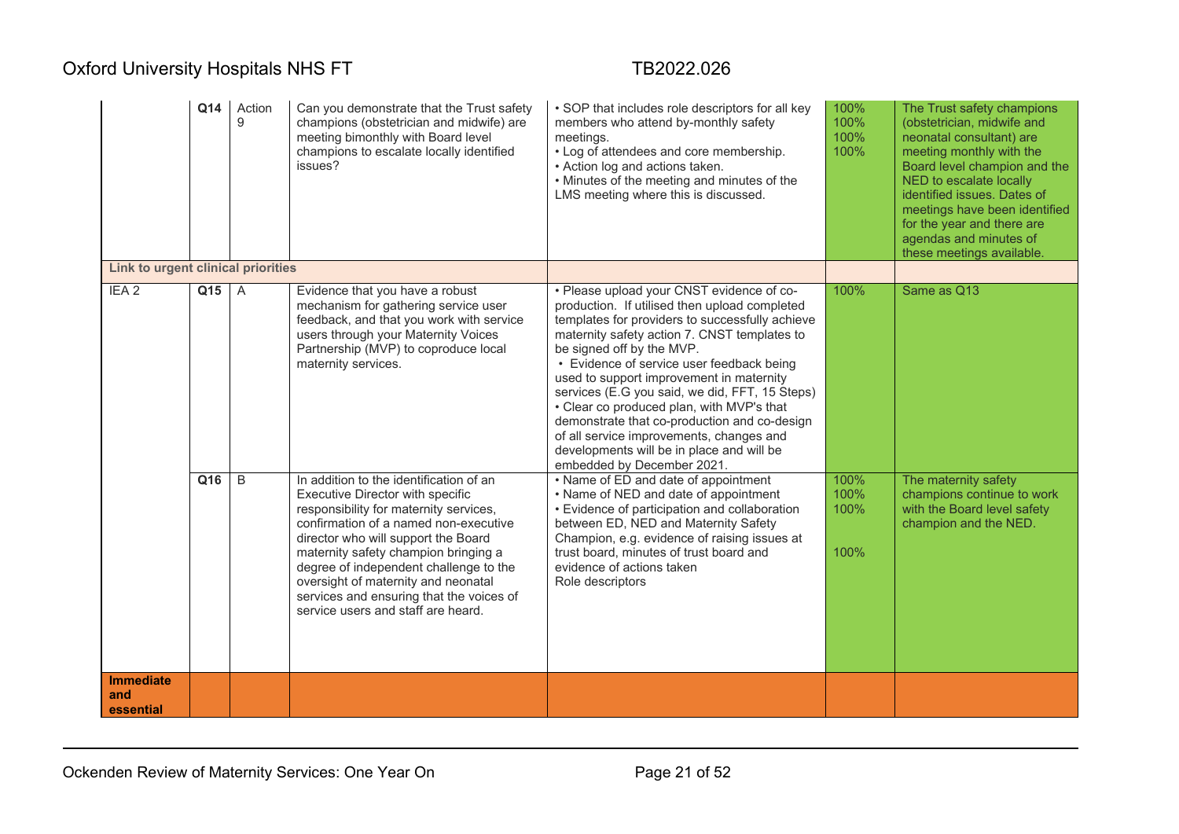| | | | | | | |
|---|---|---|---|---|---|---|
| | **Q14** | Action 9 | Can you demonstrate that the Trust safety champions (obstetrician and midwife) are meeting bimonthly with Board level champions to escalate locally identified issues? | • SOP that includes role descriptors for all key members who attend by-monthly safety meetings.<br>• Log of attendees and core membership.<br>• Action log and actions taken.<br>• Minutes of the meeting and minutes of the LMS meeting where this is discussed. | 100%<br>100%<br>100%<br>100% | The Trust safety champions (obstetrician, midwife and neonatal consultant) are meeting monthly with the Board level champion and the NED to escalate locally identified issues. Dates of meetings have been identified for the year and there are agendas and minutes of these meetings available. |
| **Link to urgent clinical priorities** | | | | | | |
| IEA 2 | **Q15** | A | Evidence that you have a robust mechanism for gathering service user feedback, and that you work with service users through your Maternity Voices Partnership (MVP) to coproduce local maternity services. | • Please upload your CNST evidence of co-production. If utilised then upload completed templates for providers to successfully achieve maternity safety action 7. CNST templates to be signed off by the MVP.<br>• Evidence of service user feedback being used to support improvement in maternity services (E.G you said, we did, FFT, 15 Steps)<br>• Clear co produced plan, with MVP's that demonstrate that co-production and co-design of all service improvements, changes and developments will be in place and will be embedded by December 2021. | 100% | Same as Q13 |
| | **Q16** | B | In addition to the identification of an Executive Director with specific responsibility for maternity services, confirmation of a named non-executive director who will support the Board maternity safety champion bringing a degree of independent challenge to the oversight of maternity and neonatal services and ensuring that the voices of service users and staff are heard. | • Name of ED and date of appointment<br>• Name of NED and date of appointment<br>• Evidence of participation and collaboration between ED, NED and Maternity Safety Champion, e.g. evidence of raising issues at trust board, minutes of trust board and evidence of actions taken<br>Role descriptors | 100%<br>100%<br>100%<br>100% | The maternity safety champions continue to work with the Board level safety champion and the NED. |
| **Immediate and essential** | | | | | | |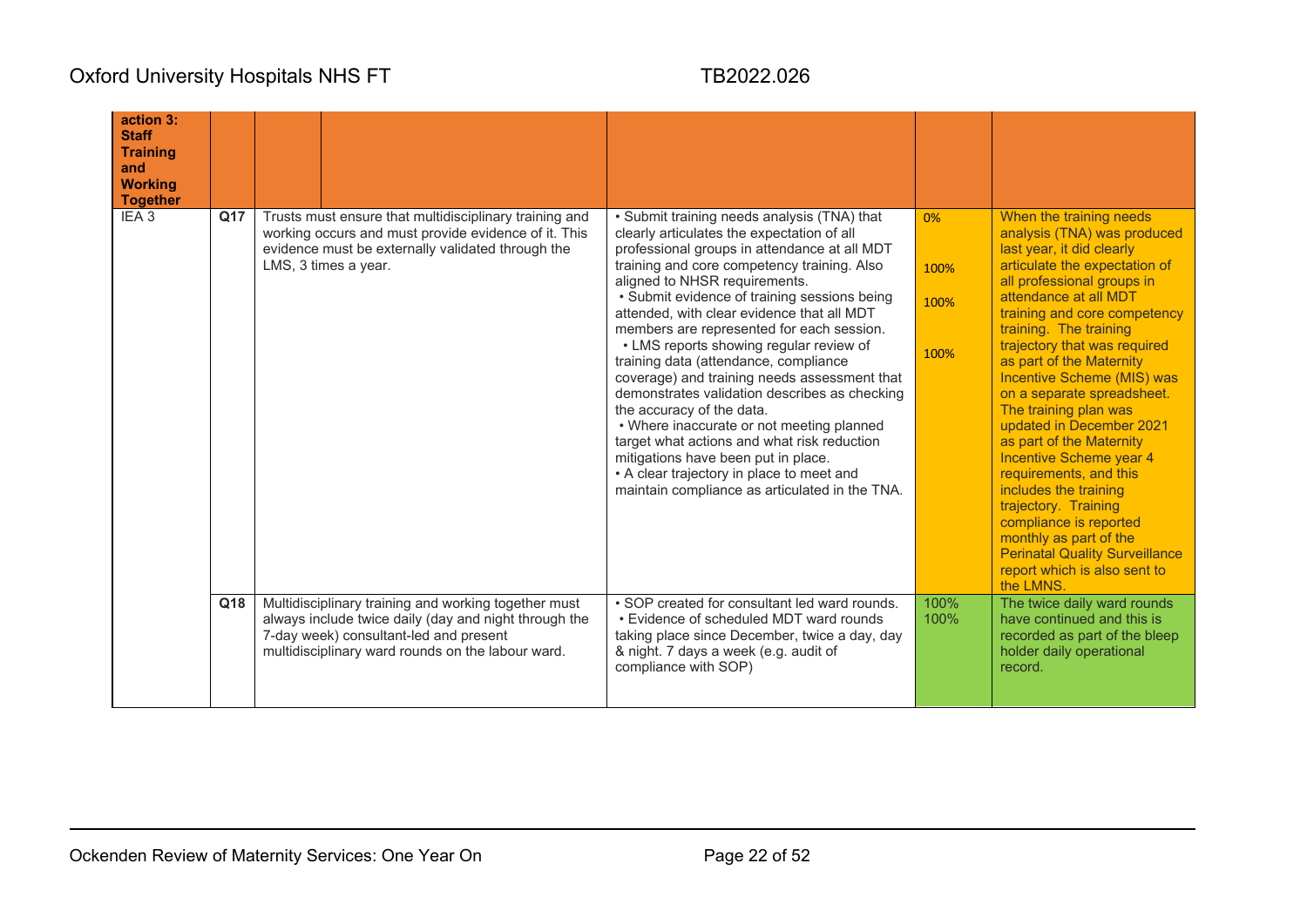| action 3: Staff Training and Working Together | | | | | |
|---|---|---|---|---|---|
| IEA 3 | **Q17** | Trusts must ensure that multidisciplinary training and working occurs and must provide evidence of it. This evidence must be externally validated through the LMS, 3 times a year. | • Submit training needs analysis (TNA) that clearly articulates the expectation of all professional groups in attendance at all MDT training and core competency training. Also aligned to NHSR requirements.<br>• Submit evidence of training sessions being attended, with clear evidence that all MDT members are represented for each session.<br>• LMS reports showing regular review of training data (attendance, compliance coverage) and training needs assessment that demonstrates validation describes as checking the accuracy of the data.<br>• Where inaccurate or not meeting planned target what actions and what risk reduction mitigations have been put in place.<br>• A clear trajectory in place to meet and maintain compliance as articulated in the TNA. | 0%<br><br>100%<br><br>100%<br><br>100% | When the training needs analysis (TNA) was produced last year, it did clearly articulate the expectation of all professional groups in attendance at all MDT training and core competency training. The training trajectory that was required as part of the Maternity Incentive Scheme (MIS) was on a separate spreadsheet. The training plan was updated in December 2021 as part of the Maternity Incentive Scheme year 4 requirements, and this includes the training trajectory. Training compliance is reported monthly as part of the Perinatal Quality Surveillance report which is also sent to the LMNS. |
| | **Q18** | Multidisciplinary training and working together must always include twice daily (day and night through the 7-day week) consultant-led and present multidisciplinary ward rounds on the labour ward. | • SOP created for consultant led ward rounds.<br>• Evidence of scheduled MDT ward rounds taking place since December, twice a day, day & night. 7 days a week (e.g. audit of compliance with SOP) | 100%<br>100% | The twice daily ward rounds have continued and this is recorded as part of the bleep holder daily operational record. |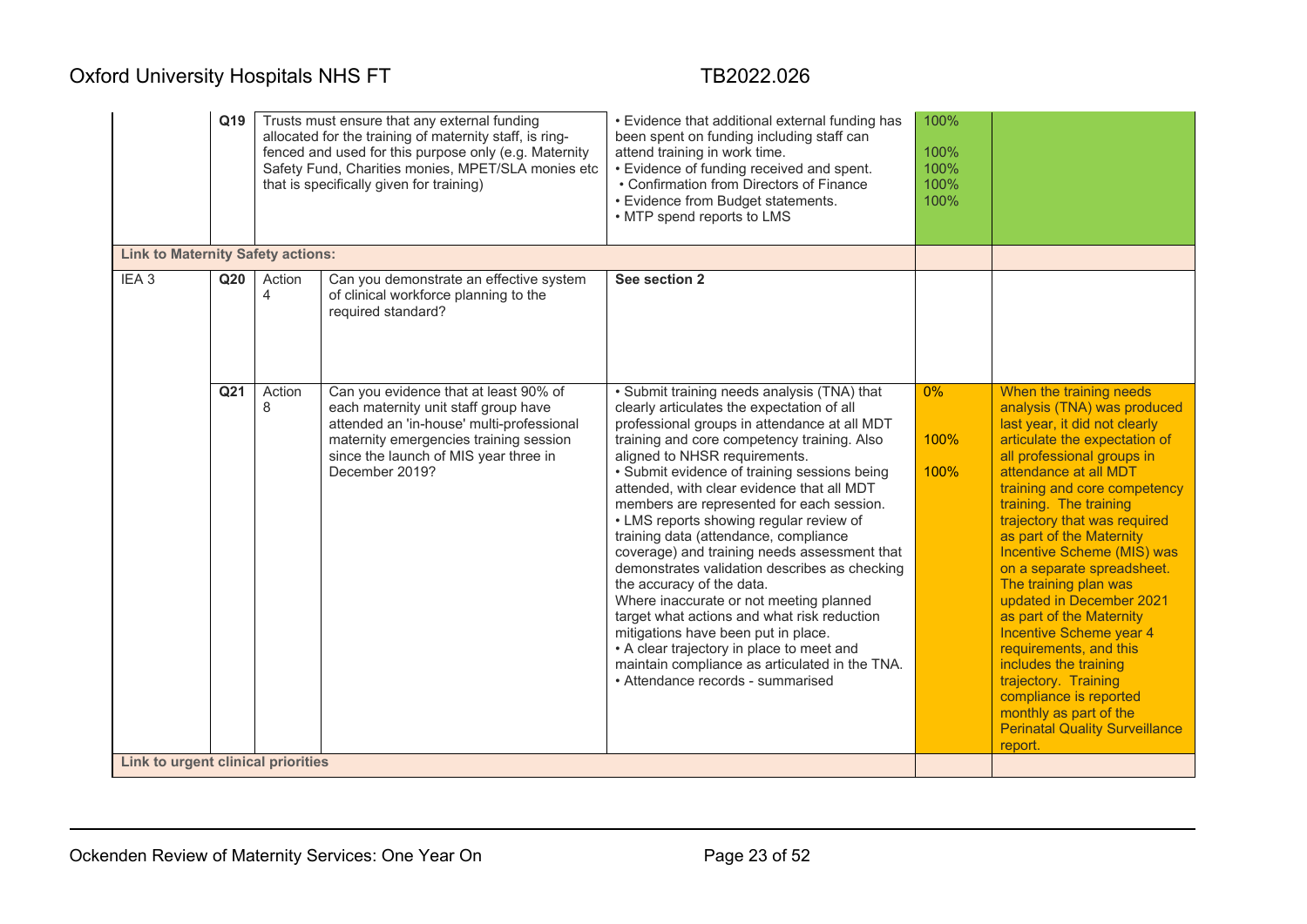| | | | | | | |
|---|---|---|---|---|---|---|
| | **Q19** | Trusts must ensure that any external funding allocated for the training of maternity staff, is ring-fenced and used for this purpose only (e.g. Maternity Safety Fund, Charities monies, MPET/SLA monies etc that is specifically given for training) | | • Evidence that additional external funding has been spent on funding including staff can attend training in work time.<br>• Evidence of funding received and spent.<br>• Confirmation from Directors of Finance<br>• Evidence from Budget statements.<br>• MTP spend reports to LMS | 100%<br><br>100%<br>100%<br>100%<br>100% | |
| **Link to Maternity Safety actions:** | | | | | | |
| IEA 3 | **Q20** | Action 4 | Can you demonstrate an effective system of clinical workforce planning to the required standard? | **See section 2** | | |
| | **Q21** | Action 8 | Can you evidence that at least 90% of each maternity unit staff group have attended an 'in-house' multi-professional maternity emergencies training session since the launch of MIS year three in December 2019? | • Submit training needs analysis (TNA) that clearly articulates the expectation of all professional groups in attendance at all MDT training and core competency training. Also aligned to NHSR requirements.<br>• Submit evidence of training sessions being attended, with clear evidence that all MDT members are represented for each session.<br>• LMS reports showing regular review of training data (attendance, compliance coverage) and training needs assessment that demonstrates validation describes as checking the accuracy of the data.<br>Where inaccurate or not meeting planned target what actions and what risk reduction mitigations have been put in place.<br>• A clear trajectory in place to meet and maintain compliance as articulated in the TNA.<br>• Attendance records - summarised | 0%<br><br><br>100%<br><br>100% | When the training needs analysis (TNA) was produced last year, it did not clearly articulate the expectation of all professional groups in attendance at all MDT training and core competency training. The training trajectory that was required as part of the Maternity Incentive Scheme (MIS) was on a separate spreadsheet. The training plan was updated in December 2021 as part of the Maternity Incentive Scheme year 4 requirements, and this includes the training trajectory. Training compliance is reported monthly as part of the Perinatal Quality Surveillance report. |
| **Link to urgent clinical priorities** | | | | | | |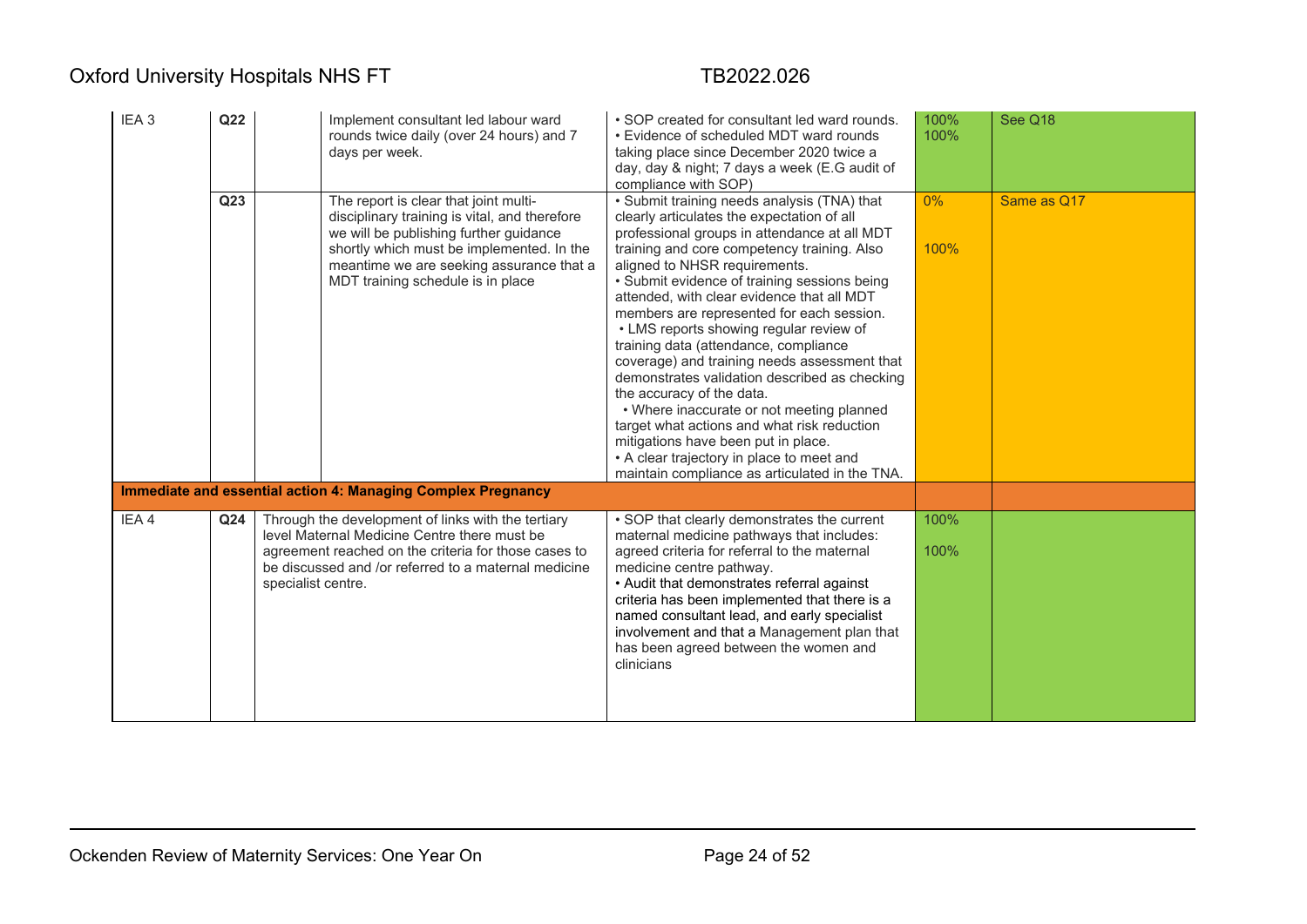| | | | | | | |
|---|---|---|---|---|---|---|
| IEA 3 | **Q22** | | Implement consultant led labour ward rounds twice daily (over 24 hours) and 7 days per week. | • SOP created for consultant led ward rounds.<br>• Evidence of scheduled MDT ward rounds taking place since December 2020 twice a day, day & night; 7 days a week (E.G audit of compliance with SOP) | 100%<br>100% | See Q18 |
| | **Q23** | | The report is clear that joint multi-disciplinary training is vital, and therefore we will be publishing further guidance shortly which must be implemented. In the meantime we are seeking assurance that a MDT training schedule is in place | • Submit training needs analysis (TNA) that clearly articulates the expectation of all professional groups in attendance at all MDT training and core competency training. Also aligned to NHSR requirements.<br>• Submit evidence of training sessions being attended, with clear evidence that all MDT members are represented for each session.<br>• LMS reports showing regular review of training data (attendance, compliance coverage) and training needs assessment that demonstrates validation described as checking the accuracy of the data.<br>• Where inaccurate or not meeting planned target what actions and what risk reduction mitigations have been put in place.<br>• A clear trajectory in place to meet and maintain compliance as articulated in the TNA. | 0%<br><br>100% | Same as Q17 |
| **Immediate and essential action 4: Managing Complex Pregnancy** | | | | | | |
| IEA 4 | **Q24** | Through the development of links with the tertiary level Maternal Medicine Centre there must be agreement reached on the criteria for those cases to be discussed and /or referred to a maternal medicine specialist centre. | | • SOP that clearly demonstrates the current maternal medicine pathways that includes: agreed criteria for referral to the maternal medicine centre pathway.<br>• Audit that demonstrates referral against criteria has been implemented that there is a named consultant lead, and early specialist involvement and that a Management plan that has been agreed between the women and clinicians | 100%<br><br>100% | |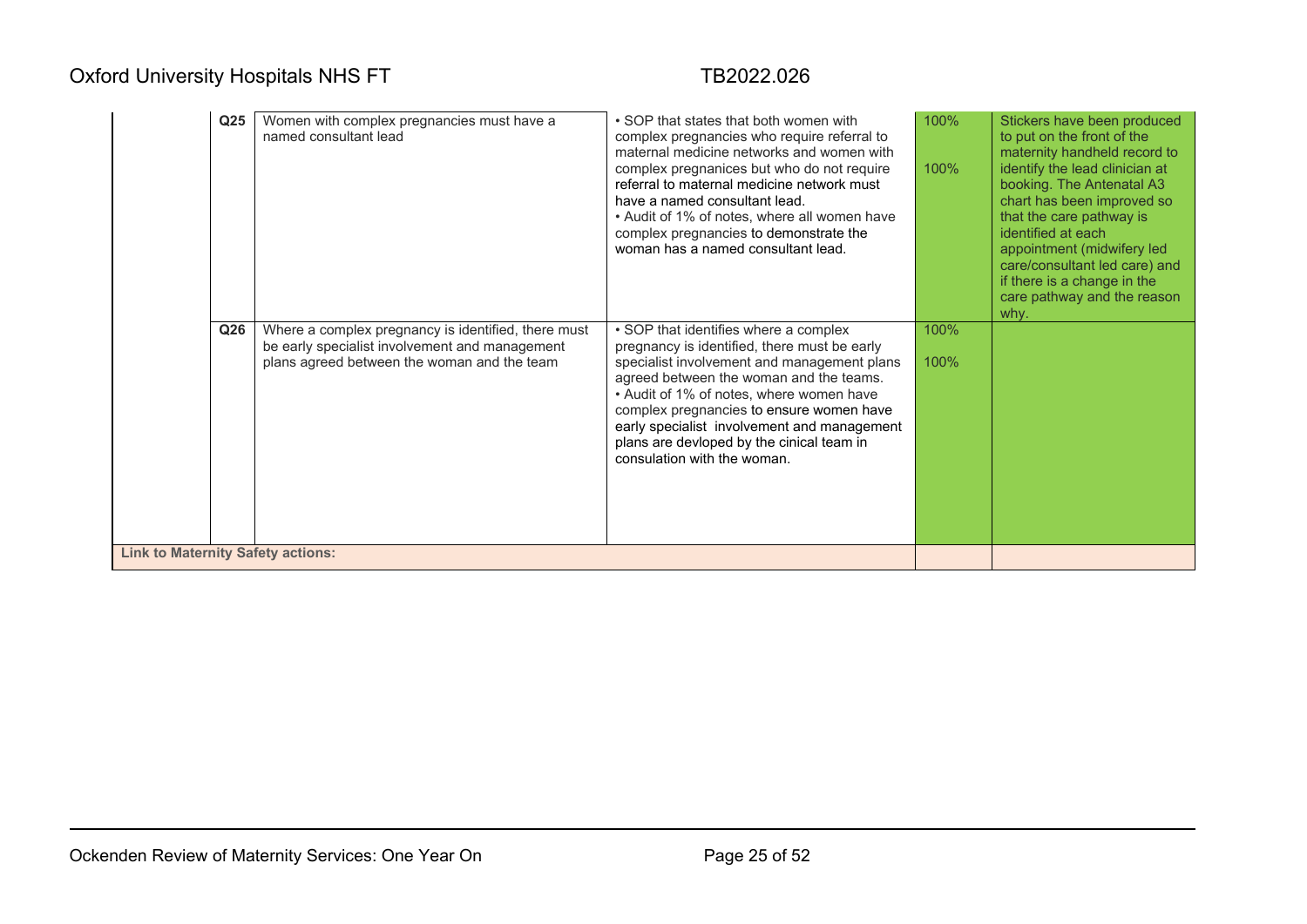| | | | | | |
|---|---|---|---|---|---|
| | **Q25** | Women with complex pregnancies must have a named consultant lead | • SOP that states that both women with complex pregnancies who require referral to maternal medicine networks and women with complex pregnanices but who do not require referral to maternal medicine network must have a named consultant lead.<br>• Audit of 1% of notes, where all women have complex pregnancies to demonstrate the woman has a named consultant lead. | 100%<br><br>100% | Stickers have been produced to put on the front of the maternity handheld record to identify the lead clinician at booking. The Antenatal A3 chart has been improved so that the care pathway is identified at each appointment (midwifery led care/consultant led care) and if there is a change in the care pathway and the reason why. |
| | **Q26** | Where a complex pregnancy is identified, there must be early specialist involvement and management plans agreed between the woman and the team | • SOP that identifies where a complex pregnancy is identified, there must be early specialist involvement and management plans agreed between the woman and the teams.<br>• Audit of 1% of notes, where women have complex pregnancies to ensure women have early specialist involvement and management plans are devloped by the cinical team in consulation with the woman. | 100%<br><br>100% | |
| **Link to Maternity Safety actions:** | | | | | |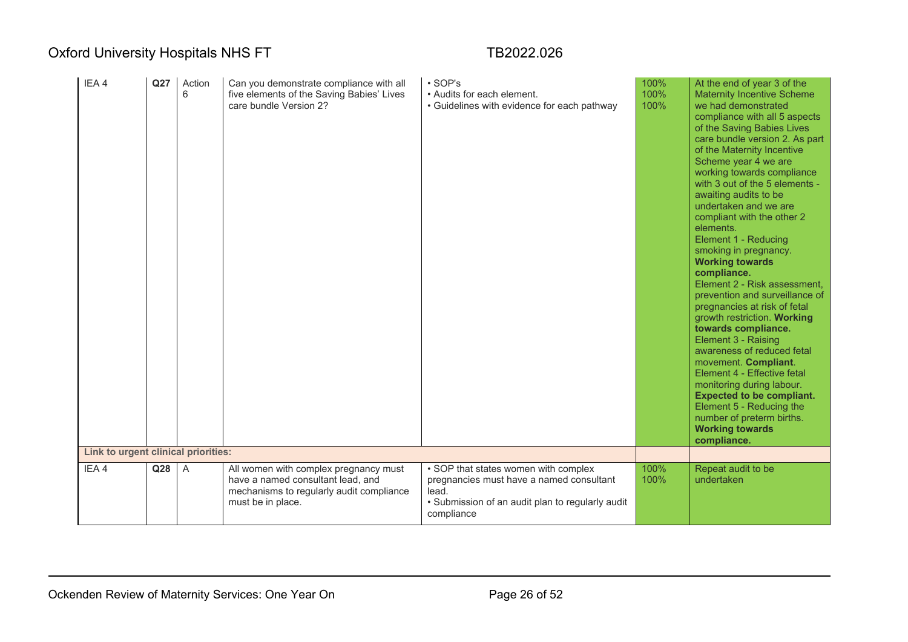| | | | | | | |
|---|---|---|---|---|---|---|
| IEA 4 | **Q27** | Action 6 | Can you demonstrate compliance with all five elements of the Saving Babies' Lives care bundle Version 2? | • SOP's<br>• Audits for each element.<br>• Guidelines with evidence for each pathway | 100%<br>100%<br>100% | At the end of year 3 of the Maternity Incentive Scheme we had demonstrated compliance with all 5 aspects of the Saving Babies Lives care bundle version 2. As part of the Maternity Incentive Scheme year 4 we are working towards compliance with 3 out of the 5 elements - awaiting audits to be undertaken and we are compliant with the other 2 elements.<br>Element 1 - Reducing smoking in pregnancy. **Working towards compliance.**<br>Element 2 - Risk assessment, prevention and surveillance of pregnancies at risk of fetal growth restriction. **Working towards compliance.**<br>Element 3 - Raising awareness of reduced fetal movement. **Compliant**.<br>Element 4 - Effective fetal monitoring during labour. **Expected to be compliant.**<br>Element 5 - Reducing the number of preterm births. **Working towards compliance.** |
| **Link to urgent clinical priorities:** | | | | | | |
| IEA 4 | **Q28** | A | All women with complex pregnancy must have a named consultant lead, and mechanisms to regularly audit compliance must be in place. | • SOP that states women with complex pregnancies must have a named consultant lead.<br>• Submission of an audit plan to regularly audit compliance | 100%<br>100% | Repeat audit to be undertaken |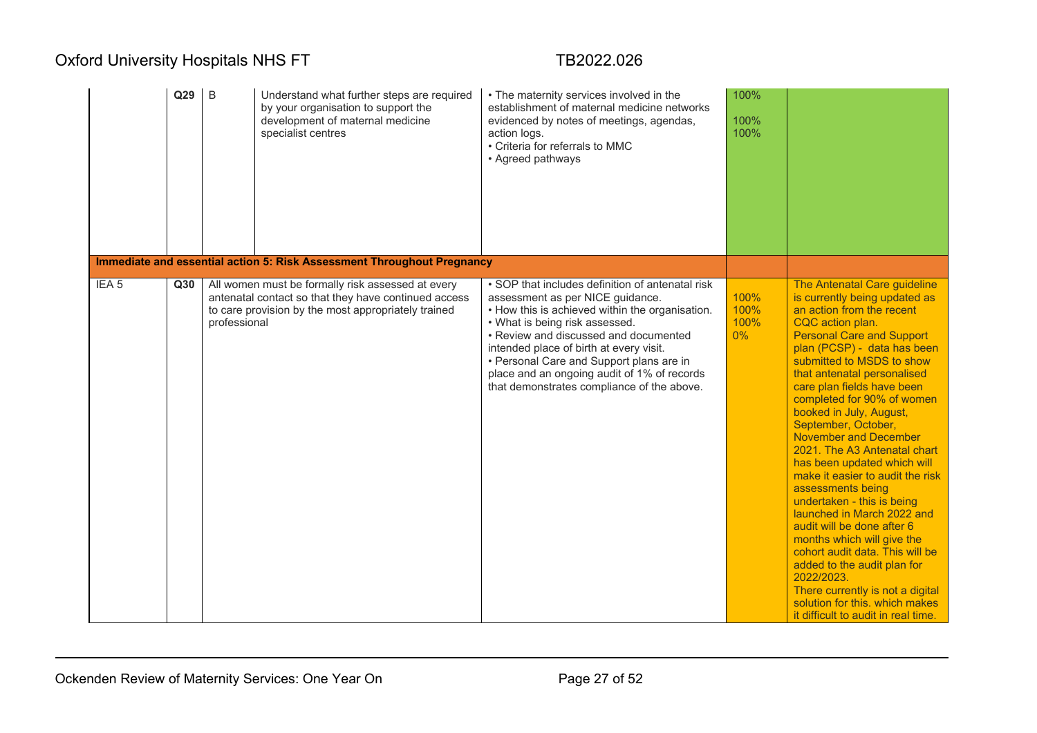| | | | | | | |
|---|---|---|---|---|---|---|
| | **Q29** | B | Understand what further steps are required by your organisation to support the development of maternal medicine specialist centres | • The maternity services involved in the establishment of maternal medicine networks evidenced by notes of meetings, agendas, action logs.<br>• Criteria for referrals to MMC<br>• Agreed pathways | 100%<br><br>100%<br>100% | |
| **Immediate and essential action 5: Risk Assessment Throughout Pregnancy** | | | | | | |
| IEA 5 | **Q30** | All women must be formally risk assessed at every antenatal contact so that they have continued access to care provision by the most appropriately trained professional | | • SOP that includes definition of antenatal risk assessment as per NICE guidance.<br>• How this is achieved within the organisation.<br>• What is being risk assessed.<br>• Review and discussed and documented intended place of birth at every visit.<br>• Personal Care and Support plans are in place and an ongoing audit of 1% of records that demonstrates compliance of the above. | 100%<br>100%<br>100%<br>0% | The Antenatal Care guideline is currently being updated as an action from the recent CQC action plan.<br>Personal Care and Support plan (PCSP) - data has been submitted to MSDS to show that antenatal personalised care plan fields have been completed for 90% of women booked in July, August, September, October, November and December 2021. The A3 Antenatal chart has been updated which will make it easier to audit the risk assessments being undertaken - this is being launched in March 2022 and audit will be done after 6 months which will give the cohort audit data. This will be added to the audit plan for 2022/2023.<br>There currently is not a digital solution for this. which makes it difficult to audit in real time. |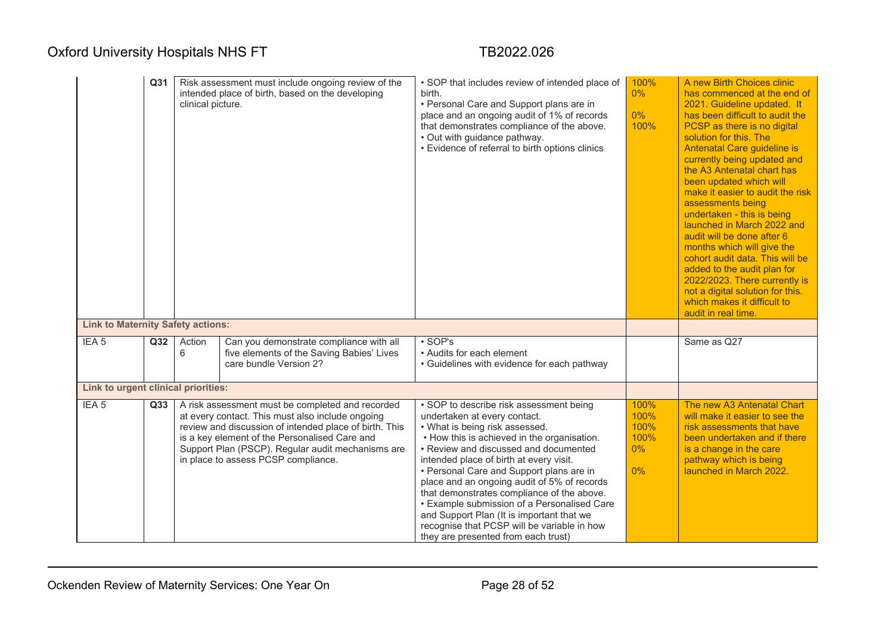| | | | | | | |
|---|---|---|---|---|---|---|
| | Q31 | Risk assessment must include ongoing review of the intended place of birth, based on the developing clinical picture. | | • SOP that includes review of intended place of birth.<br>• Personal Care and Support plans are in place and an ongoing audit of 1% of records that demonstrates compliance of the above.<br>• Out with guidance pathway.<br>• Evidence of referral to birth options clinics | 100%<br>0%<br><br>0%<br>100% | A new Birth Choices clinic has commenced at the end of 2021. Guideline updated. It has been difficult to audit the PCSP as there is no digital solution for this. The Antenatal Care guideline is currently being updated and the A3 Antenatal chart has been updated which will make it easier to audit the risk assessments being undertaken - this is being launched in March 2022 and audit will be done after 6 months which will give the cohort audit data. This will be added to the audit plan for 2022/2023. There currently is not a digital solution for this. which makes it difficult to audit in real time. |
| **Link to Maternity Safety actions:** | | | | | | |
| IEA 5 | Q32 | Action 6 | Can you demonstrate compliance with all five elements of the Saving Babies' Lives care bundle Version 2? | • SOP's<br>• Audits for each element<br>• Guidelines with evidence for each pathway | | Same as Q27 |
| **Link to urgent clinical priorities:** | | | | | | |
| IEA 5 | Q33 | A risk assessment must be completed and recorded at every contact. This must also include ongoing review and discussion of intended place of birth. This is a key element of the Personalised Care and Support Plan (PSCP). Regular audit mechanisms are in place to assess PCSP compliance. | | • SOP to describe risk assessment being undertaken at every contact.<br>• What is being risk assessed.<br>• How this is achieved in the organisation.<br>• Review and discussed and documented intended place of birth at every visit.<br>• Personal Care and Support plans are in place and an ongoing audit of 5% of records that demonstrates compliance of the above.<br>• Example submission of a Personalised Care and Support Plan (It is important that we recognise that PCSP will be variable in how they are presented from each trust) | 100%<br>100%<br>100%<br>100%<br>0%<br><br>0% | The new A3 Antenatal Chart will make it easier to see the risk assessments that have been undertaken and if there is a change in the care pathway which is being launched in March 2022. |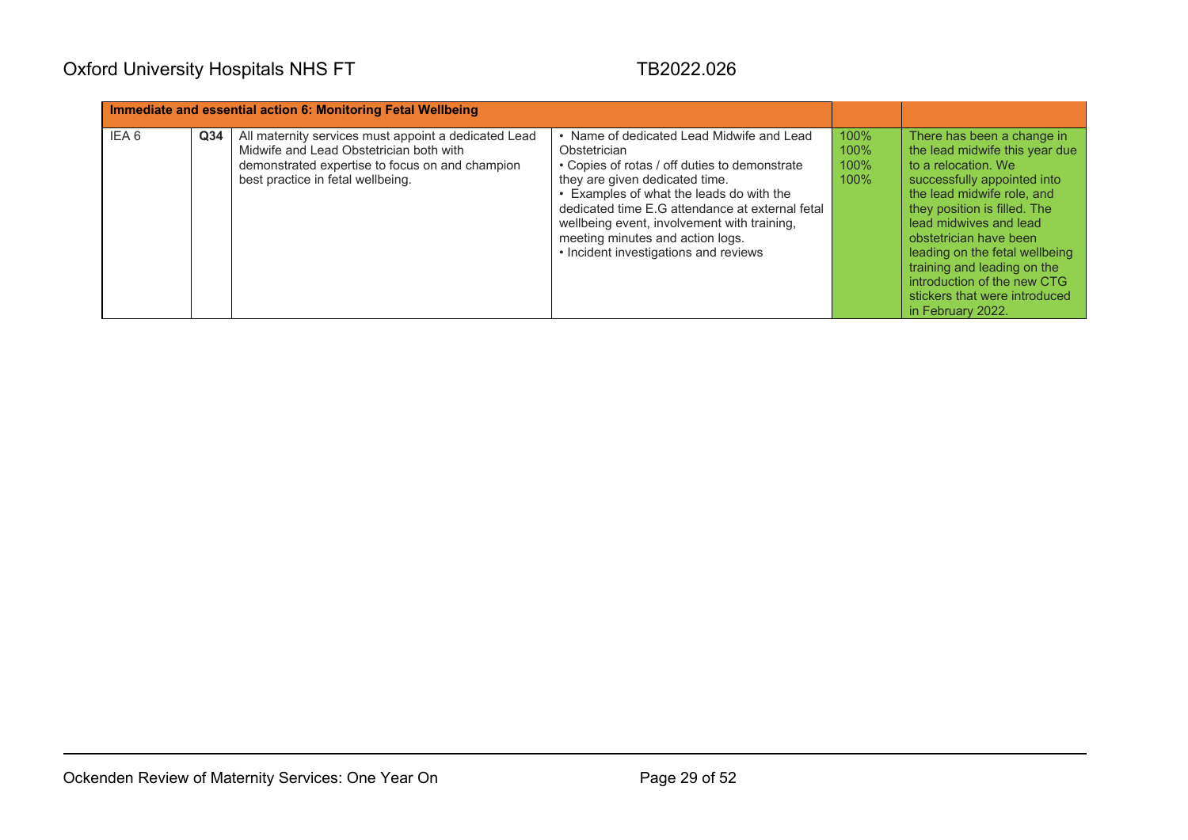| Immediate and essential action 6: Monitoring Fetal Wellbeing | | | | | |
|---|---|---|---|---|---|
| IEA 6 | **Q34** | All maternity services must appoint a dedicated Lead Midwife and Lead Obstetrician both with demonstrated expertise to focus on and champion best practice in fetal wellbeing. | • Name of dedicated Lead Midwife and Lead Obstetrician<br>• Copies of rotas / off duties to demonstrate they are given dedicated time.<br>• Examples of what the leads do with the dedicated time E.G attendance at external fetal wellbeing event, involvement with training, meeting minutes and action logs.<br>• Incident investigations and reviews | 100%<br>100%<br>100%<br>100% | There has been a change in the lead midwife this year due to a relocation. We successfully appointed into the lead midwife role, and they position is filled. The lead midwives and lead obstetrician have been leading on the fetal wellbeing training and leading on the introduction of the new CTG stickers that were introduced in February 2022. |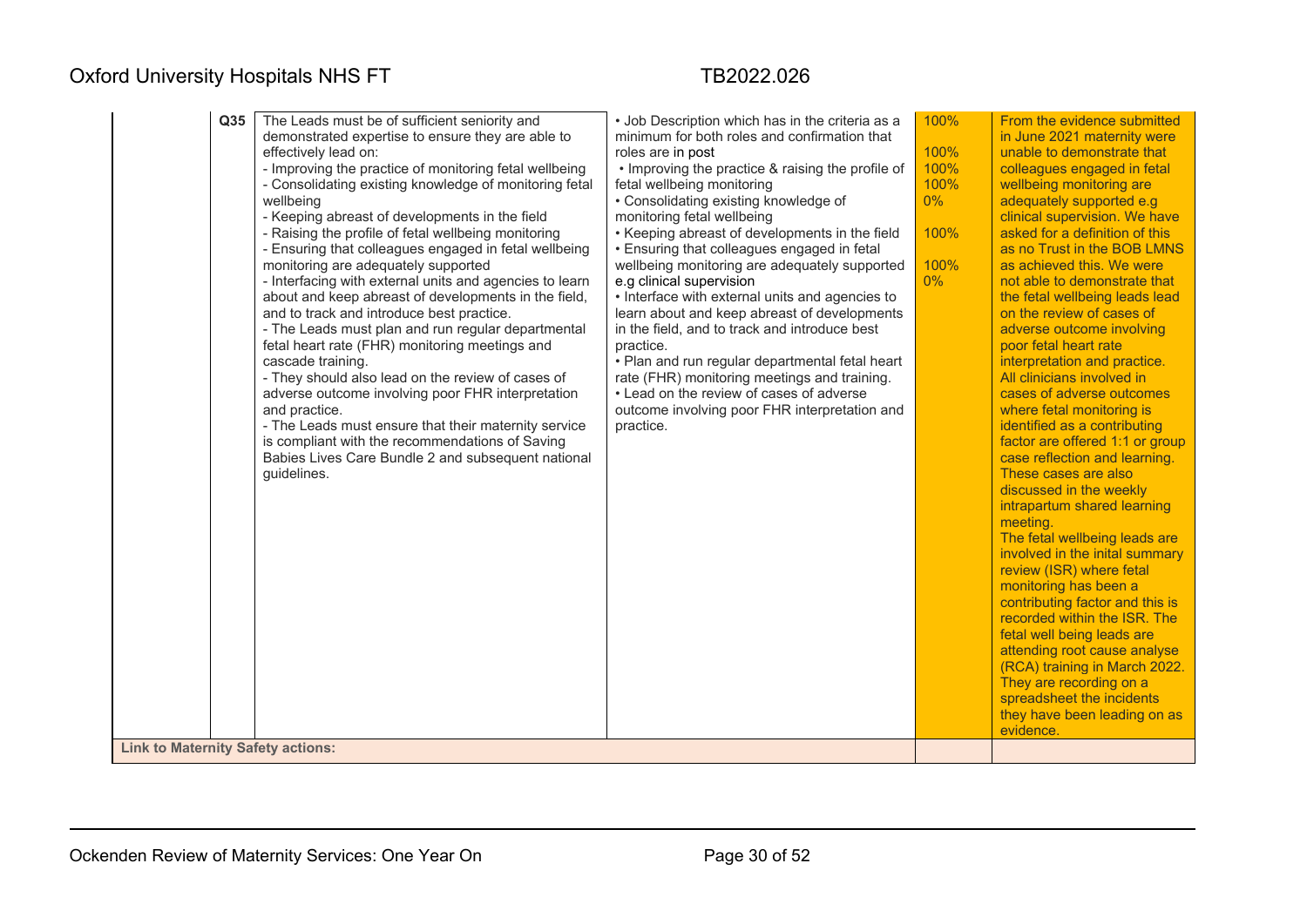| | | | | | |
|---|---|---|---|---|---|
| | Q35 | The Leads must be of sufficient seniority and demonstrated expertise to ensure they are able to effectively lead on:<br>- Improving the practice of monitoring fetal wellbeing<br>- Consolidating existing knowledge of monitoring fetal wellbeing<br>- Keeping abreast of developments in the field<br>- Raising the profile of fetal wellbeing monitoring<br>- Ensuring that colleagues engaged in fetal wellbeing monitoring are adequately supported<br>- Interfacing with external units and agencies to learn about and keep abreast of developments in the field, and to track and introduce best practice.<br>- The Leads must plan and run regular departmental fetal heart rate (FHR) monitoring meetings and cascade training.<br>- They should also lead on the review of cases of adverse outcome involving poor FHR interpretation and practice.<br>- The Leads must ensure that their maternity service is compliant with the recommendations of Saving Babies Lives Care Bundle 2 and subsequent national guidelines. | • Job Description which has in the criteria as a minimum for both roles and confirmation that roles are in post<br>• Improving the practice & raising the profile of fetal wellbeing monitoring<br>• Consolidating existing knowledge of monitoring fetal wellbeing<br>• Keeping abreast of developments in the field<br>• Ensuring that colleagues engaged in fetal wellbeing monitoring are adequately supported e.g clinical supervision<br>• Interface with external units and agencies to learn about and keep abreast of developments in the field, and to track and introduce best practice.<br>• Plan and run regular departmental fetal heart rate (FHR) monitoring meetings and training.<br>• Lead on the review of cases of adverse outcome involving poor FHR interpretation and practice. | 100%<br><br>100%<br>100%<br>100%<br>0%<br><br>100%<br><br>100%<br>0% | From the evidence submitted in June 2021 maternity were unable to demonstrate that colleagues engaged in fetal wellbeing monitoring are adequately supported e.g clinical supervision. We have asked for a definition of this as no Trust in the BOB LMNS as achieved this. We were not able to demonstrate that the fetal wellbeing leads lead on the review of cases of adverse outcome involving poor fetal heart rate interpretation and practice. All clinicians involved in cases of adverse outcomes where fetal monitoring is identified as a contributing factor are offered 1:1 or group case reflection and learning. These cases are also discussed in the weekly intrapartum shared learning meeting.<br>The fetal wellbeing leads are involved in the inital summary review (ISR) where fetal monitoring has been a contributing factor and this is recorded within the ISR. The fetal well being leads are attending root cause analyse (RCA) training in March 2022. They are recording on a spreadsheet the incidents they have been leading on as evidence. |
| **Link to Maternity Safety actions:** | | | | | |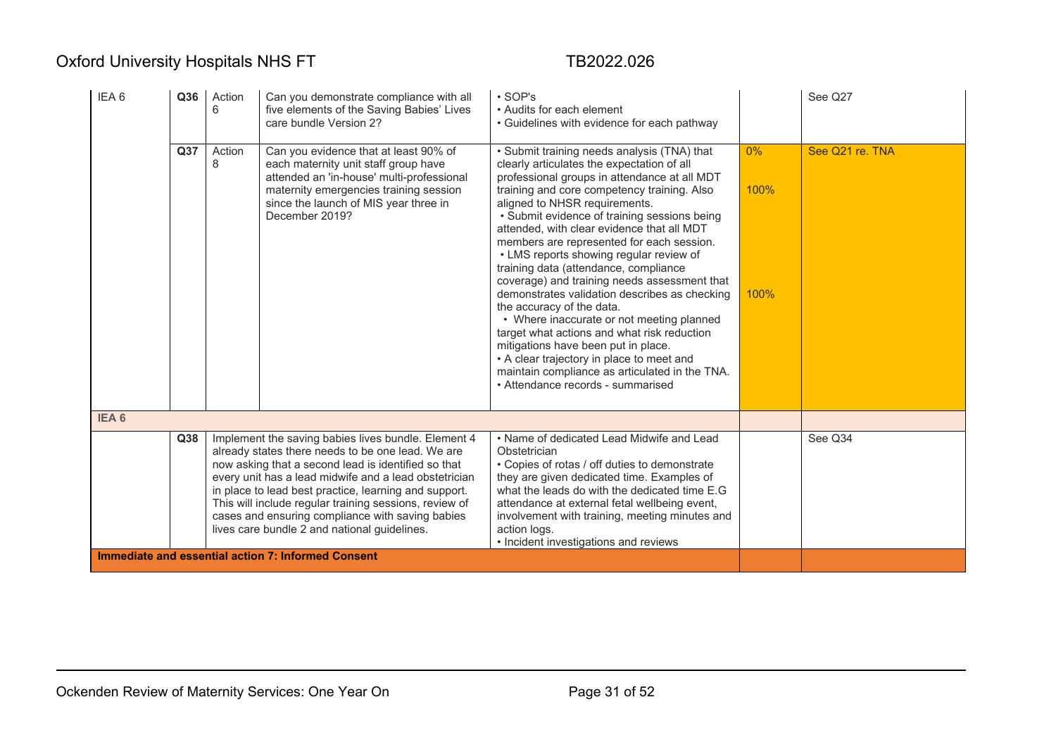| | | | | | | |
|---|---|---|---|---|---|---|
| IEA 6 | **Q36** | Action 6 | Can you demonstrate compliance with all five elements of the Saving Babies' Lives care bundle Version 2? | • SOP's<br>• Audits for each element<br>• Guidelines with evidence for each pathway | | See Q27 |
| | **Q37** | Action 8 | Can you evidence that at least 90% of each maternity unit staff group have attended an 'in-house' multi-professional maternity emergencies training session since the launch of MIS year three in December 2019? | • Submit training needs analysis (TNA) that clearly articulates the expectation of all professional groups in attendance at all MDT training and core competency training. Also aligned to NHSR requirements.<br>• Submit evidence of training sessions being attended, with clear evidence that all MDT members are represented for each session.<br>• LMS reports showing regular review of training data (attendance, compliance coverage) and training needs assessment that demonstrates validation describes as checking the accuracy of the data.<br>• Where inaccurate or not meeting planned target what actions and what risk reduction mitigations have been put in place.<br>• A clear trajectory in place to meet and maintain compliance as articulated in the TNA.<br>• Attendance records - summarised | 0%<br>100%<br>100% | See Q21 re. TNA |
| **IEA 6** | | | | | | |
| | **Q38** | Implement the saving babies lives bundle. Element 4 already states there needs to be one lead. We are now asking that a second lead is identified so that every unit has a lead midwife and a lead obstetrician in place to lead best practice, learning and support. This will include regular training sessions, review of cases and ensuring compliance with saving babies lives care bundle 2 and national guidelines. | | • Name of dedicated Lead Midwife and Lead Obstetrician<br>• Copies of rotas / off duties to demonstrate they are given dedicated time. Examples of what the leads do with the dedicated time E.G attendance at external fetal wellbeing event, involvement with training, meeting minutes and action logs.<br>• Incident investigations and reviews | | See Q34 |
| **Immediate and essential action 7: Informed Consent** | | | | | | |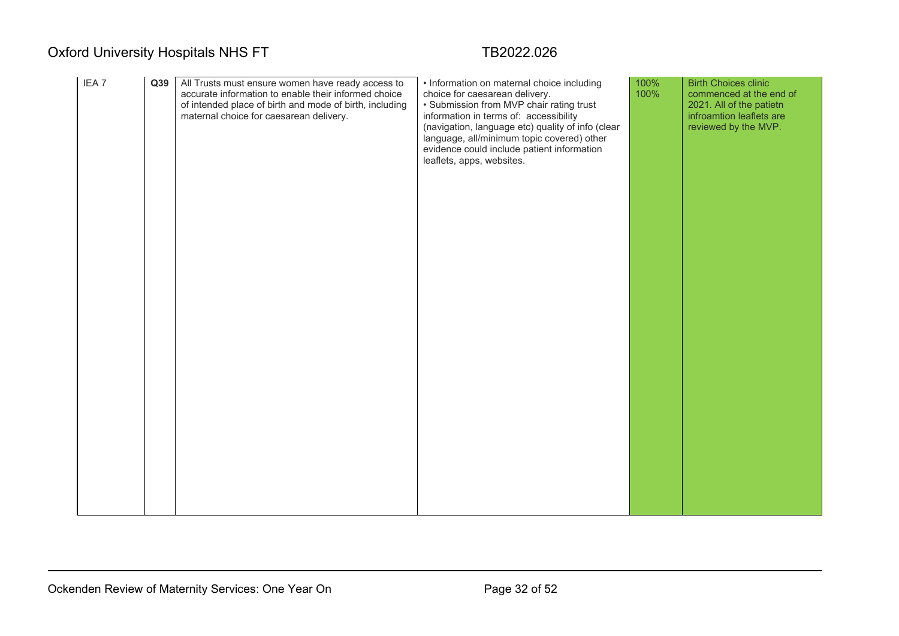| | | | | | |
|---|---|---|---|---|---|
| IEA 7 | **Q39** | All Trusts must ensure women have ready access to accurate information to enable their informed choice of intended place of birth and mode of birth, including maternal choice for caesarean delivery. | • Information on maternal choice including choice for caesarean delivery.<br>• Submission from MVP chair rating trust information in terms of: accessibility (navigation, language etc) quality of info (clear language, all/minimum topic covered) other evidence could include patient information leaflets, apps, websites. | 100%<br>100% | Birth Choices clinic commenced at the end of 2021. All of the patietn infroamtion leaflets are reviewed by the MVP. |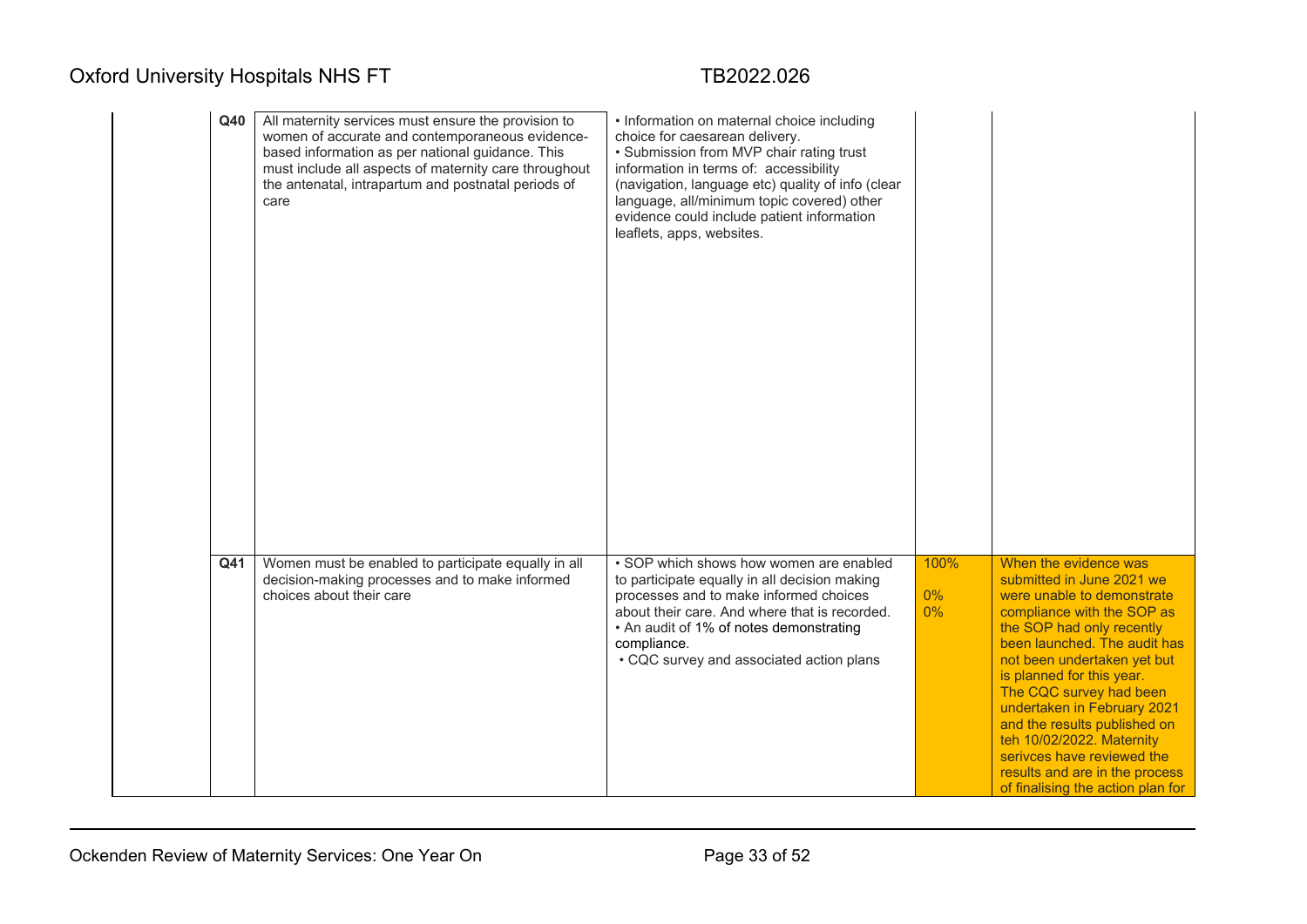| | | | | |
|---|---|---|---|---|
| Q40 | All maternity services must ensure the provision to women of accurate and contemporaneous evidence-based information as per national guidance. This must include all aspects of maternity care throughout the antenatal, intrapartum and postnatal periods of care | • Information on maternal choice including choice for caesarean delivery.<br>• Submission from MVP chair rating trust information in terms of: accessibility (navigation, language etc) quality of info (clear language, all/minimum topic covered) other evidence could include patient information leaflets, apps, websites. | | |
| Q41 | Women must be enabled to participate equally in all decision-making processes and to make informed choices about their care | • SOP which shows how women are enabled to participate equally in all decision making processes and to make informed choices about their care. And where that is recorded.<br>• An audit of 1% of notes demonstrating compliance.<br>• CQC survey and associated action plans | 100%<br><br>0%<br>0% | When the evidence was submitted in June 2021 we were unable to demonstrate compliance with the SOP as the SOP had only recently been launched. The audit has not been undertaken yet but is planned for this year.<br>The CQC survey had been undertaken in February 2021 and the results published on teh 10/02/2022. Maternity serivces have reviewed the results and are in the process of finalising the action plan for |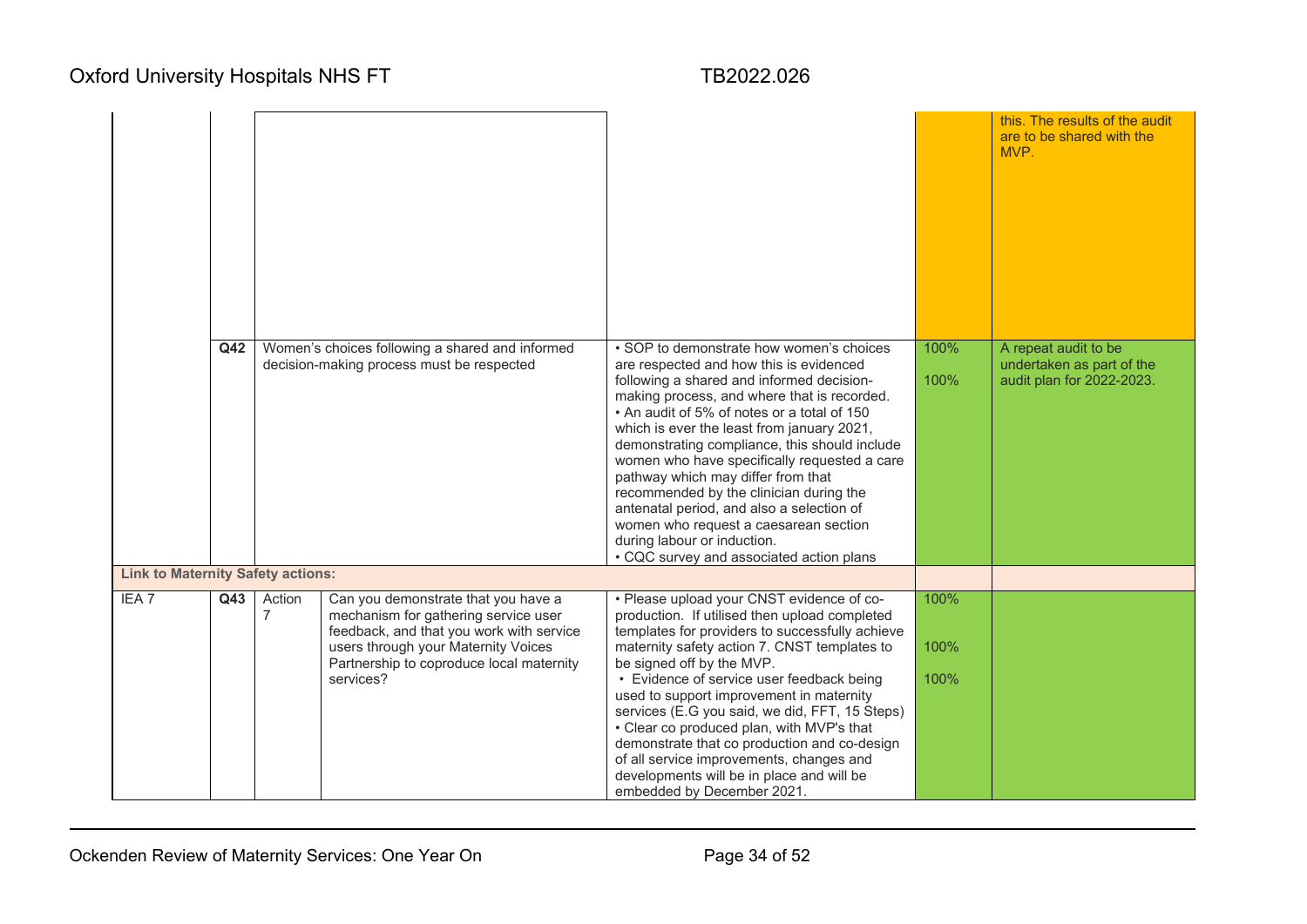| | | | | | | |
|---|---|---|---|---|---|---|
| | | | | | | this. The results of the audit are to be shared with the MVP. |
| | Q42 | Women's choices following a shared and informed decision-making process must be respected | | • SOP to demonstrate how women's choices are respected and how this is evidenced following a shared and informed decision-making process, and where that is recorded.<br>• An audit of 5% of notes or a total of 150 which is ever the least from january 2021, demonstrating compliance, this should include women who have specifically requested a care pathway which may differ from that recommended by the clinician during the antenatal period, and also a selection of women who request a caesarean section during labour or induction.<br>• CQC survey and associated action plans | 100%<br>100% | A repeat audit to be undertaken as part of the audit plan for 2022-2023. |
| **Link to Maternity Safety actions:** | | | | | | |
| IEA 7 | Q43 | Action 7 | Can you demonstrate that you have a mechanism for gathering service user feedback, and that you work with service users through your Maternity Voices Partnership to coproduce local maternity services? | • Please upload your CNST evidence of co-production. If utilised then upload completed templates for providers to successfully achieve maternity safety action 7. CNST templates to be signed off by the MVP.<br>• Evidence of service user feedback being used to support improvement in maternity services (E.G you said, we did, FFT, 15 Steps)<br>• Clear co produced plan, with MVP's that demonstrate that co production and co-design of all service improvements, changes and developments will be in place and will be embedded by December 2021. | 100%<br>100%<br>100% | |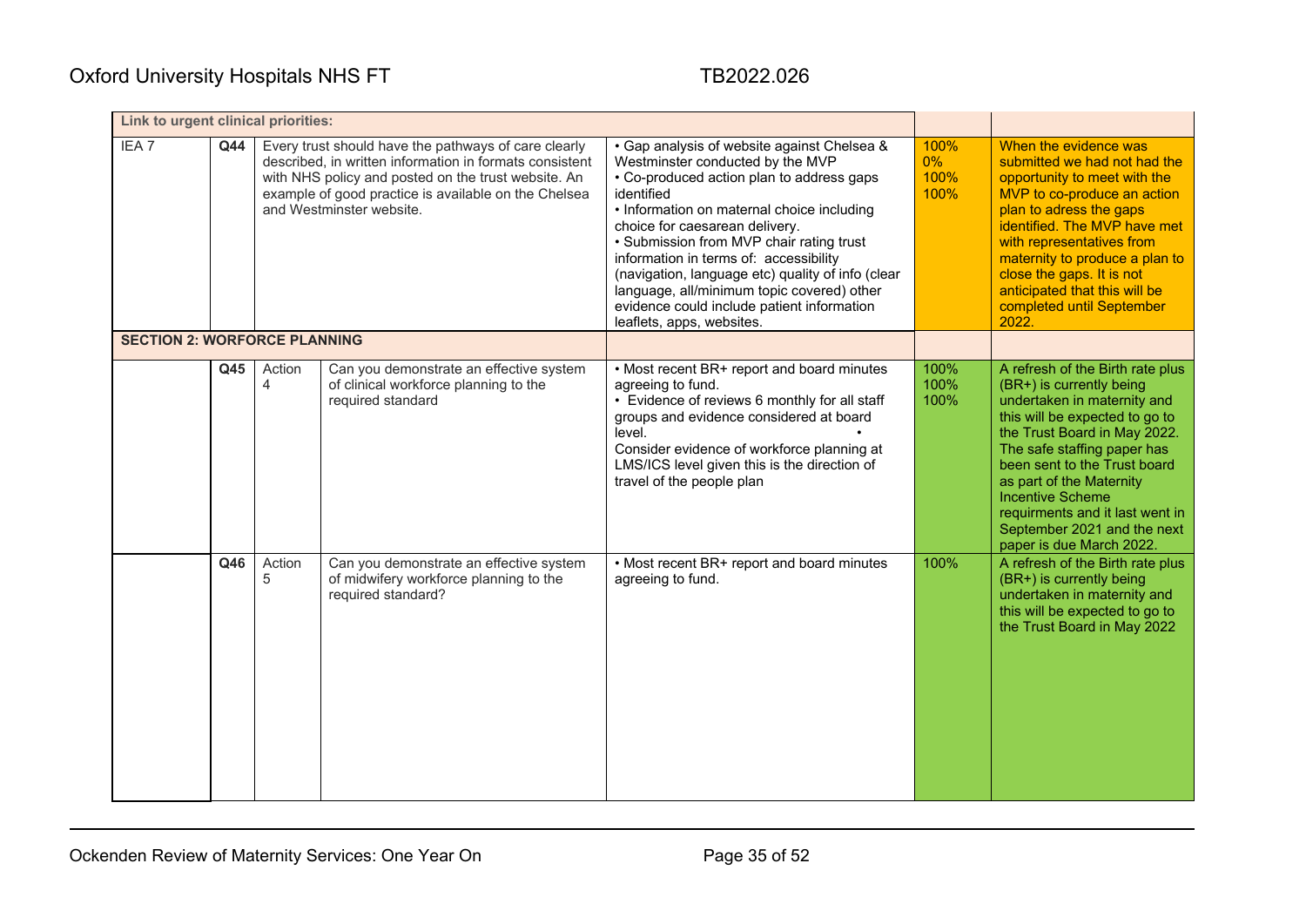| | | | | | | |
|---|---|---|---|---|---|---|
| **Link to urgent clinical priorities:** | | | | | | |
| IEA 7 | **Q44** | Every trust should have the pathways of care clearly described, in written information in formats consistent with NHS policy and posted on the trust website. An example of good practice is available on the Chelsea and Westminster website. | | • Gap analysis of website against Chelsea & Westminster conducted by the MVP<br>• Co-produced action plan to address gaps identified<br>• Information on maternal choice including choice for caesarean delivery.<br>• Submission from MVP chair rating trust information in terms of: accessibility (navigation, language etc) quality of info (clear language, all/minimum topic covered) other evidence could include patient information leaflets, apps, websites. | 100%<br>0%<br>100%<br>100% | When the evidence was submitted we had not had the opportunity to meet with the MVP to co-produce an action plan to adress the gaps identified. The MVP have met with representatives from maternity to produce a plan to close the gaps. It is not anticipated that this will be completed until September 2022. |
| **SECTION 2: WORFORCE PLANNING** | | | | | | |
| | **Q45** | Action 4 | Can you demonstrate an effective system of clinical workforce planning to the required standard | • Most recent BR+ report and board minutes agreeing to fund.<br>• Evidence of reviews 6 monthly for all staff groups and evidence considered at board level. •<br>Consider evidence of workforce planning at LMS/ICS level given this is the direction of travel of the people plan | 100%<br>100%<br>100% | A refresh of the Birth rate plus (BR+) is currently being undertaken in maternity and this will be expected to go to the Trust Board in May 2022. The safe staffing paper has been sent to the Trust board as part of the Maternity Incentive Scheme requirments and it last went in September 2021 and the next paper is due March 2022. |
| | **Q46** | Action 5 | Can you demonstrate an effective system of midwifery workforce planning to the required standard? | • Most recent BR+ report and board minutes agreeing to fund. | 100% | A refresh of the Birth rate plus (BR+) is currently being undertaken in maternity and this will be expected to go to the Trust Board in May 2022 |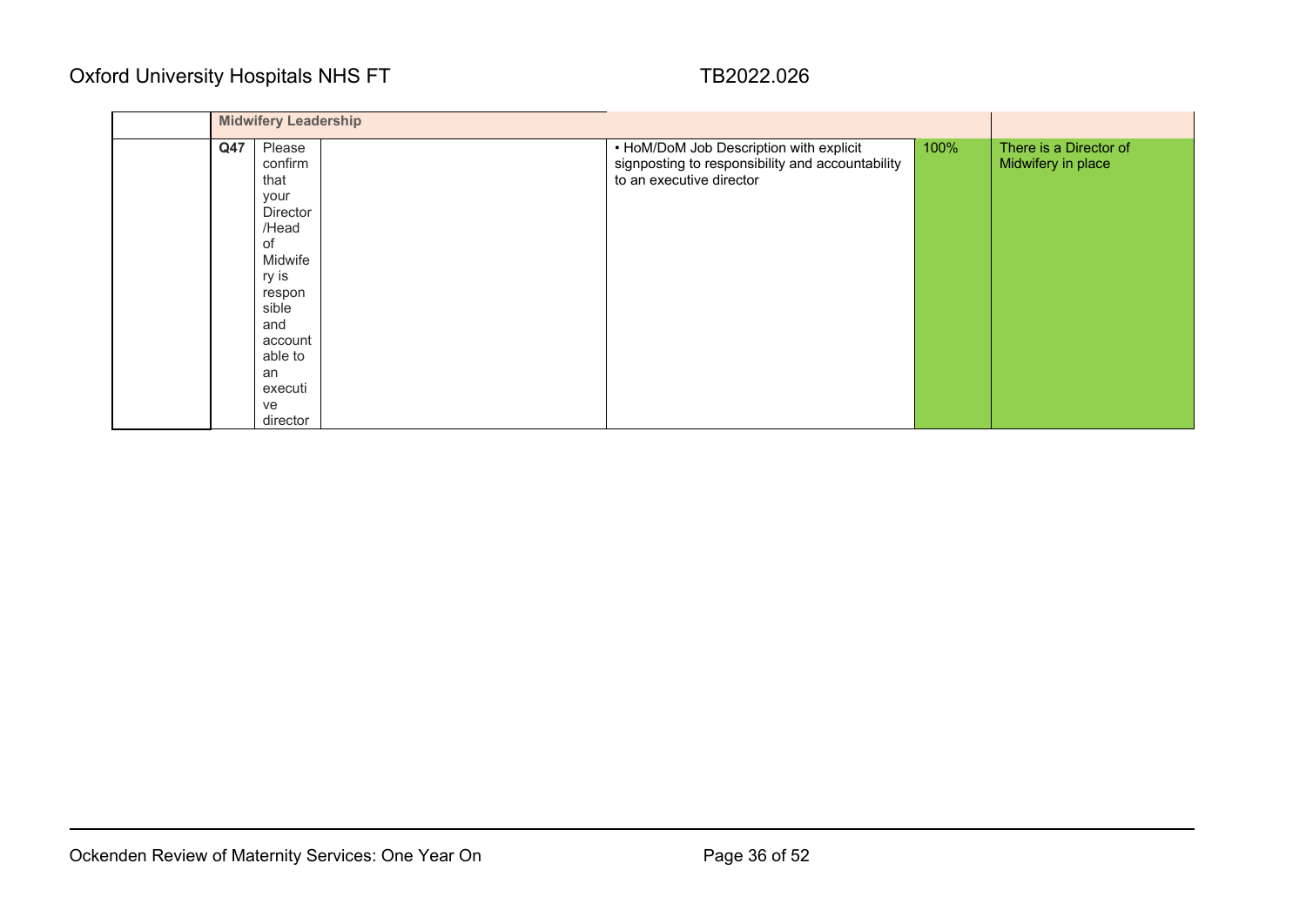| | | | | | | |
|---|---|---|---|---|---|---|
| | **Midwifery Leadership** | | | | | |
| | **Q47** | Please confirm that your Director/Head of Midwifery is responsible and accountable to an executive director | | • HoM/DoM Job Description with explicit signposting to responsibility and accountability to an executive director | 100% | There is a Director of Midwifery in place |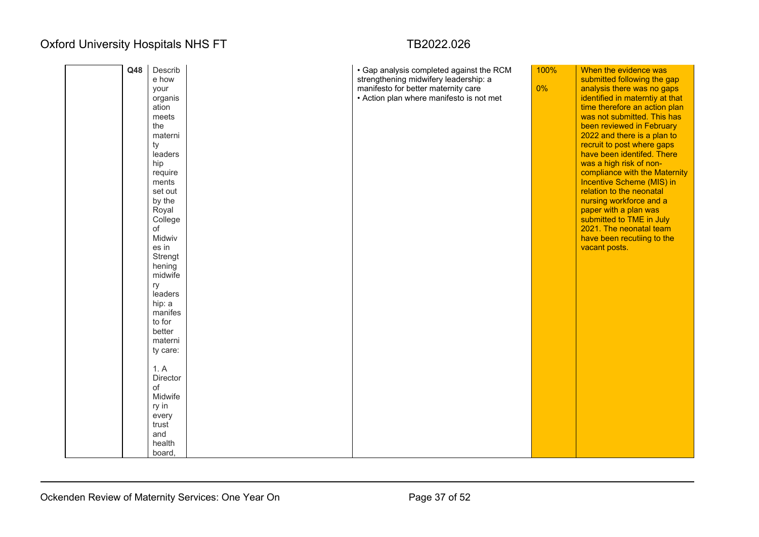|  | Q48 | Describe how your organisation meets the maternity leadership requirements set out by the Royal College of Midwives in Strengthening midwifery leadership: a manifesto for better maternity care:<br><br>1. A Director of Midwifery in every trust and health board, |  | • Gap analysis completed against the RCM strengthening midwifery leadership: a manifesto for better maternity care<br>• Action plan where manifesto is not met | 100%<br><br>0% | When the evidence was submitted following the gap analysis there was no gaps identified in materntiy at that time therefore an action plan was not submitted. This has been reviewed in February 2022 and there is a plan to recruit to post where gaps have been identifed. There was a high risk of non-compliance with the Maternity Incentive Scheme (MIS) in relation to the neonatal nursing workforce and a paper with a plan was submitted to TME in July 2021. The neonatal team have been recutiing to the vacant posts. |
|---|---|---|---|---|---|---|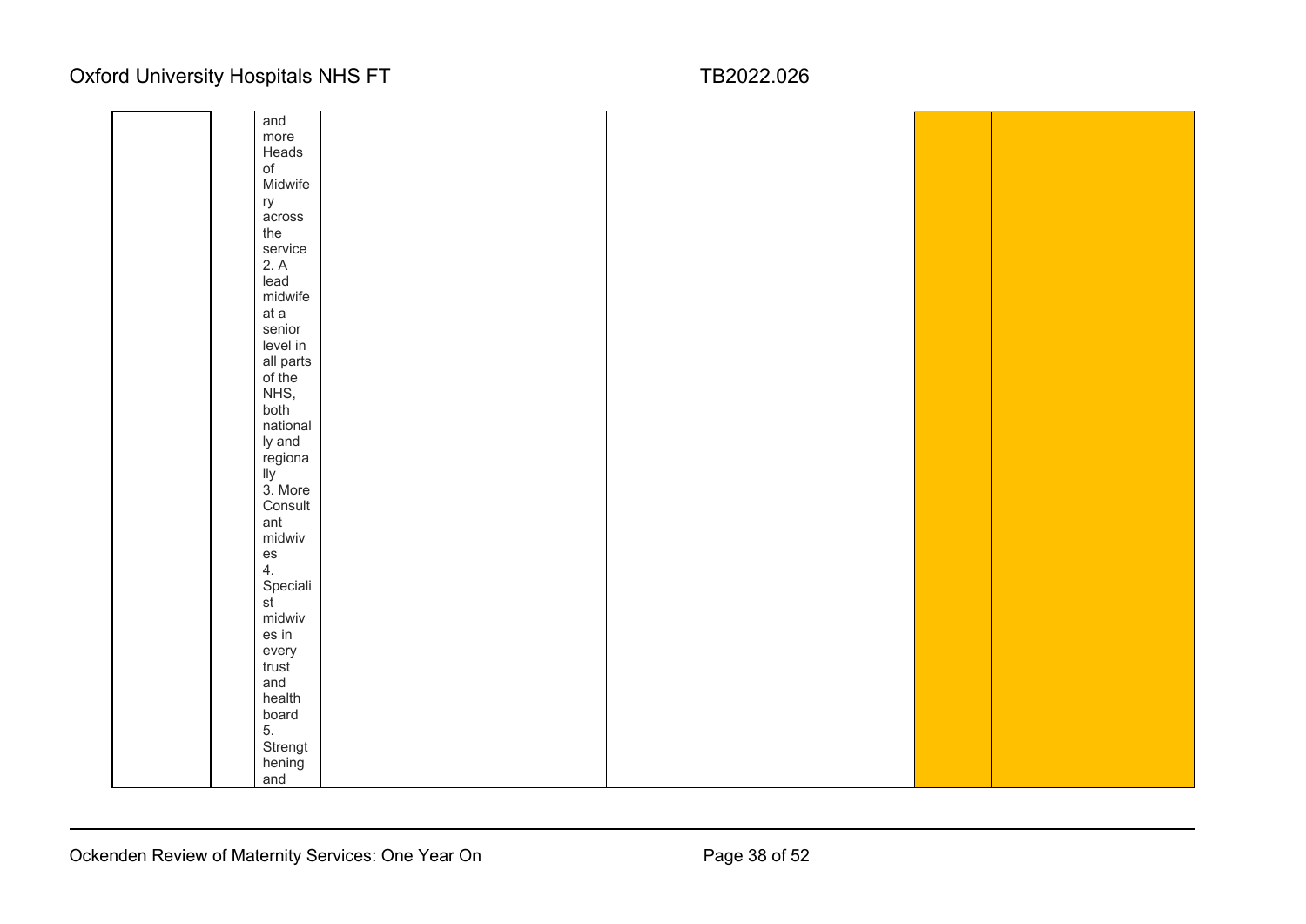| | | | | | | |
|---|---|---|---|---|---|---|
| | | and more Heads of Midwifery across the service<br>2. A lead midwife at a senior level in all parts of the NHS, both nationally and regionally<br>3. More Consultant midwives<br>4. Specialist midwives in every trust and health board<br>5. Strengthening and | | | | |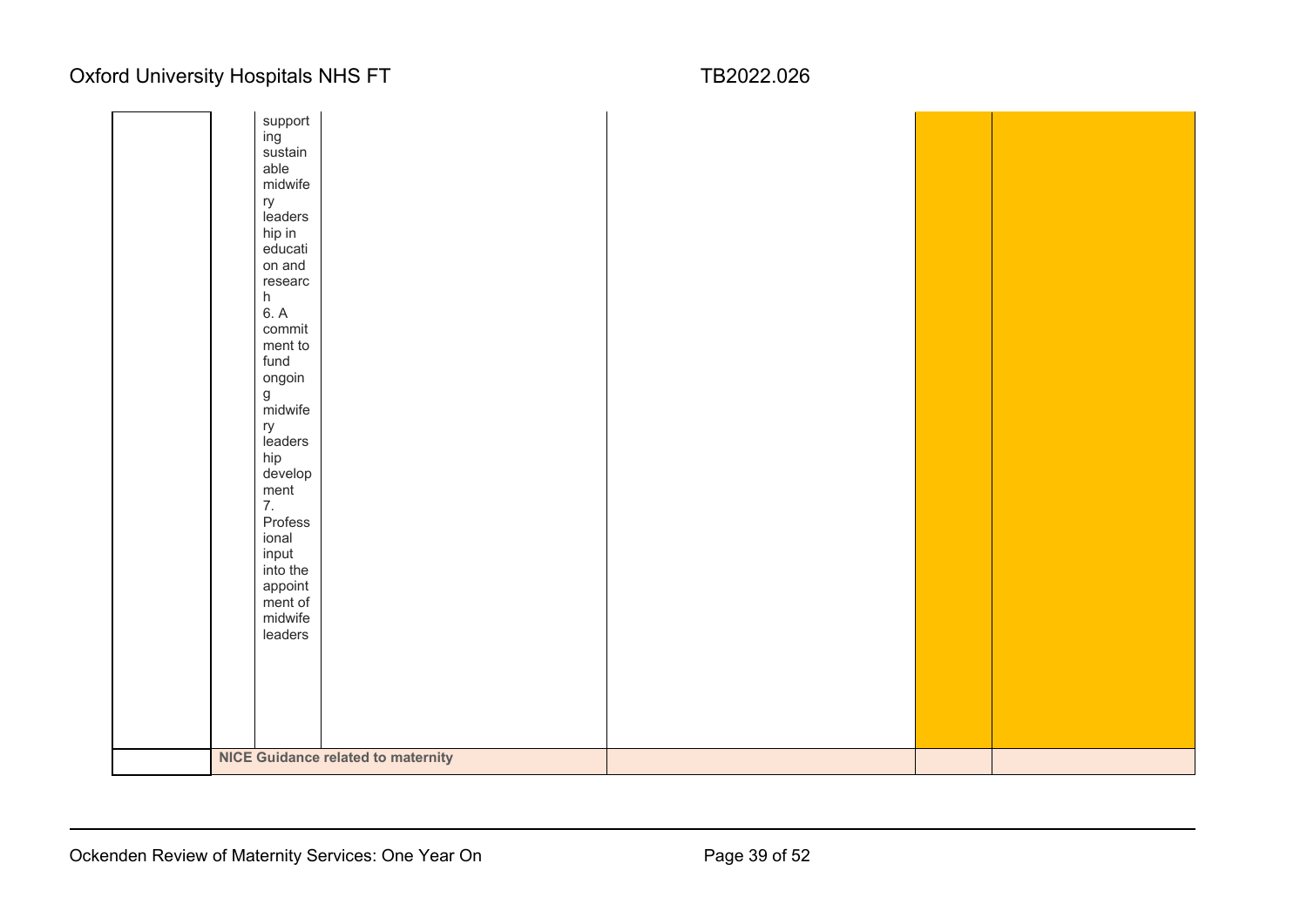| | | | | | | |
|---|---|---|---|---|---|---|
| | | supporting sustainable midwifery leadership in education and research<br>6. A commitment to fund ongoing midwifery leadership development<br>7. Professional input into the appointment of midwife leaders | | | | |
| | **NICE Guidance related to maternity** | | | | | |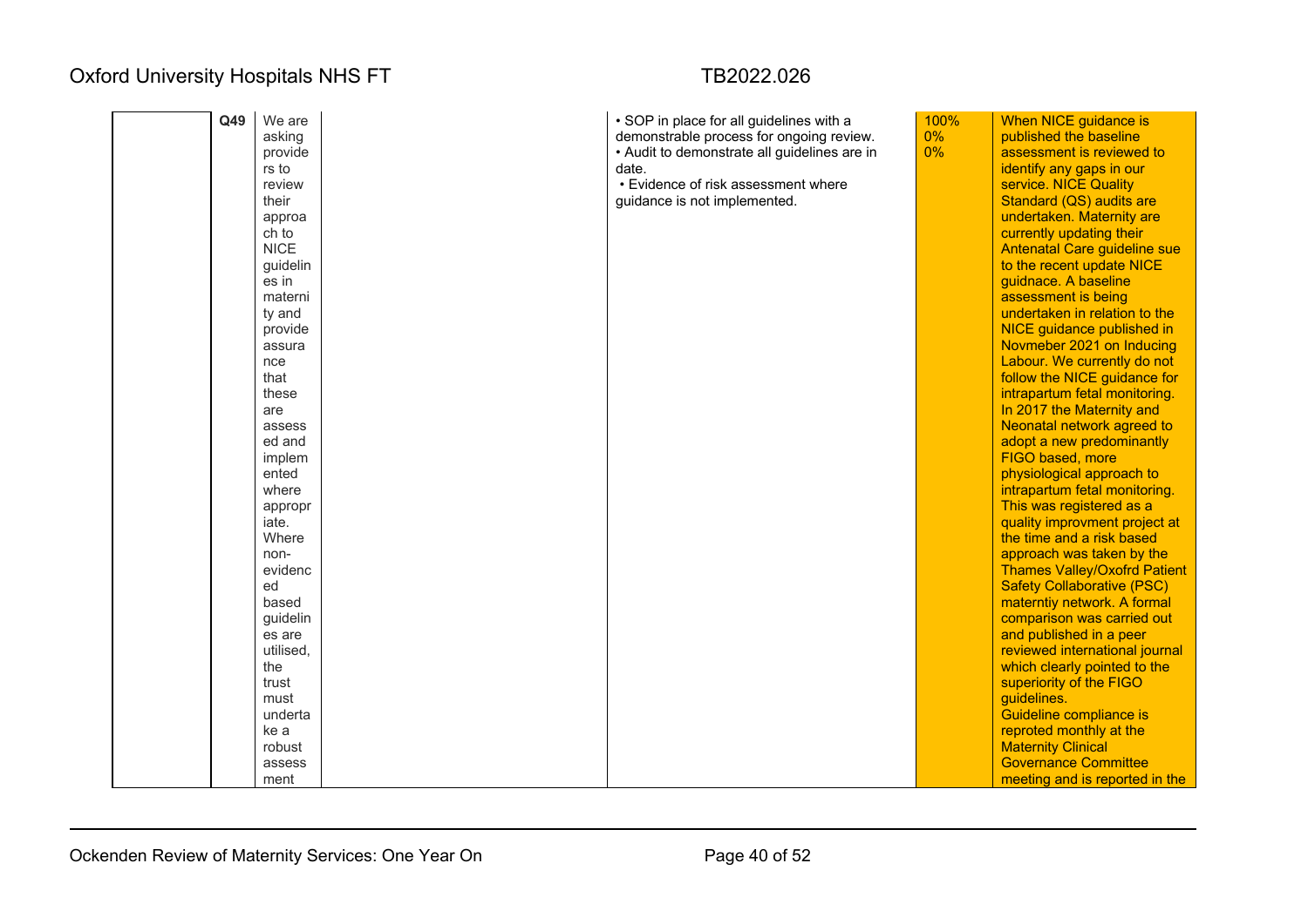|  | Q49 | We are asking providers to review their approach to NICE guidelines in maternity and provide assurance that these are assessed and implemented where appropriate. Where non-evidenced based guidelines are utilised, the trust must undertake a robust assessment |  | • SOP in place for all guidelines with a demonstrable process for ongoing review.<br>• Audit to demonstrate all guidelines are in date.<br>• Evidence of risk assessment where guidance is not implemented. | 100%<br>0%<br>0% | When NICE guidance is published the baseline assessment is reviewed to identify any gaps in our service. NICE Quality Standard (QS) audits are undertaken. Maternity are currently updating their Antenatal Care guideline sue to the recent update NICE guidnace. A baseline assessment is being undertaken in relation to the NICE guidance published in Novmeber 2021 on Inducing Labour. We currently do not follow the NICE guidance for intrapartum fetal monitoring. In 2017 the Maternity and Neonatal network agreed to adopt a new predominantly FIGO based, more physiological approach to intrapartum fetal monitoring. This was registered as a quality improvment project at the time and a risk based approach was taken by the Thames Valley/Oxofrd Patient Safety Collaborative (PSC) materntiy network. A formal comparison was carried out and published in a peer reviewed international journal which clearly pointed to the superiority of the FIGO guidelines.<br>Guideline compliance is reproted monthly at the Maternity Clinical Governance Committee meeting and is reported in the |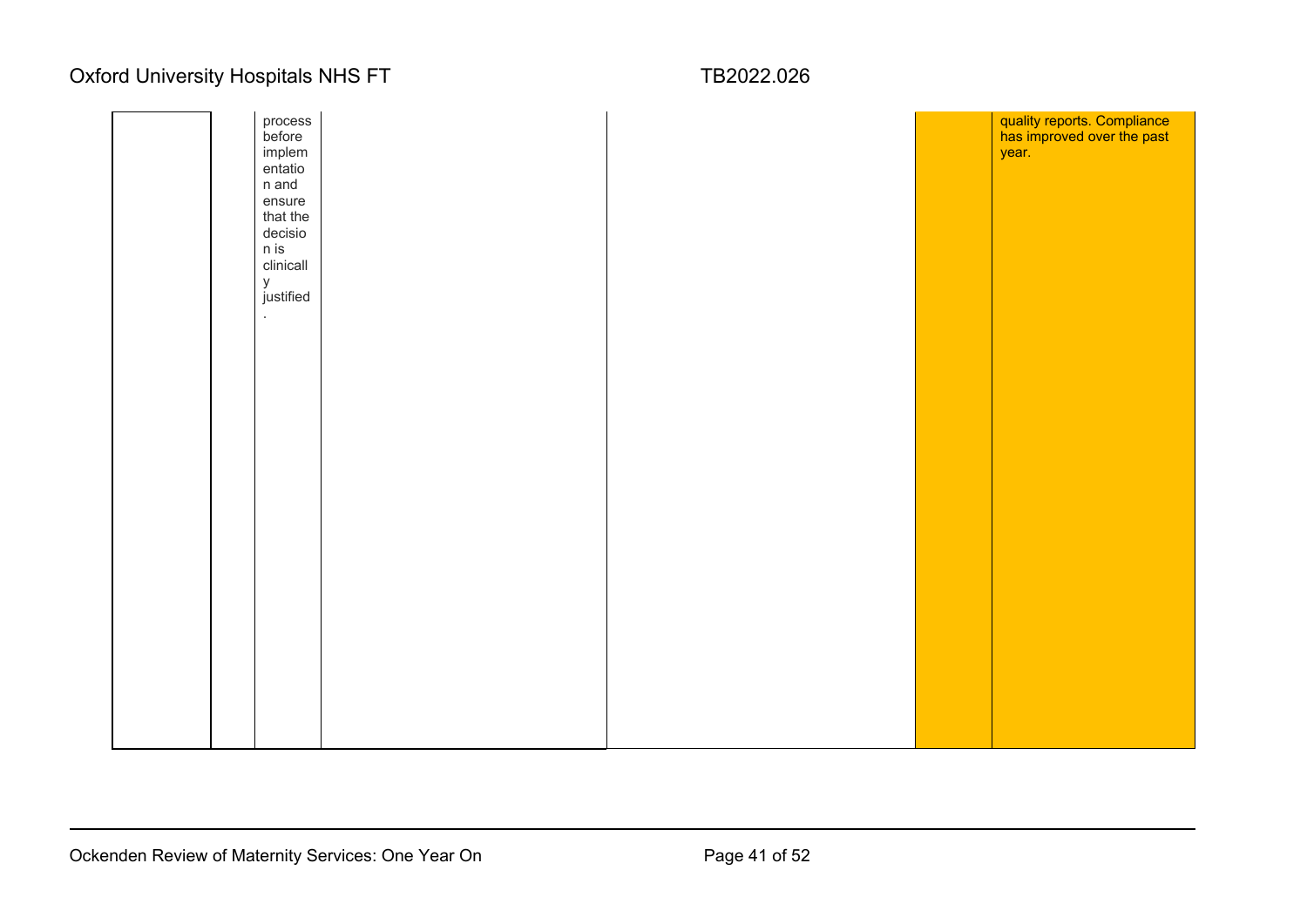| | | | | | | |
|---|---|---|---|---|---|---|
| | | process before implementation and ensure that the decision is clinically justified. | | | | quality reports. Compliance has improved over the past year. |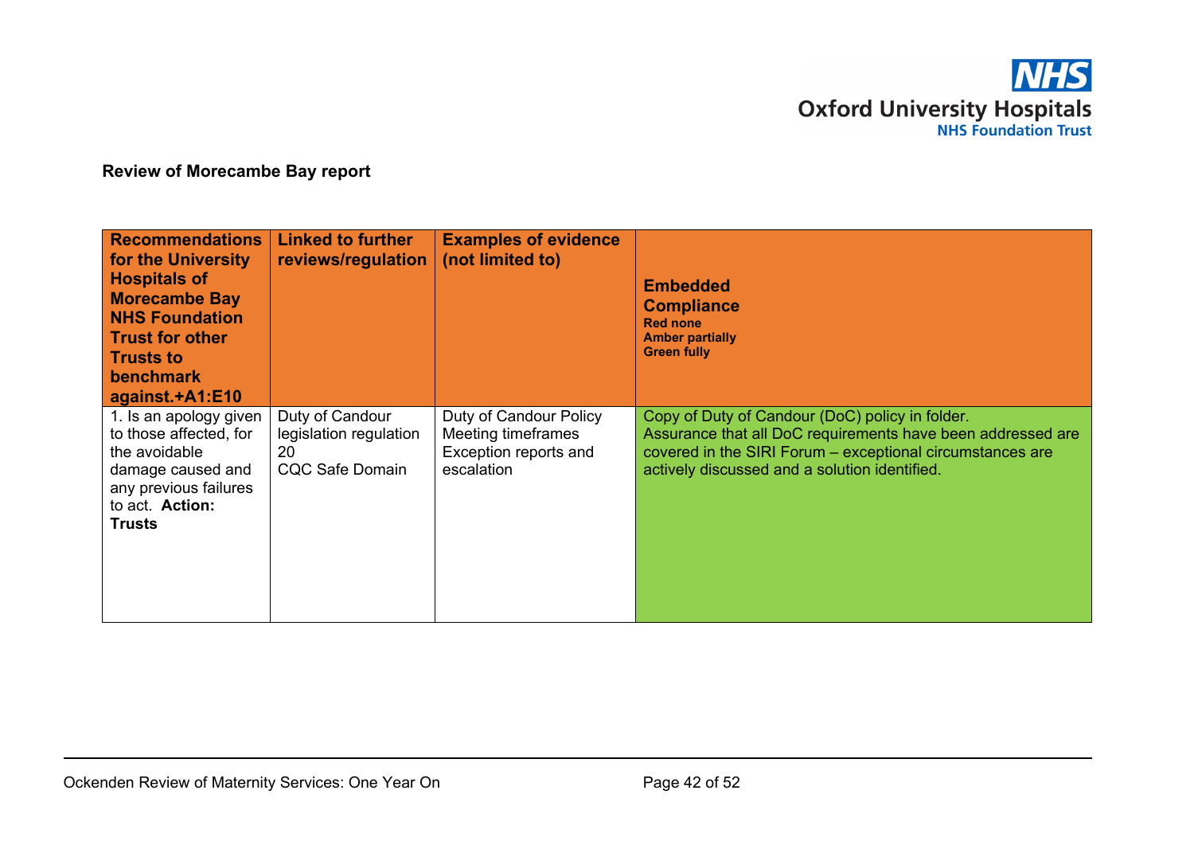**Review of Morecambe Bay report**

| Recommendations for the University Hospitals of Morecambe Bay NHS Foundation Trust for other Trusts to benchmark against.+A1:E10 | Linked to further reviews/regulation | Examples of evidence (not limited to) | Embedded Compliance<br>Red none<br>Amber partially<br>Green fully |
|---|---|---|---|
| 1. Is an apology given to those affected, for the avoidable damage caused and any previous failures to act. **Action: Trusts** | Duty of Candour legislation regulation 20<br>CQC Safe Domain | Duty of Candour Policy<br>Meeting timeframes<br>Exception reports and escalation | Copy of Duty of Candour (DoC) policy in folder.<br>Assurance that all DoC requirements have been addressed are covered in the SIRI Forum – exceptional circumstances are actively discussed and a solution identified. |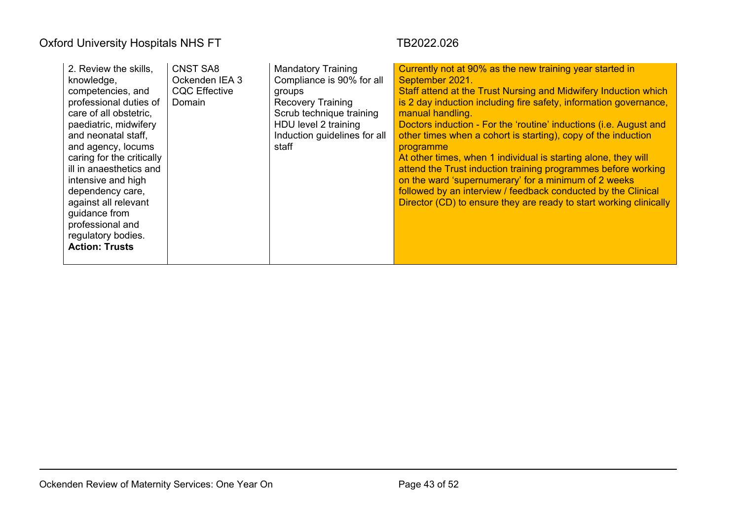| 2. Review the skills, knowledge, competencies, and professional duties of care of all obstetric, paediatric, midwifery and neonatal staff, and agency, locums caring for the critically ill in anaesthetics and intensive and high dependency care, against all relevant guidance from professional and regulatory bodies. **Action: Trusts** | CNST SA8<br>Ockenden IEA 3<br>CQC Effective Domain | Mandatory Training Compliance is 90% for all groups<br>Recovery Training<br>Scrub technique training<br>HDU level 2 training<br>Induction guidelines for all staff | Currently not at 90% as the new training year started in September 2021.<br>Staff attend at the Trust Nursing and Midwifery Induction which is 2 day induction including fire safety, information governance, manual handling.<br>Doctors induction - For the 'routine' inductions (i.e. August and other times when a cohort is starting), copy of the induction programme<br>At other times, when 1 individual is starting alone, they will attend the Trust induction training programmes before working on the ward 'supernumerary' for a minimum of 2 weeks followed by an interview / feedback conducted by the Clinical Director (CD) to ensure they are ready to start working clinically |
|---|---|---|---|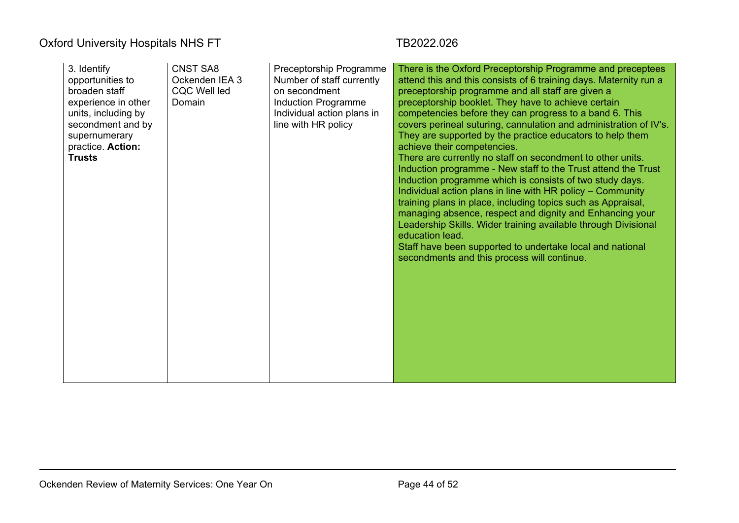| 3. Identify opportunities to broaden staff experience in other units, including by secondment and by supernumerary practice. **Action: Trusts** | CNST SA8<br>Ockenden IEA 3<br>CQC Well led Domain | Preceptorship Programme<br>Number of staff currently on secondment<br>Induction Programme<br>Individual action plans in line with HR policy | There is the Oxford Preceptorship Programme and preceptees attend this and this consists of 6 training days. Maternity run a preceptorship programme and all staff are given a preceptorship booklet. They have to achieve certain competencies before they can progress to a band 6. This covers perineal suturing, cannulation and administration of IV's. They are supported by the practice educators to help them achieve their competencies.<br>There are currently no staff on secondment to other units.<br>Induction programme - New staff to the Trust attend the Trust Induction programme which is consists of two study days.<br>Individual action plans in line with HR policy – Community training plans in place, including topics such as Appraisal, managing absence, respect and dignity and Enhancing your Leadership Skills. Wider training available through Divisional education lead.<br>Staff have been supported to undertake local and national secondments and this process will continue. |
|---|---|---|---|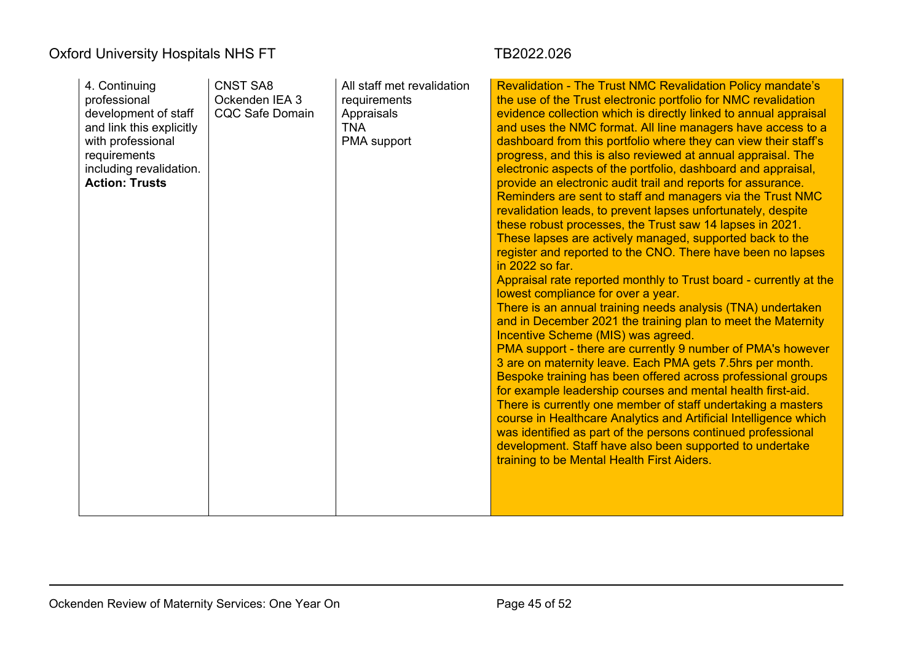| 4. Continuing professional development of staff and link this explicitly with professional requirements including revalidation. **Action: Trusts** | CNST SA8<br>Ockenden IEA 3<br>CQC Safe Domain | All staff met revalidation requirements<br>Appraisals<br>TNA<br>PMA support | Revalidation - The Trust NMC Revalidation Policy mandate's the use of the Trust electronic portfolio for NMC revalidation evidence collection which is directly linked to annual appraisal and uses the NMC format. All line managers have access to a dashboard from this portfolio where they can view their staff's progress, and this is also reviewed at annual appraisal. The electronic aspects of the portfolio, dashboard and appraisal, provide an electronic audit trail and reports for assurance. Reminders are sent to staff and managers via the Trust NMC revalidation leads, to prevent lapses unfortunately, despite these robust processes, the Trust saw 14 lapses in 2021. These lapses are actively managed, supported back to the register and reported to the CNO. There have been no lapses in 2022 so far.<br>Appraisal rate reported monthly to Trust board - currently at the lowest compliance for over a year.<br>There is an annual training needs analysis (TNA) undertaken and in December 2021 the training plan to meet the Maternity Incentive Scheme (MIS) was agreed.<br>PMA support - there are currently 9 number of PMA's however 3 are on maternity leave. Each PMA gets 7.5hrs per month.<br>Bespoke training has been offered across professional groups for example leadership courses and mental health first-aid.<br>There is currently one member of staff undertaking a masters course in Healthcare Analytics and Artificial Intelligence which was identified as part of the persons continued professional development. Staff have also been supported to undertake training to be Mental Health First Aiders. |
|---|---|---|---|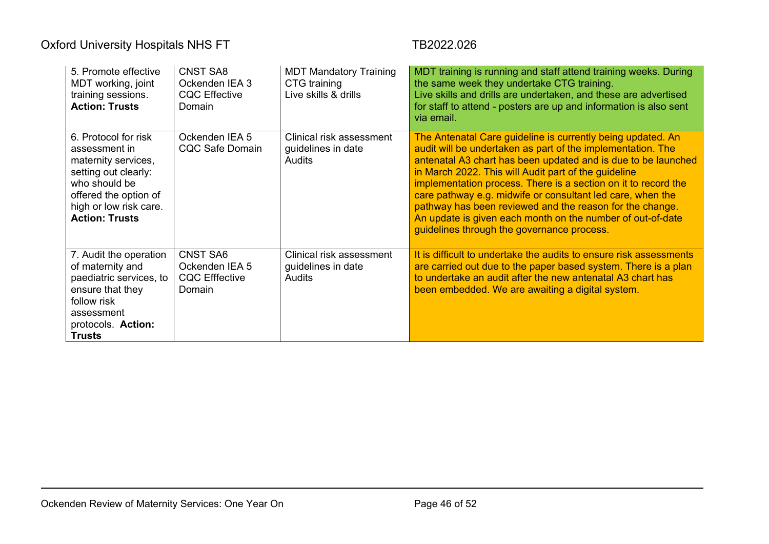| 5. Promote effective MDT working, joint training sessions. **Action: Trusts** | CNST SA8<br>Ockenden IEA 3<br>CQC Effective Domain | MDT Mandatory Training<br>CTG training<br>Live skills & drills | MDT training is running and staff attend training weeks. During the same week they undertake CTG training.<br>Live skills and drills are undertaken, and these are advertised for staff to attend - posters are up and information is also sent via email. |
|---|---|---|---|
| 6. Protocol for risk assessment in maternity services, setting out clearly: who should be offered the option of high or low risk care. **Action: Trusts** | Ockenden IEA 5<br>CQC Safe Domain | Clinical risk assessment guidelines in date<br>Audits | The Antenatal Care guideline is currently being updated. An audit will be undertaken as part of the implementation. The antenatal A3 chart has been updated and is due to be launched in March 2022. This will Audit part of the guideline implementation process. There is a section on it to record the care pathway e.g. midwife or consultant led care, when the pathway has been reviewed and the reason for the change.<br>An update is given each month on the number of out-of-date guidelines through the governance process. |
| 7. Audit the operation of maternity and paediatric services, to ensure that they follow risk assessment protocols. **Action: Trusts** | CNST SA6<br>Ockenden IEA 5<br>CQC Efffective Domain | Clinical risk assessment guidelines in date<br>Audits | It is difficult to undertake the audits to ensure risk assessments are carried out due to the paper based system. There is a plan to undertake an audit after the new antenatal A3 chart has been embedded. We are awaiting a digital system. |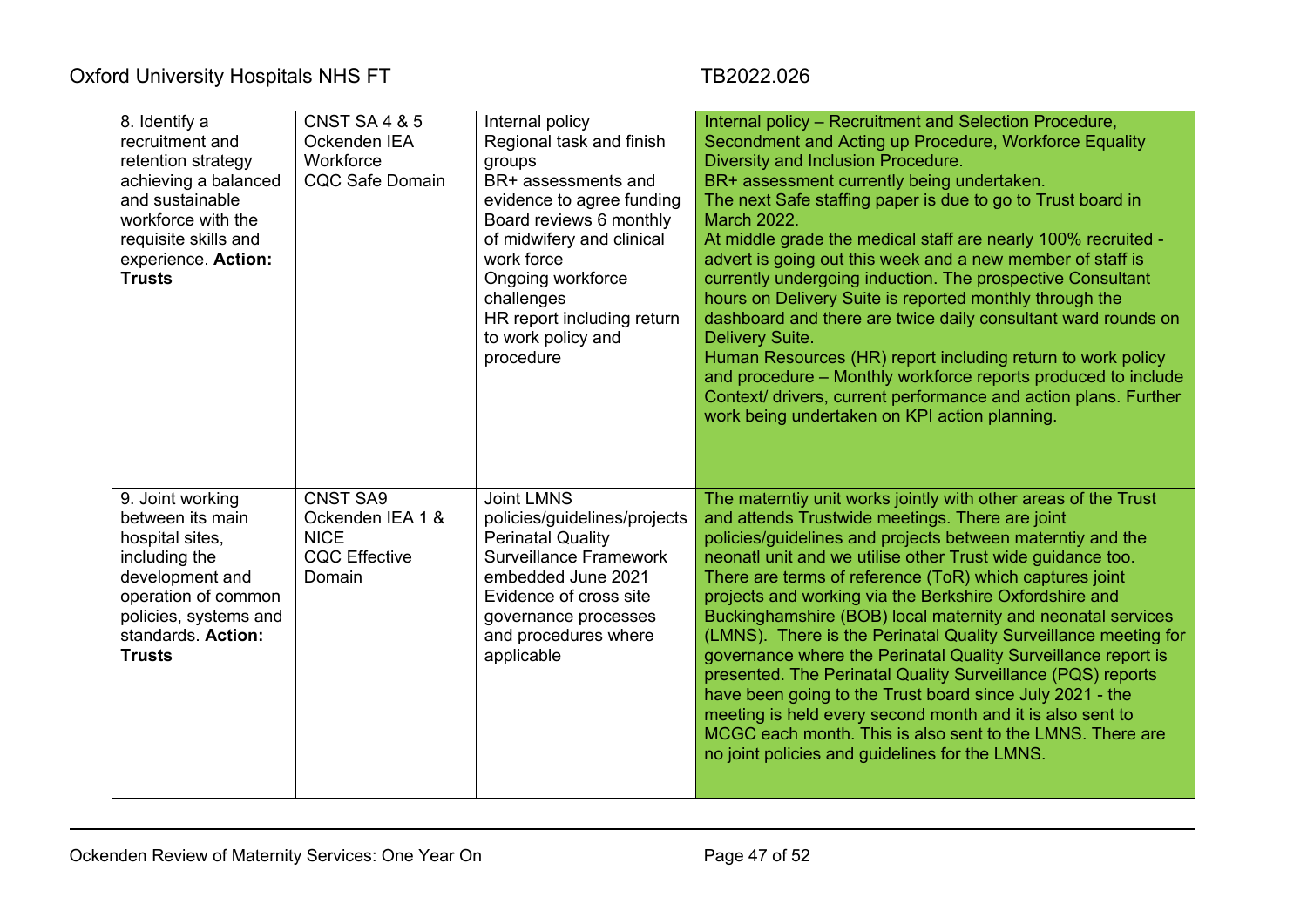| | | | |
|---|---|---|---|
| 8. Identify a recruitment and retention strategy achieving a balanced and sustainable workforce with the requisite skills and experience. **Action: Trusts** | CNST SA 4 & 5<br>Ockenden IEA Workforce<br>CQC Safe Domain | Internal policy<br>Regional task and finish groups<br>BR+ assessments and evidence to agree funding<br>Board reviews 6 monthly of midwifery and clinical work force<br>Ongoing workforce challenges<br>HR report including return to work policy and procedure | Internal policy – Recruitment and Selection Procedure, Secondment and Acting up Procedure, Workforce Equality Diversity and Inclusion Procedure.<br>BR+ assessment currently being undertaken.<br>The next Safe staffing paper is due to go to Trust board in March 2022.<br>At middle grade the medical staff are nearly 100% recruited - advert is going out this week and a new member of staff is currently undergoing induction. The prospective Consultant hours on Delivery Suite is reported monthly through the dashboard and there are twice daily consultant ward rounds on Delivery Suite.<br>Human Resources (HR) report including return to work policy and procedure – Monthly workforce reports produced to include Context/ drivers, current performance and action plans. Further work being undertaken on KPI action planning. |
| 9. Joint working between its main hospital sites, including the development and operation of common policies, systems and standards. **Action: Trusts** | CNST SA9<br>Ockenden IEA 1 & NICE<br>CQC Effective Domain | Joint LMNS policies/guidelines/projects<br>Perinatal Quality Surveillance Framework embedded June 2021<br>Evidence of cross site governance processes and procedures where applicable | The materntiy unit works jointly with other areas of the Trust and attends Trustwide meetings. There are joint policies/guidelines and projects between materntiy and the neonatl unit and we utilise other Trust wide guidance too. There are terms of reference (ToR) which captures joint projects and working via the Berkshire Oxfordshire and Buckinghamshire (BOB) local maternity and neonatal services (LMNS). There is the Perinatal Quality Surveillance meeting for governance where the Perinatal Quality Surveillance report is presented. The Perinatal Quality Surveillance (PQS) reports have been going to the Trust board since July 2021 - the meeting is held every second month and it is also sent to MCGC each month. This is also sent to the LMNS. There are no joint policies and guidelines for the LMNS. |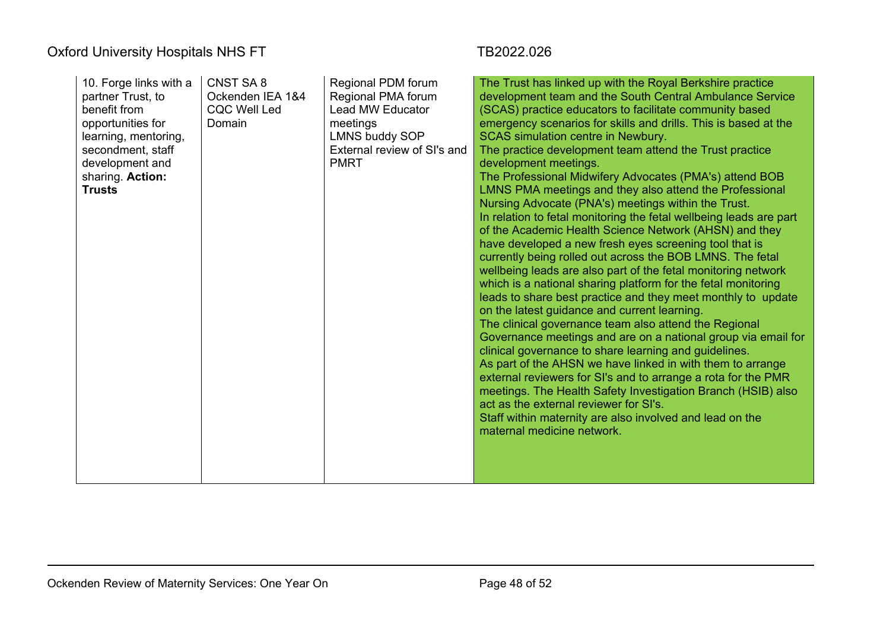| | | | |
|---|---|---|---|
| 10. Forge links with a partner Trust, to benefit from opportunities for learning, mentoring, secondment, staff development and sharing. **Action: Trusts** | CNST SA 8<br>Ockenden IEA 1&4<br>CQC Well Led Domain | Regional PDM forum<br>Regional PMA forum<br>Lead MW Educator meetings<br>LMNS buddy SOP<br>External review of SI's and PMRT | The Trust has linked up with the Royal Berkshire practice development team and the South Central Ambulance Service (SCAS) practice educators to facilitate community based emergency scenarios for skills and drills. This is based at the SCAS simulation centre in Newbury.<br>The practice development team attend the Trust practice development meetings.<br>The Professional Midwifery Advocates (PMA's) attend BOB LMNS PMA meetings and they also attend the Professional Nursing Advocate (PNA's) meetings within the Trust.<br>In relation to fetal monitoring the fetal wellbeing leads are part of the Academic Health Science Network (AHSN) and they have developed a new fresh eyes screening tool that is currently being rolled out across the BOB LMNS. The fetal wellbeing leads are also part of the fetal monitoring network which is a national sharing platform for the fetal monitoring leads to share best practice and they meet monthly to update on the latest guidance and current learning.<br>The clinical governance team also attend the Regional Governance meetings and are on a national group via email for clinical governance to share learning and guidelines.<br>As part of the AHSN we have linked in with them to arrange external reviewers for SI's and to arrange a rota for the PMR meetings. The Health Safety Investigation Branch (HSIB) also act as the external reviewer for SI's.<br>Staff within maternity are also involved and lead on the maternal medicine network. |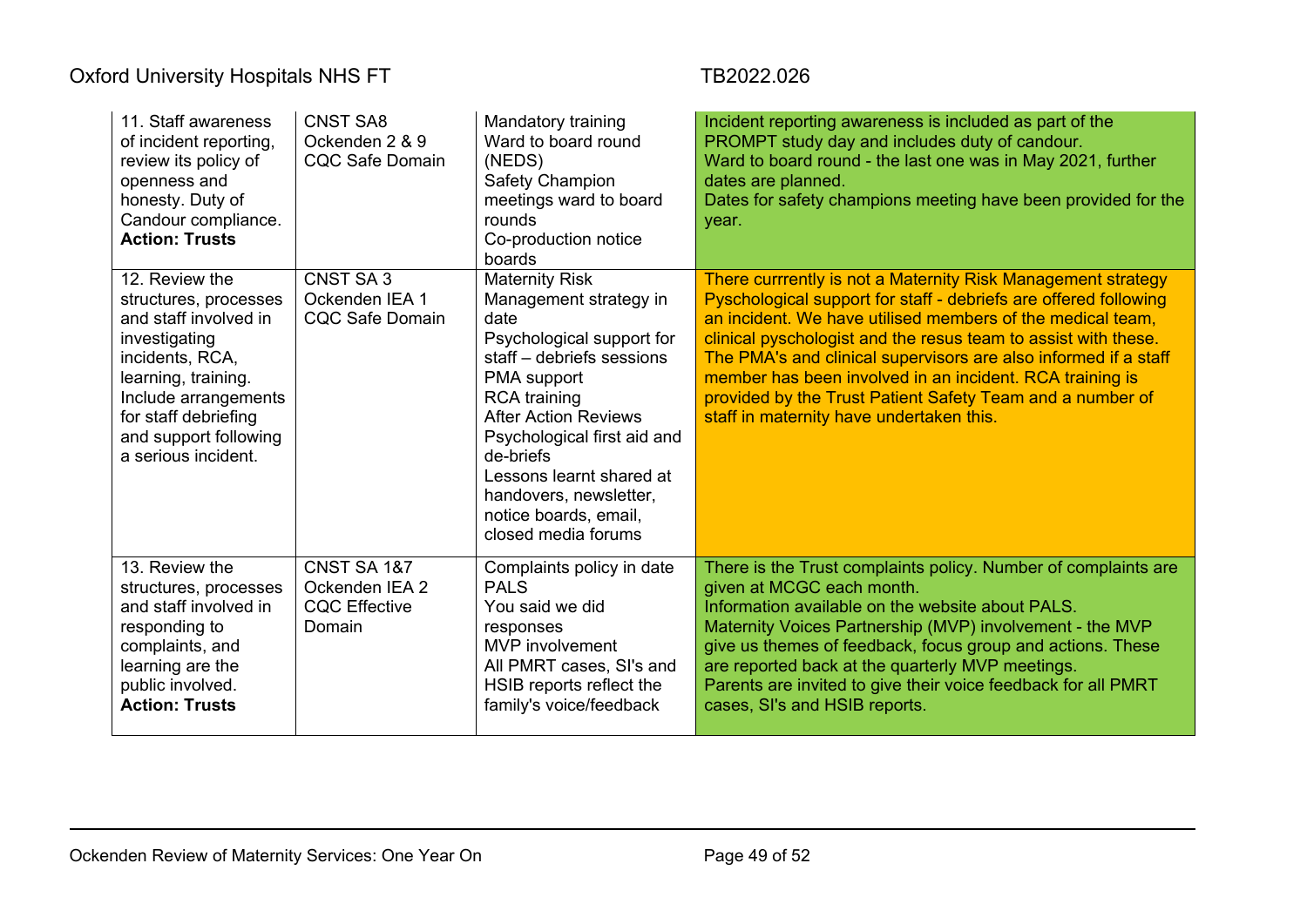| 11. Staff awareness of incident reporting, review its policy of openness and honesty. Duty of Candour compliance. **Action: Trusts** | CNST SA8 Ockenden 2 & 9 CQC Safe Domain | Mandatory training Ward to board round (NEDS) Safety Champion meetings ward to board rounds Co-production notice boards | Incident reporting awareness is included as part of the PROMPT study day and includes duty of candour. Ward to board round - the last one was in May 2021, further dates are planned. Dates for safety champions meeting have been provided for the year. |
|---|---|---|---|
| 12. Review the structures, processes and staff involved in investigating incidents, RCA, learning, training. Include arrangements for staff debriefing and support following a serious incident. | CNST SA 3 Ockenden IEA 1 CQC Safe Domain | Maternity Risk Management strategy in date Psychological support for staff – debriefs sessions PMA support RCA training After Action Reviews Psychological first aid and de-briefs Lessons learnt shared at handovers, newsletter, notice boards, email, closed media forums | There currrently is not a Maternity Risk Management strategy Pyschological support for staff - debriefs are offered following an incident. We have utilised members of the medical team, clinical pyschologist and the resus team to assist with these. The PMA's and clinical supervisors are also informed if a staff member has been involved in an incident. RCA training is provided by the Trust Patient Safety Team and a number of staff in maternity have undertaken this. |
| 13. Review the structures, processes and staff involved in responding to complaints, and learning are the public involved. **Action: Trusts** | CNST SA 1&7 Ockenden IEA 2 CQC Effective Domain | Complaints policy in date PALS You said we did responses MVP involvement All PMRT cases, SI's and HSIB reports reflect the family's voice/feedback | There is the Trust complaints policy. Number of complaints are given at MCGC each month. Information available on the website about PALS. Maternity Voices Partnership (MVP) involvement - the MVP give us themes of feedback, focus group and actions. These are reported back at the quarterly MVP meetings. Parents are invited to give their voice feedback for all PMRT cases, SI's and HSIB reports. |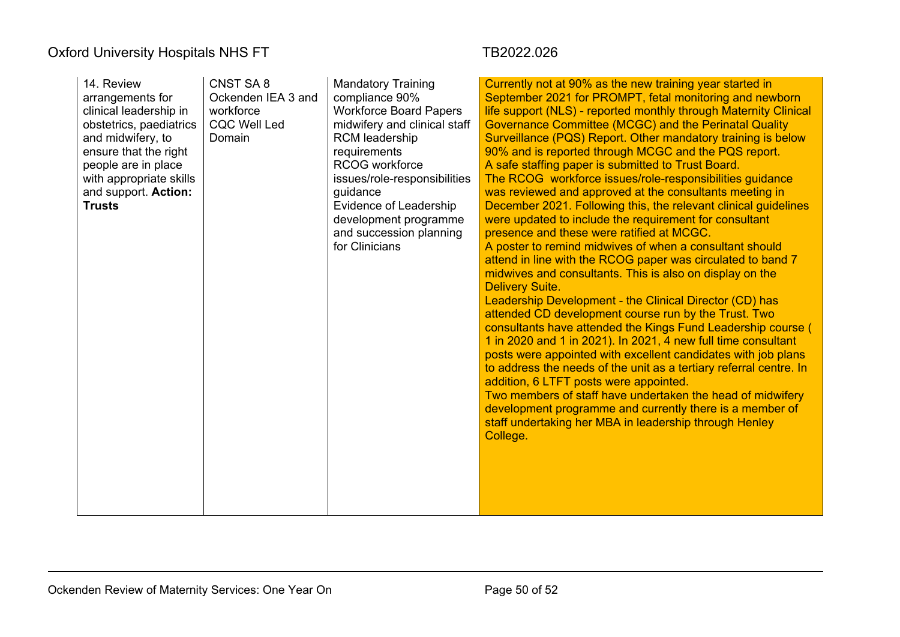| | | | |
|---|---|---|---|
| 14. Review arrangements for clinical leadership in obstetrics, paediatrics and midwifery, to ensure that the right people are in place with appropriate skills and support. **Action: Trusts** | CNST SA 8<br>Ockenden IEA 3 and workforce<br>CQC Well Led Domain | Mandatory Training compliance 90%<br>Workforce Board Papers midwifery and clinical staff<br>RCM leadership requirements<br>RCOG workforce issues/role-responsibilities guidance<br>Evidence of Leadership development programme and succession planning for Clinicians | Currently not at 90% as the new training year started in September 2021 for PROMPT, fetal monitoring and newborn life support (NLS) - reported monthly through Maternity Clinical Governance Committee (MCGC) and the Perinatal Quality Surveillance (PQS) Report. Other mandatory training is below 90% and is reported through MCGC and the PQS report.<br>A safe staffing paper is submitted to Trust Board.<br>The RCOG workforce issues/role-responsibilities guidance was reviewed and approved at the consultants meeting in December 2021. Following this, the relevant clinical guidelines were updated to include the requirement for consultant presence and these were ratified at MCGC.<br>A poster to remind midwives of when a consultant should attend in line with the RCOG paper was circulated to band 7 midwives and consultants. This is also on display on the Delivery Suite.<br>Leadership Development - the Clinical Director (CD) has attended CD development course run by the Trust. Two consultants have attended the Kings Fund Leadership course ( 1 in 2020 and 1 in 2021). In 2021, 4 new full time consultant posts were appointed with excellent candidates with job plans to address the needs of the unit as a tertiary referral centre. In addition, 6 LTFT posts were appointed.<br>Two members of staff have undertaken the head of midwifery development programme and currently there is a member of staff undertaking her MBA in leadership through Henley College. |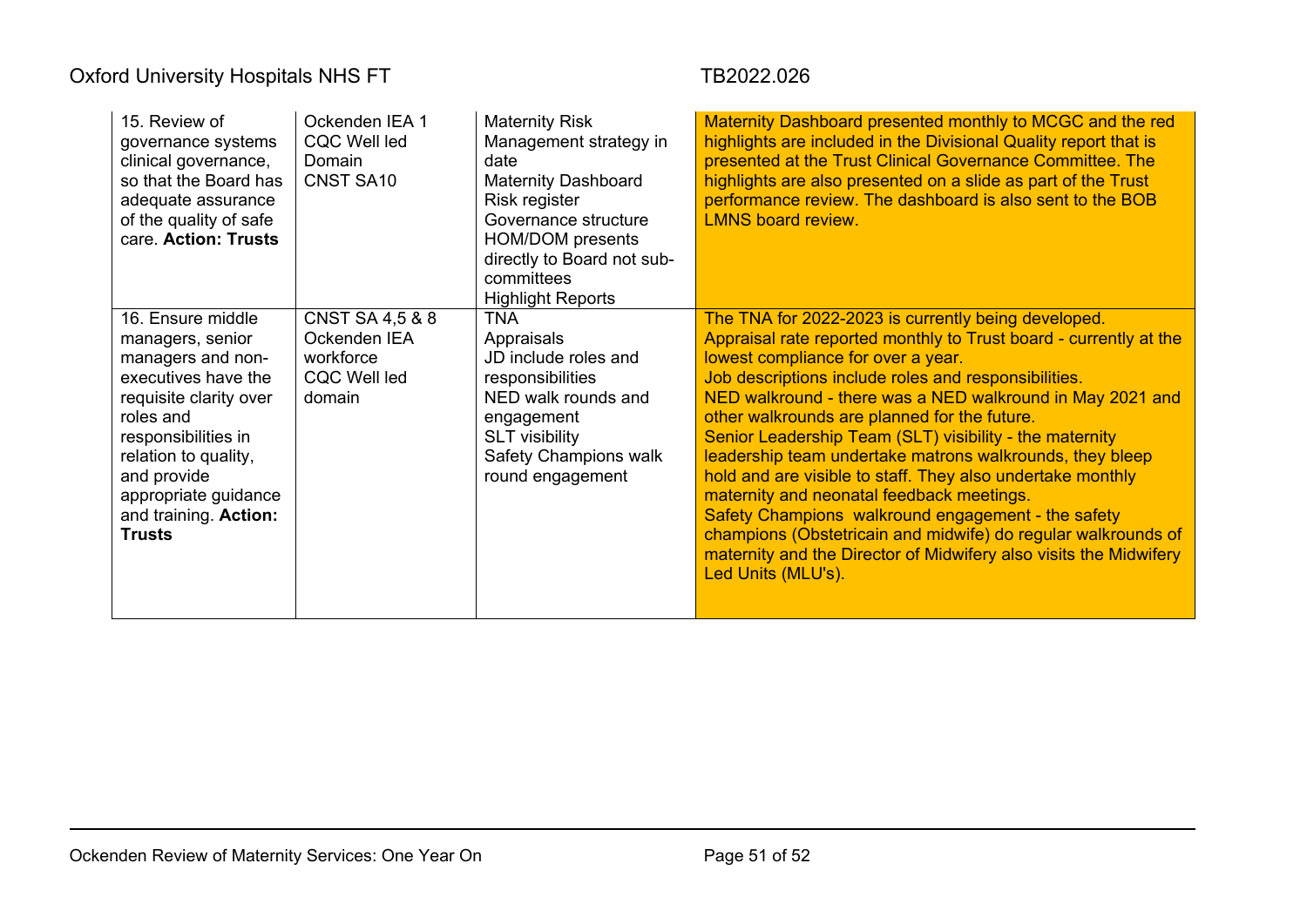| | | | |
|---|---|---|---|
| 15. Review of governance systems clinical governance, so that the Board has adequate assurance of the quality of safe care. **Action: Trusts** | Ockenden IEA 1<br>CQC Well led Domain<br>CNST SA10 | Maternity Risk Management strategy in date<br>Maternity Dashboard<br>Risk register<br>Governance structure<br>HOM/DOM presents directly to Board not sub-committees<br>Highlight Reports | Maternity Dashboard presented monthly to MCGC and the red highlights are included in the Divisional Quality report that is presented at the Trust Clinical Governance Committee. The highlights are also presented on a slide as part of the Trust performance review. The dashboard is also sent to the BOB LMNS board review. |
| 16. Ensure middle managers, senior managers and non-executives have the requisite clarity over roles and responsibilities in relation to quality, and provide appropriate guidance and training. **Action: Trusts** | CNST SA 4,5 & 8<br>Ockenden IEA workforce<br>CQC Well led domain | TNA<br>Appraisals<br>JD include roles and responsibilities<br>NED walk rounds and engagement<br>SLT visibility<br>Safety Champions walk round engagement | The TNA for 2022-2023 is currently being developed.<br>Appraisal rate reported monthly to Trust board - currently at the lowest compliance for over a year.<br>Job descriptions include roles and responsibilities.<br>NED walkround - there was a NED walkround in May 2021 and other walkrounds are planned for the future.<br>Senior Leadership Team (SLT) visibility - the maternity leadership team undertake matrons walkrounds, they bleep hold and are visible to staff. They also undertake monthly maternity and neonatal feedback meetings.<br>Safety Champions walkround engagement - the safety champions (Obstetricain and midwife) do regular walkrounds of maternity and the Director of Midwifery also visits the Midwifery Led Units (MLU's). |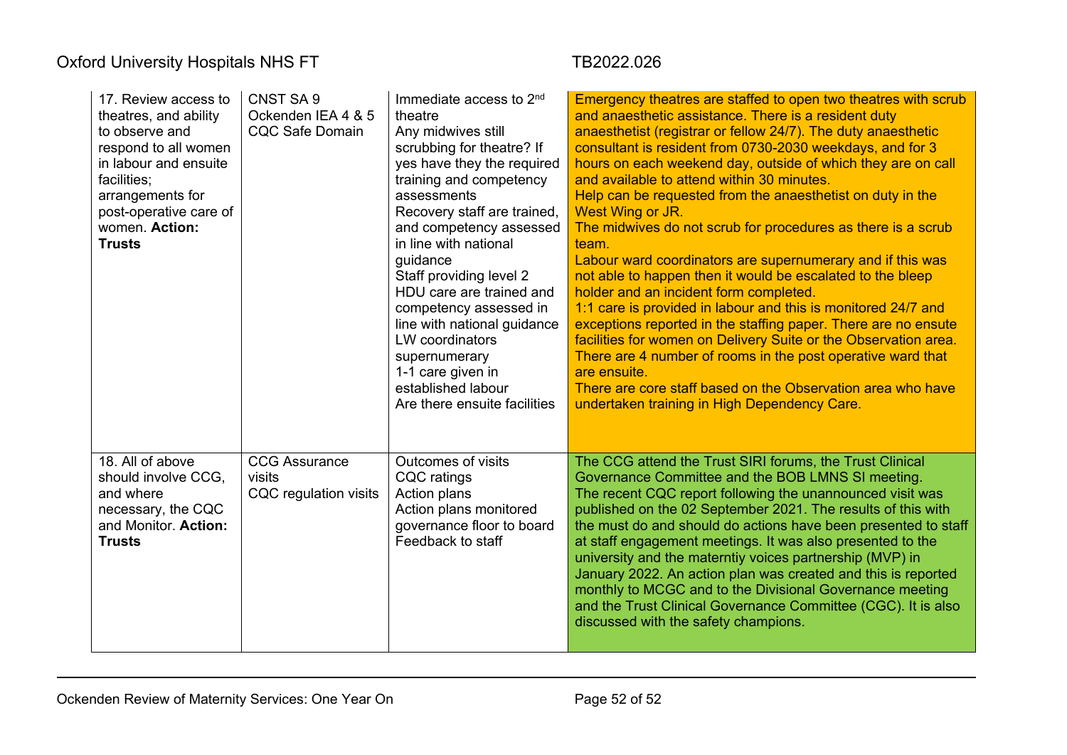| | | | |
|---|---|---|---|
| 17. Review access to theatres, and ability to observe and respond to all women in labour and ensuite facilities; arrangements for post-operative care of women. **Action: Trusts** | CNST SA 9<br>Ockenden IEA 4 & 5<br>CQC Safe Domain | Immediate access to 2nd theatre<br>Any midwives still scrubbing for theatre? If yes have they the required training and competency assessments<br>Recovery staff are trained, and competency assessed in line with national guidance<br>Staff providing level 2 HDU care are trained and competency assessed in line with national guidance<br>LW coordinators supernumerary<br>1-1 care given in established labour<br>Are there ensuite facilities | Emergency theatres are staffed to open two theatres with scrub and anaesthetic assistance. There is a resident duty anaesthetist (registrar or fellow 24/7). The duty anaesthetic consultant is resident from 0730-2030 weekdays, and for 3 hours on each weekend day, outside of which they are on call and available to attend within 30 minutes.<br>Help can be requested from the anaesthetist on duty in the West Wing or JR.<br>The midwives do not scrub for procedures as there is a scrub team.<br>Labour ward coordinators are supernumerary and if this was not able to happen then it would be escalated to the bleep holder and an incident form completed.<br>1:1 care is provided in labour and this is monitored 24/7 and exceptions reported in the staffing paper. There are no ensute facilities for women on Delivery Suite or the Observation area. There are 4 number of rooms in the post operative ward that are ensuite.<br>There are core staff based on the Observation area who have undertaken training in High Dependency Care. |
| 18. All of above should involve CCG, and where necessary, the CQC and Monitor. **Action: Trusts** | CCG Assurance visits<br>CQC regulation visits | Outcomes of visits<br>CQC ratings<br>Action plans<br>Action plans monitored governance floor to board<br>Feedback to staff | The CCG attend the Trust SIRI forums, the Trust Clinical Governance Committee and the BOB LMNS SI meeting.<br>The recent CQC report following the unannounced visit was published on the 02 September 2021. The results of this with the must do and should do actions have been presented to staff at staff engagement meetings. It was also presented to the university and the materntiy voices partnership (MVP) in January 2022. An action plan was created and this is reported monthly to MCGC and to the Divisional Governance meeting and the Trust Clinical Governance Committee (CGC). It is also discussed with the safety champions. |